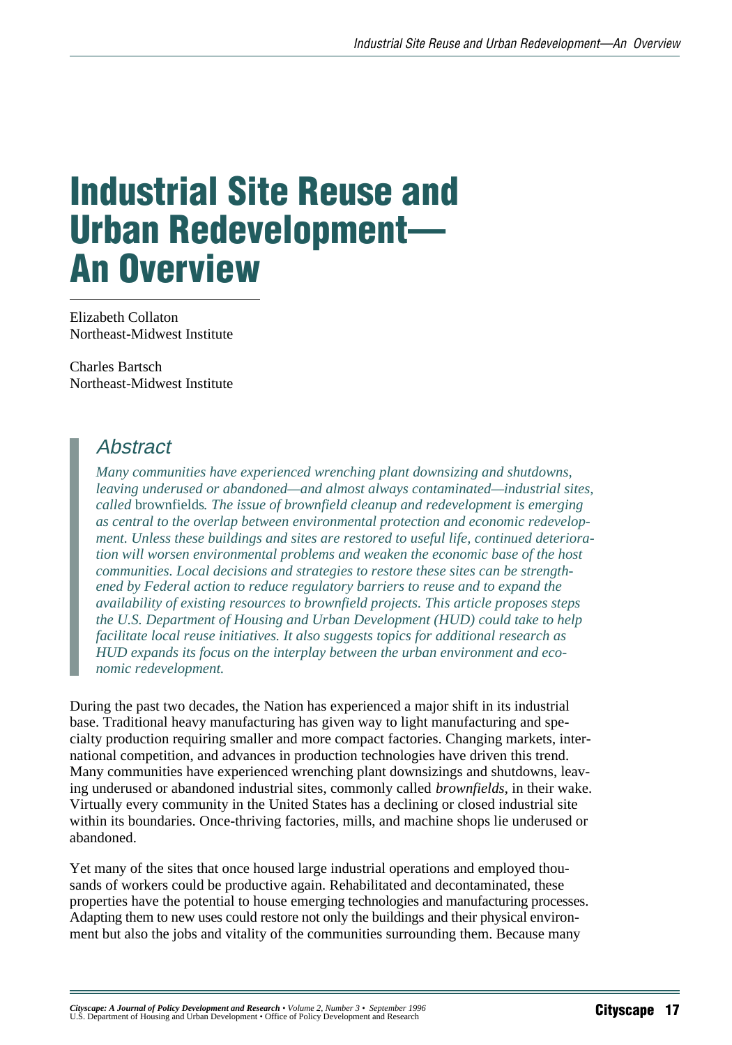# Industrial Site Reuse and Urban Redevelopment—An Overview

Elizabeth Collaton
Northeast-Midwest Institute

Charles Bartsch
Northeast-Midwest Institute

## Abstract

*Many communities have experienced wrenching plant downsizing and shutdowns, leaving underused or abandoned—and almost always contaminated—industrial sites, called* brownfields*. The issue of brownfield cleanup and redevelopment is emerging as central to the overlap between environmental protection and economic redevelopment. Unless these buildings and sites are restored to useful life, continued deterioration will worsen environmental problems and weaken the economic base of the host communities. Local decisions and strategies to restore these sites can be strengthened by Federal action to reduce regulatory barriers to reuse and to expand the availability of existing resources to brownfield projects. This article proposes steps the U.S. Department of Housing and Urban Development (HUD) could take to help facilitate local reuse initiatives. It also suggests topics for additional research as HUD expands its focus on the interplay between the urban environment and economic redevelopment.*

During the past two decades, the Nation has experienced a major shift in its industrial base. Traditional heavy manufacturing has given way to light manufacturing and specialty production requiring smaller and more compact factories. Changing markets, international competition, and advances in production technologies have driven this trend. Many communities have experienced wrenching plant downsizings and shutdowns, leaving underused or abandoned industrial sites, commonly called *brownfields*, in their wake. Virtually every community in the United States has a declining or closed industrial site within its boundaries. Once-thriving factories, mills, and machine shops lie underused or abandoned.

Yet many of the sites that once housed large industrial operations and employed thousands of workers could be productive again. Rehabilitated and decontaminated, these properties have the potential to house emerging technologies and manufacturing processes. Adapting them to new uses could restore not only the buildings and their physical environment but also the jobs and vitality of the communities surrounding them. Because many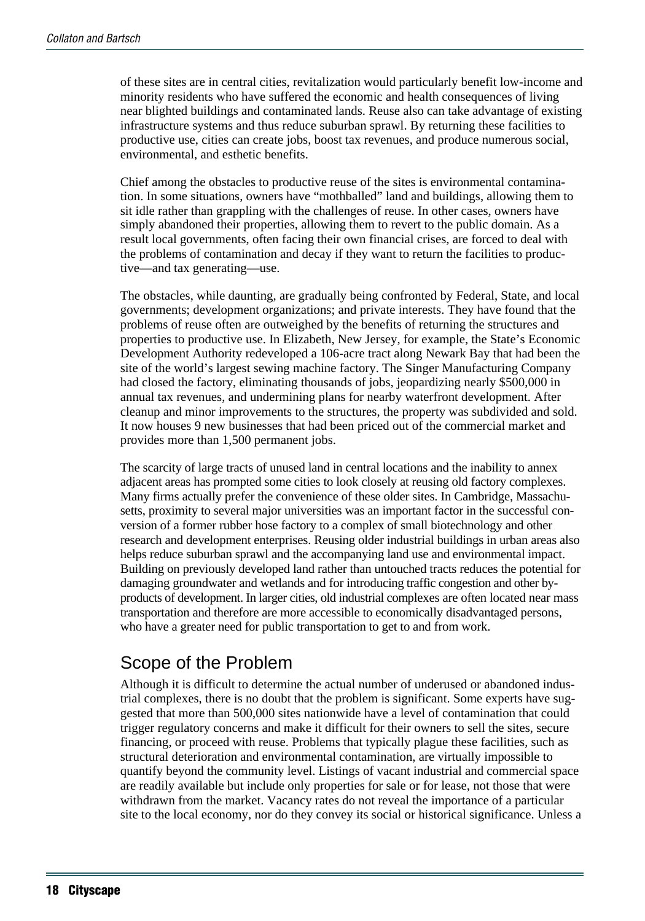of these sites are in central cities, revitalization would particularly benefit low-income and minority residents who have suffered the economic and health consequences of living near blighted buildings and contaminated lands. Reuse also can take advantage of existing infrastructure systems and thus reduce suburban sprawl. By returning these facilities to productive use, cities can create jobs, boost tax revenues, and produce numerous social, environmental, and esthetic benefits.

Chief among the obstacles to productive reuse of the sites is environmental contamination. In some situations, owners have "mothballed" land and buildings, allowing them to sit idle rather than grappling with the challenges of reuse. In other cases, owners have simply abandoned their properties, allowing them to revert to the public domain. As a result local governments, often facing their own financial crises, are forced to deal with the problems of contamination and decay if they want to return the facilities to productive—and tax generating—use.

The obstacles, while daunting, are gradually being confronted by Federal, State, and local governments; development organizations; and private interests. They have found that the problems of reuse often are outweighed by the benefits of returning the structures and properties to productive use. In Elizabeth, New Jersey, for example, the State's Economic Development Authority redeveloped a 106-acre tract along Newark Bay that had been the site of the world's largest sewing machine factory. The Singer Manufacturing Company had closed the factory, eliminating thousands of jobs, jeopardizing nearly $500,000 in annual tax revenues, and undermining plans for nearby waterfront development. After cleanup and minor improvements to the structures, the property was subdivided and sold. It now houses 9 new businesses that had been priced out of the commercial market and provides more than 1,500 permanent jobs.

The scarcity of large tracts of unused land in central locations and the inability to annex adjacent areas has prompted some cities to look closely at reusing old factory complexes. Many firms actually prefer the convenience of these older sites. In Cambridge, Massachusetts, proximity to several major universities was an important factor in the successful conversion of a former rubber hose factory to a complex of small biotechnology and other research and development enterprises. Reusing older industrial buildings in urban areas also helps reduce suburban sprawl and the accompanying land use and environmental impact. Building on previously developed land rather than untouched tracts reduces the potential for damaging groundwater and wetlands and for introducing traffic congestion and other byproducts of development. In larger cities, old industrial complexes are often located near mass transportation and therefore are more accessible to economically disadvantaged persons, who have a greater need for public transportation to get to and from work.

## Scope of the Problem

Although it is difficult to determine the actual number of underused or abandoned industrial complexes, there is no doubt that the problem is significant. Some experts have suggested that more than 500,000 sites nationwide have a level of contamination that could trigger regulatory concerns and make it difficult for their owners to sell the sites, secure financing, or proceed with reuse. Problems that typically plague these facilities, such as structural deterioration and environmental contamination, are virtually impossible to quantify beyond the community level. Listings of vacant industrial and commercial space are readily available but include only properties for sale or for lease, not those that were withdrawn from the market. Vacancy rates do not reveal the importance of a particular site to the local economy, nor do they convey its social or historical significance. Unless a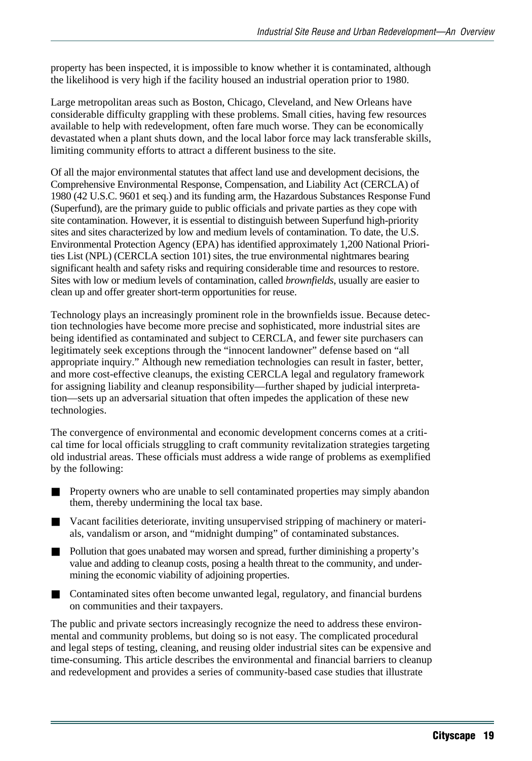property has been inspected, it is impossible to know whether it is contaminated, although the likelihood is very high if the facility housed an industrial operation prior to 1980.

Large metropolitan areas such as Boston, Chicago, Cleveland, and New Orleans have considerable difficulty grappling with these problems. Small cities, having few resources available to help with redevelopment, often fare much worse. They can be economically devastated when a plant shuts down, and the local labor force may lack transferable skills, limiting community efforts to attract a different business to the site.

Of all the major environmental statutes that affect land use and development decisions, the Comprehensive Environmental Response, Compensation, and Liability Act (CERCLA) of 1980 (42 U.S.C. 9601 et seq.) and its funding arm, the Hazardous Substances Response Fund (Superfund), are the primary guide to public officials and private parties as they cope with site contamination. However, it is essential to distinguish between Superfund high-priority sites and sites characterized by low and medium levels of contamination. To date, the U.S. Environmental Protection Agency (EPA) has identified approximately 1,200 National Priorities List (NPL) (CERCLA section 101) sites, the true environmental nightmares bearing significant health and safety risks and requiring considerable time and resources to restore. Sites with low or medium levels of contamination, called *brownfields*, usually are easier to clean up and offer greater short-term opportunities for reuse.

Technology plays an increasingly prominent role in the brownfields issue. Because detection technologies have become more precise and sophisticated, more industrial sites are being identified as contaminated and subject to CERCLA, and fewer site purchasers can legitimately seek exceptions through the "innocent landowner" defense based on "all appropriate inquiry." Although new remediation technologies can result in faster, better, and more cost-effective cleanups, the existing CERCLA legal and regulatory framework for assigning liability and cleanup responsibility—further shaped by judicial interpretation—sets up an adversarial situation that often impedes the application of these new technologies.

The convergence of environmental and economic development concerns comes at a critical time for local officials struggling to craft community revitalization strategies targeting old industrial areas. These officials must address a wide range of problems as exemplified by the following:

- Property owners who are unable to sell contaminated properties may simply abandon them, thereby undermining the local tax base.
- Vacant facilities deteriorate, inviting unsupervised stripping of machinery or materials, vandalism or arson, and "midnight dumping" of contaminated substances.
- Pollution that goes unabated may worsen and spread, further diminishing a property's value and adding to cleanup costs, posing a health threat to the community, and undermining the economic viability of adjoining properties.
- Contaminated sites often become unwanted legal, regulatory, and financial burdens on communities and their taxpayers.

The public and private sectors increasingly recognize the need to address these environmental and community problems, but doing so is not easy. The complicated procedural and legal steps of testing, cleaning, and reusing older industrial sites can be expensive and time-consuming. This article describes the environmental and financial barriers to cleanup and redevelopment and provides a series of community-based case studies that illustrate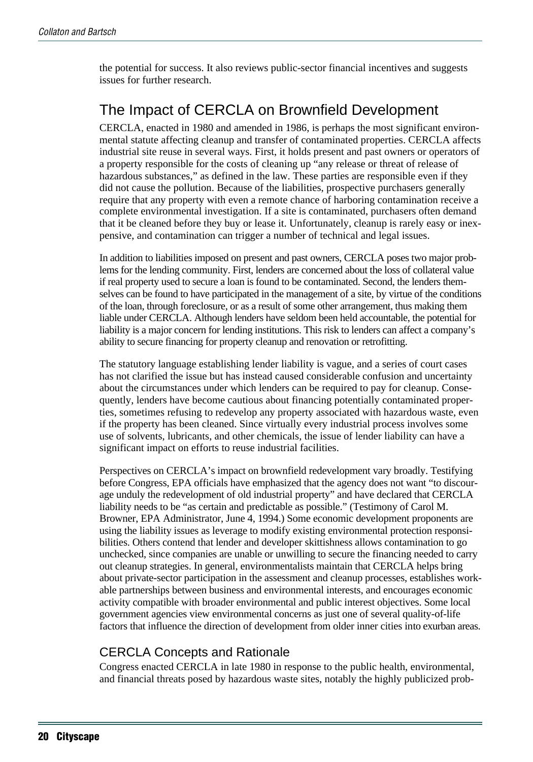the potential for success. It also reviews public-sector financial incentives and suggests issues for further research.

## The Impact of CERCLA on Brownfield Development

CERCLA, enacted in 1980 and amended in 1986, is perhaps the most significant environmental statute affecting cleanup and transfer of contaminated properties. CERCLA affects industrial site reuse in several ways. First, it holds present and past owners or operators of a property responsible for the costs of cleaning up "any release or threat of release of hazardous substances," as defined in the law. These parties are responsible even if they did not cause the pollution. Because of the liabilities, prospective purchasers generally require that any property with even a remote chance of harboring contamination receive a complete environmental investigation. If a site is contaminated, purchasers often demand that it be cleaned before they buy or lease it. Unfortunately, cleanup is rarely easy or inexpensive, and contamination can trigger a number of technical and legal issues.

In addition to liabilities imposed on present and past owners, CERCLA poses two major problems for the lending community. First, lenders are concerned about the loss of collateral value if real property used to secure a loan is found to be contaminated. Second, the lenders themselves can be found to have participated in the management of a site, by virtue of the conditions of the loan, through foreclosure, or as a result of some other arrangement, thus making them liable under CERCLA. Although lenders have seldom been held accountable, the potential for liability is a major concern for lending institutions. This risk to lenders can affect a company's ability to secure financing for property cleanup and renovation or retrofitting.

The statutory language establishing lender liability is vague, and a series of court cases has not clarified the issue but has instead caused considerable confusion and uncertainty about the circumstances under which lenders can be required to pay for cleanup. Consequently, lenders have become cautious about financing potentially contaminated properties, sometimes refusing to redevelop any property associated with hazardous waste, even if the property has been cleaned. Since virtually every industrial process involves some use of solvents, lubricants, and other chemicals, the issue of lender liability can have a significant impact on efforts to reuse industrial facilities.

Perspectives on CERCLA's impact on brownfield redevelopment vary broadly. Testifying before Congress, EPA officials have emphasized that the agency does not want "to discourage unduly the redevelopment of old industrial property" and have declared that CERCLA liability needs to be "as certain and predictable as possible." (Testimony of Carol M. Browner, EPA Administrator, June 4, 1994.) Some economic development proponents are using the liability issues as leverage to modify existing environmental protection responsibilities. Others contend that lender and developer skittishness allows contamination to go unchecked, since companies are unable or unwilling to secure the financing needed to carry out cleanup strategies. In general, environmentalists maintain that CERCLA helps bring about private-sector participation in the assessment and cleanup processes, establishes workable partnerships between business and environmental interests, and encourages economic activity compatible with broader environmental and public interest objectives. Some local government agencies view environmental concerns as just one of several quality-of-life factors that influence the direction of development from older inner cities into exurban areas.

### CERCLA Concepts and Rationale

Congress enacted CERCLA in late 1980 in response to the public health, environmental, and financial threats posed by hazardous waste sites, notably the highly publicized prob-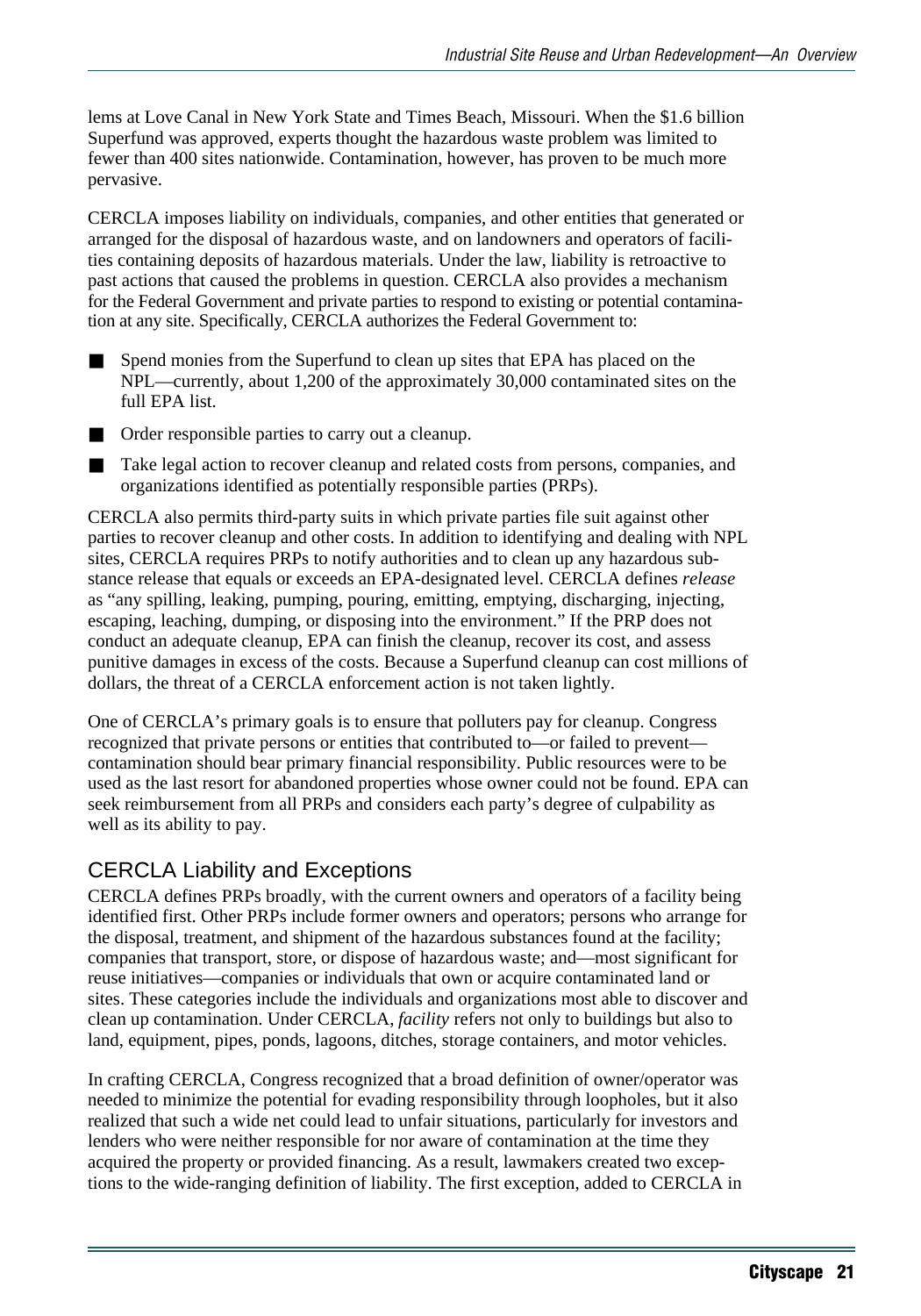lems at Love Canal in New York State and Times Beach, Missouri. When the $1.6 billion Superfund was approved, experts thought the hazardous waste problem was limited to fewer than 400 sites nationwide. Contamination, however, has proven to be much more pervasive.

CERCLA imposes liability on individuals, companies, and other entities that generated or arranged for the disposal of hazardous waste, and on landowners and operators of facilities containing deposits of hazardous materials. Under the law, liability is retroactive to past actions that caused the problems in question. CERCLA also provides a mechanism for the Federal Government and private parties to respond to existing or potential contamination at any site. Specifically, CERCLA authorizes the Federal Government to:

- Spend monies from the Superfund to clean up sites that EPA has placed on the NPL—currently, about 1,200 of the approximately 30,000 contaminated sites on the full EPA list.
- Order responsible parties to carry out a cleanup.
- Take legal action to recover cleanup and related costs from persons, companies, and organizations identified as potentially responsible parties (PRPs).

CERCLA also permits third-party suits in which private parties file suit against other parties to recover cleanup and other costs. In addition to identifying and dealing with NPL sites, CERCLA requires PRPs to notify authorities and to clean up any hazardous substance release that equals or exceeds an EPA-designated level. CERCLA defines *release* as "any spilling, leaking, pumping, pouring, emitting, emptying, discharging, injecting, escaping, leaching, dumping, or disposing into the environment." If the PRP does not conduct an adequate cleanup, EPA can finish the cleanup, recover its cost, and assess punitive damages in excess of the costs. Because a Superfund cleanup can cost millions of dollars, the threat of a CERCLA enforcement action is not taken lightly.

One of CERCLA's primary goals is to ensure that polluters pay for cleanup. Congress recognized that private persons or entities that contributed to—or failed to prevent—contamination should bear primary financial responsibility. Public resources were to be used as the last resort for abandoned properties whose owner could not be found. EPA can seek reimbursement from all PRPs and considers each party's degree of culpability as well as its ability to pay.

## CERCLA Liability and Exceptions

CERCLA defines PRPs broadly, with the current owners and operators of a facility being identified first. Other PRPs include former owners and operators; persons who arrange for the disposal, treatment, and shipment of the hazardous substances found at the facility; companies that transport, store, or dispose of hazardous waste; and—most significant for reuse initiatives—companies or individuals that own or acquire contaminated land or sites. These categories include the individuals and organizations most able to discover and clean up contamination. Under CERCLA, *facility* refers not only to buildings but also to land, equipment, pipes, ponds, lagoons, ditches, storage containers, and motor vehicles.

In crafting CERCLA, Congress recognized that a broad definition of owner/operator was needed to minimize the potential for evading responsibility through loopholes, but it also realized that such a wide net could lead to unfair situations, particularly for investors and lenders who were neither responsible for nor aware of contamination at the time they acquired the property or provided financing. As a result, lawmakers created two exceptions to the wide-ranging definition of liability. The first exception, added to CERCLA in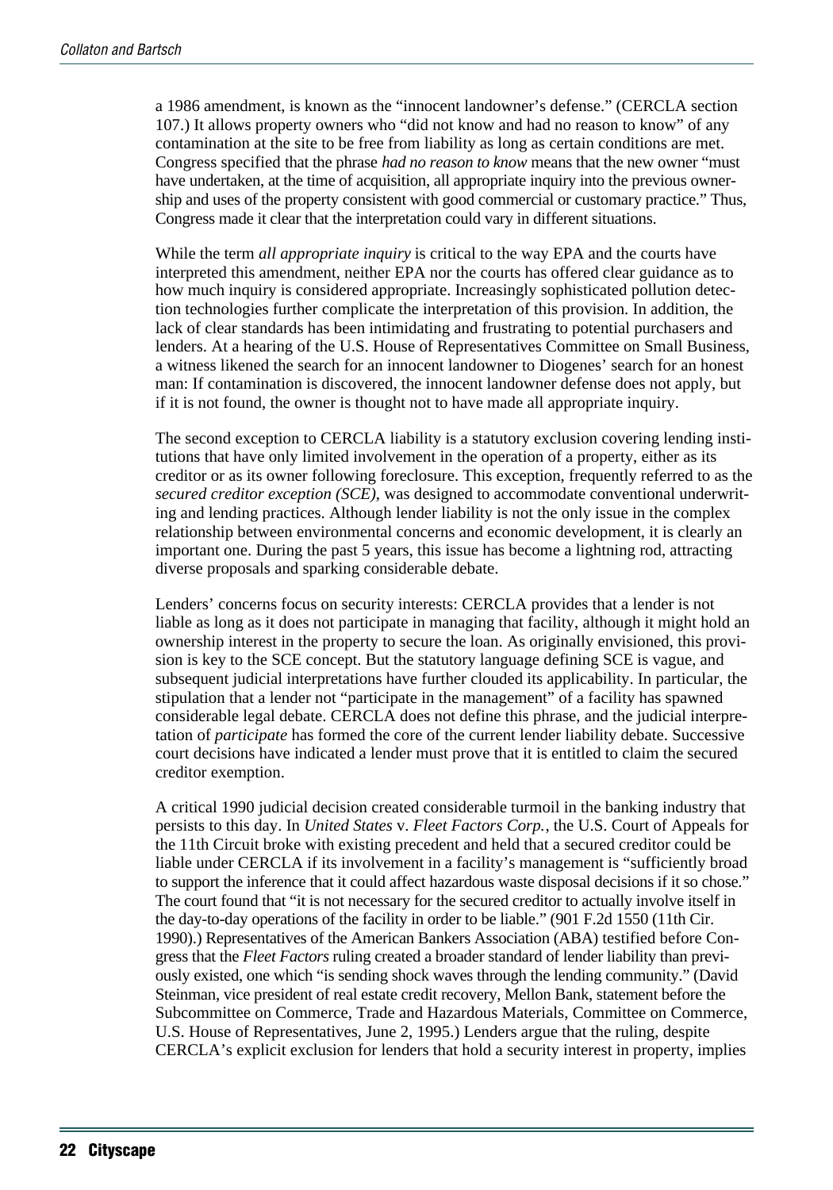a 1986 amendment, is known as the "innocent landowner's defense." (CERCLA section 107.) It allows property owners who "did not know and had no reason to know" of any contamination at the site to be free from liability as long as certain conditions are met. Congress specified that the phrase *had no reason to know* means that the new owner "must have undertaken, at the time of acquisition, all appropriate inquiry into the previous ownership and uses of the property consistent with good commercial or customary practice." Thus, Congress made it clear that the interpretation could vary in different situations.

While the term *all appropriate inquiry* is critical to the way EPA and the courts have interpreted this amendment, neither EPA nor the courts has offered clear guidance as to how much inquiry is considered appropriate. Increasingly sophisticated pollution detection technologies further complicate the interpretation of this provision. In addition, the lack of clear standards has been intimidating and frustrating to potential purchasers and lenders. At a hearing of the U.S. House of Representatives Committee on Small Business, a witness likened the search for an innocent landowner to Diogenes' search for an honest man: If contamination is discovered, the innocent landowner defense does not apply, but if it is not found, the owner is thought not to have made all appropriate inquiry.

The second exception to CERCLA liability is a statutory exclusion covering lending institutions that have only limited involvement in the operation of a property, either as its creditor or as its owner following foreclosure. This exception, frequently referred to as the *secured creditor exception (SCE)*, was designed to accommodate conventional underwriting and lending practices. Although lender liability is not the only issue in the complex relationship between environmental concerns and economic development, it is clearly an important one. During the past 5 years, this issue has become a lightning rod, attracting diverse proposals and sparking considerable debate.

Lenders' concerns focus on security interests: CERCLA provides that a lender is not liable as long as it does not participate in managing that facility, although it might hold an ownership interest in the property to secure the loan. As originally envisioned, this provision is key to the SCE concept. But the statutory language defining SCE is vague, and subsequent judicial interpretations have further clouded its applicability. In particular, the stipulation that a lender not "participate in the management" of a facility has spawned considerable legal debate. CERCLA does not define this phrase, and the judicial interpretation of *participate* has formed the core of the current lender liability debate. Successive court decisions have indicated a lender must prove that it is entitled to claim the secured creditor exemption.

A critical 1990 judicial decision created considerable turmoil in the banking industry that persists to this day. In *United States* v. *Fleet Factors Corp.*, the U.S. Court of Appeals for the 11th Circuit broke with existing precedent and held that a secured creditor could be liable under CERCLA if its involvement in a facility's management is "sufficiently broad to support the inference that it could affect hazardous waste disposal decisions if it so chose." The court found that "it is not necessary for the secured creditor to actually involve itself in the day-to-day operations of the facility in order to be liable." (901 F.2d 1550 (11th Cir. 1990).) Representatives of the American Bankers Association (ABA) testified before Congress that the *Fleet Factors* ruling created a broader standard of lender liability than previously existed, one which "is sending shock waves through the lending community." (David Steinman, vice president of real estate credit recovery, Mellon Bank, statement before the Subcommittee on Commerce, Trade and Hazardous Materials, Committee on Commerce, U.S. House of Representatives, June 2, 1995.) Lenders argue that the ruling, despite CERCLA's explicit exclusion for lenders that hold a security interest in property, implies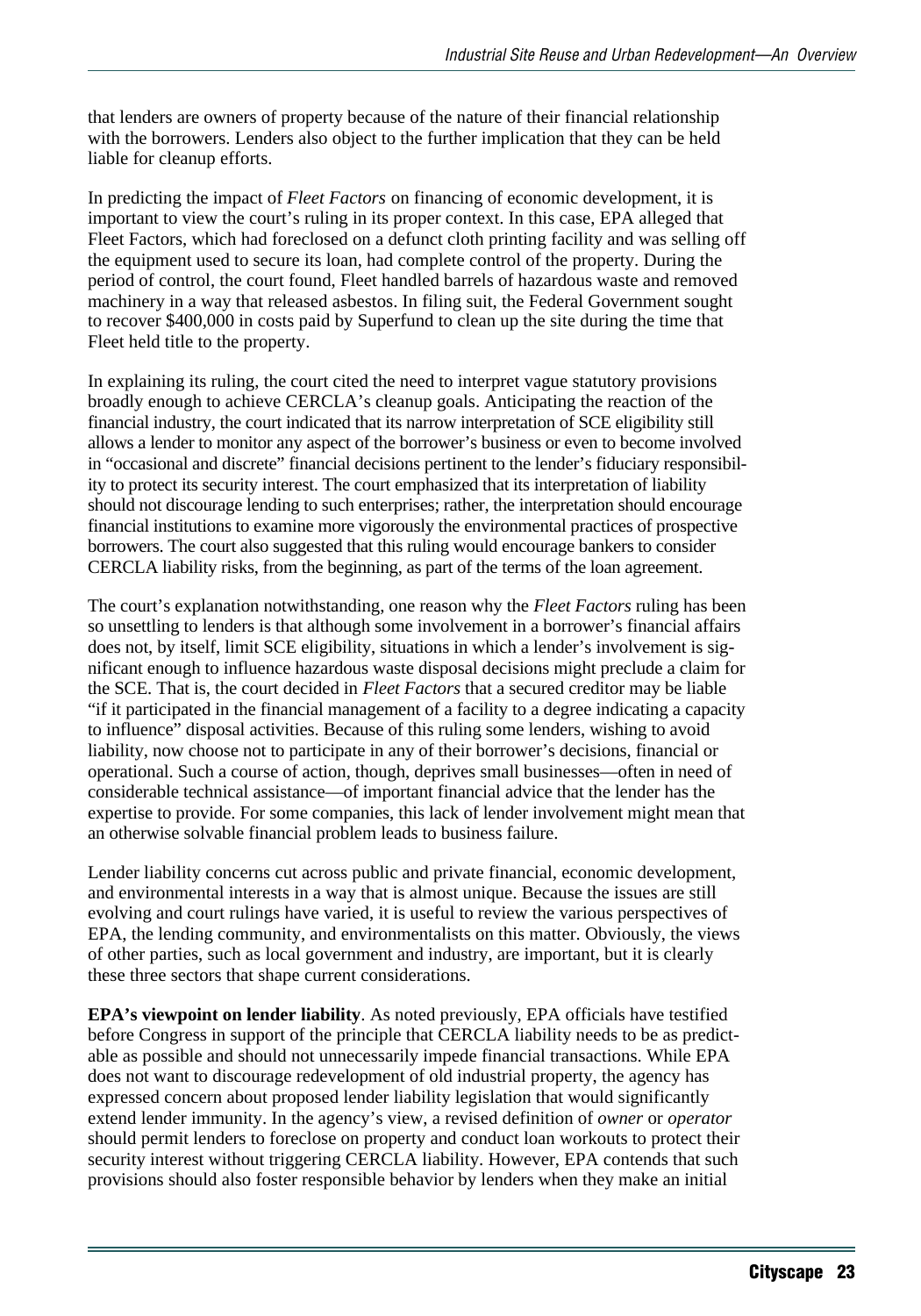that lenders are owners of property because of the nature of their financial relationship with the borrowers. Lenders also object to the further implication that they can be held liable for cleanup efforts.

In predicting the impact of *Fleet Factors* on financing of economic development, it is important to view the court's ruling in its proper context. In this case, EPA alleged that Fleet Factors, which had foreclosed on a defunct cloth printing facility and was selling off the equipment used to secure its loan, had complete control of the property. During the period of control, the court found, Fleet handled barrels of hazardous waste and removed machinery in a way that released asbestos. In filing suit, the Federal Government sought to recover $400,000 in costs paid by Superfund to clean up the site during the time that Fleet held title to the property.

In explaining its ruling, the court cited the need to interpret vague statutory provisions broadly enough to achieve CERCLA's cleanup goals. Anticipating the reaction of the financial industry, the court indicated that its narrow interpretation of SCE eligibility still allows a lender to monitor any aspect of the borrower's business or even to become involved in "occasional and discrete" financial decisions pertinent to the lender's fiduciary responsibility to protect its security interest. The court emphasized that its interpretation of liability should not discourage lending to such enterprises; rather, the interpretation should encourage financial institutions to examine more vigorously the environmental practices of prospective borrowers. The court also suggested that this ruling would encourage bankers to consider CERCLA liability risks, from the beginning, as part of the terms of the loan agreement.

The court's explanation notwithstanding, one reason why the *Fleet Factors* ruling has been so unsettling to lenders is that although some involvement in a borrower's financial affairs does not, by itself, limit SCE eligibility, situations in which a lender's involvement is significant enough to influence hazardous waste disposal decisions might preclude a claim for the SCE. That is, the court decided in *Fleet Factors* that a secured creditor may be liable "if it participated in the financial management of a facility to a degree indicating a capacity to influence" disposal activities. Because of this ruling some lenders, wishing to avoid liability, now choose not to participate in any of their borrower's decisions, financial or operational. Such a course of action, though, deprives small businesses—often in need of considerable technical assistance—of important financial advice that the lender has the expertise to provide. For some companies, this lack of lender involvement might mean that an otherwise solvable financial problem leads to business failure.

Lender liability concerns cut across public and private financial, economic development, and environmental interests in a way that is almost unique. Because the issues are still evolving and court rulings have varied, it is useful to review the various perspectives of EPA, the lending community, and environmentalists on this matter. Obviously, the views of other parties, such as local government and industry, are important, but it is clearly these three sectors that shape current considerations.

**EPA's viewpoint on lender liability**. As noted previously, EPA officials have testified before Congress in support of the principle that CERCLA liability needs to be as predictable as possible and should not unnecessarily impede financial transactions. While EPA does not want to discourage redevelopment of old industrial property, the agency has expressed concern about proposed lender liability legislation that would significantly extend lender immunity. In the agency's view, a revised definition of *owner* or *operator* should permit lenders to foreclose on property and conduct loan workouts to protect their security interest without triggering CERCLA liability. However, EPA contends that such provisions should also foster responsible behavior by lenders when they make an initial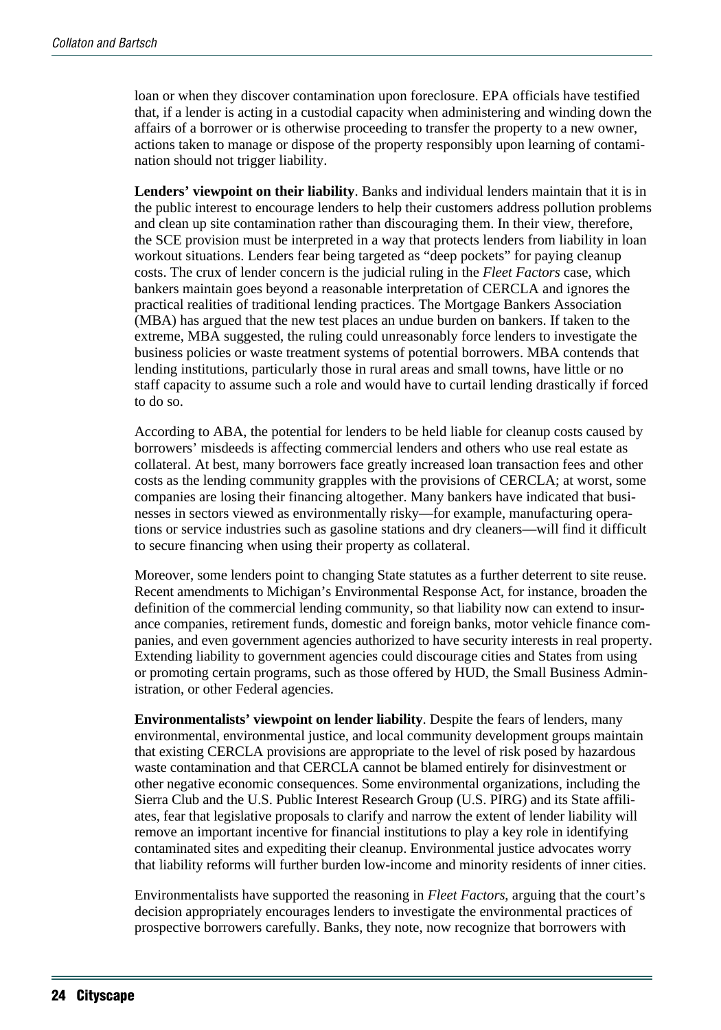loan or when they discover contamination upon foreclosure. EPA officials have testified that, if a lender is acting in a custodial capacity when administering and winding down the affairs of a borrower or is otherwise proceeding to transfer the property to a new owner, actions taken to manage or dispose of the property responsibly upon learning of contamination should not trigger liability.

**Lenders' viewpoint on their liability**. Banks and individual lenders maintain that it is in the public interest to encourage lenders to help their customers address pollution problems and clean up site contamination rather than discouraging them. In their view, therefore, the SCE provision must be interpreted in a way that protects lenders from liability in loan workout situations. Lenders fear being targeted as "deep pockets" for paying cleanup costs. The crux of lender concern is the judicial ruling in the *Fleet Factors* case, which bankers maintain goes beyond a reasonable interpretation of CERCLA and ignores the practical realities of traditional lending practices. The Mortgage Bankers Association (MBA) has argued that the new test places an undue burden on bankers. If taken to the extreme, MBA suggested, the ruling could unreasonably force lenders to investigate the business policies or waste treatment systems of potential borrowers. MBA contends that lending institutions, particularly those in rural areas and small towns, have little or no staff capacity to assume such a role and would have to curtail lending drastically if forced to do so.

According to ABA, the potential for lenders to be held liable for cleanup costs caused by borrowers' misdeeds is affecting commercial lenders and others who use real estate as collateral. At best, many borrowers face greatly increased loan transaction fees and other costs as the lending community grapples with the provisions of CERCLA; at worst, some companies are losing their financing altogether. Many bankers have indicated that businesses in sectors viewed as environmentally risky—for example, manufacturing operations or service industries such as gasoline stations and dry cleaners—will find it difficult to secure financing when using their property as collateral.

Moreover, some lenders point to changing State statutes as a further deterrent to site reuse. Recent amendments to Michigan's Environmental Response Act, for instance, broaden the definition of the commercial lending community, so that liability now can extend to insurance companies, retirement funds, domestic and foreign banks, motor vehicle finance companies, and even government agencies authorized to have security interests in real property. Extending liability to government agencies could discourage cities and States from using or promoting certain programs, such as those offered by HUD, the Small Business Administration, or other Federal agencies.

**Environmentalists' viewpoint on lender liability**. Despite the fears of lenders, many environmental, environmental justice, and local community development groups maintain that existing CERCLA provisions are appropriate to the level of risk posed by hazardous waste contamination and that CERCLA cannot be blamed entirely for disinvestment or other negative economic consequences. Some environmental organizations, including the Sierra Club and the U.S. Public Interest Research Group (U.S. PIRG) and its State affiliates, fear that legislative proposals to clarify and narrow the extent of lender liability will remove an important incentive for financial institutions to play a key role in identifying contaminated sites and expediting their cleanup. Environmental justice advocates worry that liability reforms will further burden low-income and minority residents of inner cities.

Environmentalists have supported the reasoning in *Fleet Factors*, arguing that the court's decision appropriately encourages lenders to investigate the environmental practices of prospective borrowers carefully. Banks, they note, now recognize that borrowers with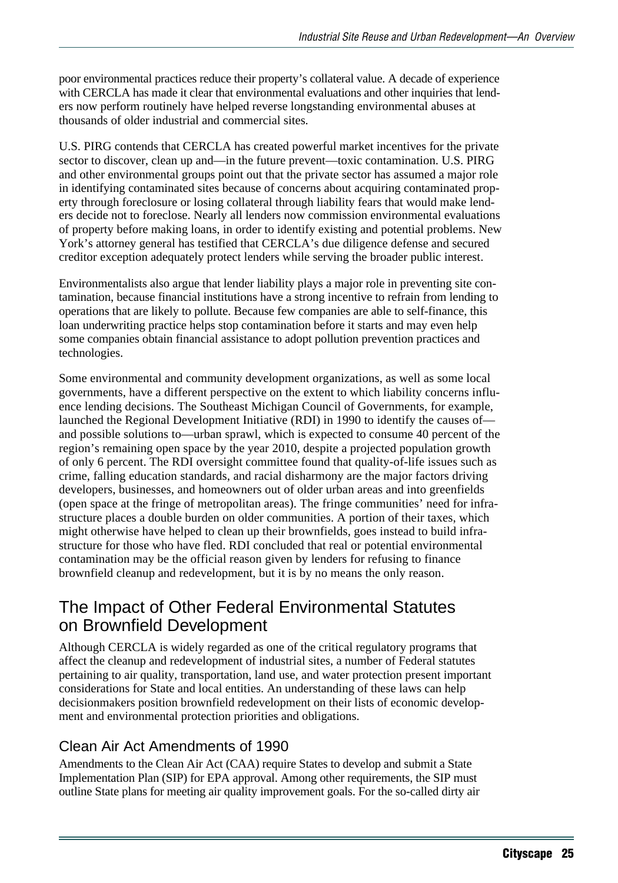poor environmental practices reduce their property's collateral value. A decade of experience with CERCLA has made it clear that environmental evaluations and other inquiries that lenders now perform routinely have helped reverse longstanding environmental abuses at thousands of older industrial and commercial sites.

U.S. PIRG contends that CERCLA has created powerful market incentives for the private sector to discover, clean up and—in the future prevent—toxic contamination. U.S. PIRG and other environmental groups point out that the private sector has assumed a major role in identifying contaminated sites because of concerns about acquiring contaminated property through foreclosure or losing collateral through liability fears that would make lenders decide not to foreclose. Nearly all lenders now commission environmental evaluations of property before making loans, in order to identify existing and potential problems. New York's attorney general has testified that CERCLA's due diligence defense and secured creditor exception adequately protect lenders while serving the broader public interest.

Environmentalists also argue that lender liability plays a major role in preventing site contamination, because financial institutions have a strong incentive to refrain from lending to operations that are likely to pollute. Because few companies are able to self-finance, this loan underwriting practice helps stop contamination before it starts and may even help some companies obtain financial assistance to adopt pollution prevention practices and technologies.

Some environmental and community development organizations, as well as some local governments, have a different perspective on the extent to which liability concerns influence lending decisions. The Southeast Michigan Council of Governments, for example, launched the Regional Development Initiative (RDI) in 1990 to identify the causes of—and possible solutions to—urban sprawl, which is expected to consume 40 percent of the region's remaining open space by the year 2010, despite a projected population growth of only 6 percent. The RDI oversight committee found that quality-of-life issues such as crime, falling education standards, and racial disharmony are the major factors driving developers, businesses, and homeowners out of older urban areas and into greenfields (open space at the fringe of metropolitan areas). The fringe communities' need for infrastructure places a double burden on older communities. A portion of their taxes, which might otherwise have helped to clean up their brownfields, goes instead to build infrastructure for those who have fled. RDI concluded that real or potential environmental contamination may be the official reason given by lenders for refusing to finance brownfield cleanup and redevelopment, but it is by no means the only reason.

## The Impact of Other Federal Environmental Statutes on Brownfield Development

Although CERCLA is widely regarded as one of the critical regulatory programs that affect the cleanup and redevelopment of industrial sites, a number of Federal statutes pertaining to air quality, transportation, land use, and water protection present important considerations for State and local entities. An understanding of these laws can help decisionmakers position brownfield redevelopment on their lists of economic development and environmental protection priorities and obligations.

### Clean Air Act Amendments of 1990

Amendments to the Clean Air Act (CAA) require States to develop and submit a State Implementation Plan (SIP) for EPA approval. Among other requirements, the SIP must outline State plans for meeting air quality improvement goals. For the so-called dirty air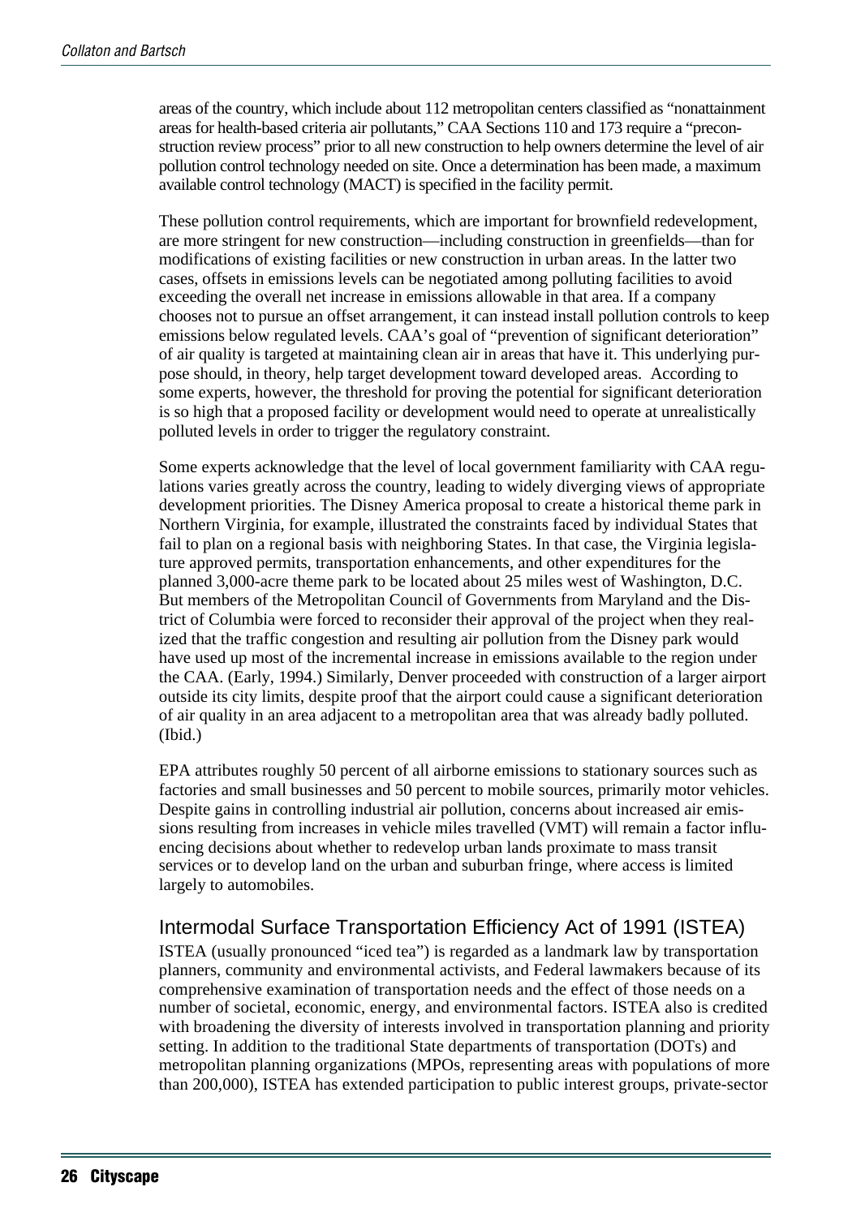areas of the country, which include about 112 metropolitan centers classified as "nonattainment areas for health-based criteria air pollutants," CAA Sections 110 and 173 require a "preconstruction review process" prior to all new construction to help owners determine the level of air pollution control technology needed on site. Once a determination has been made, a maximum available control technology (MACT) is specified in the facility permit.

These pollution control requirements, which are important for brownfield redevelopment, are more stringent for new construction—including construction in greenfields—than for modifications of existing facilities or new construction in urban areas. In the latter two cases, offsets in emissions levels can be negotiated among polluting facilities to avoid exceeding the overall net increase in emissions allowable in that area. If a company chooses not to pursue an offset arrangement, it can instead install pollution controls to keep emissions below regulated levels. CAA's goal of "prevention of significant deterioration" of air quality is targeted at maintaining clean air in areas that have it. This underlying purpose should, in theory, help target development toward developed areas. According to some experts, however, the threshold for proving the potential for significant deterioration is so high that a proposed facility or development would need to operate at unrealistically polluted levels in order to trigger the regulatory constraint.

Some experts acknowledge that the level of local government familiarity with CAA regulations varies greatly across the country, leading to widely diverging views of appropriate development priorities. The Disney America proposal to create a historical theme park in Northern Virginia, for example, illustrated the constraints faced by individual States that fail to plan on a regional basis with neighboring States. In that case, the Virginia legislature approved permits, transportation enhancements, and other expenditures for the planned 3,000-acre theme park to be located about 25 miles west of Washington, D.C. But members of the Metropolitan Council of Governments from Maryland and the District of Columbia were forced to reconsider their approval of the project when they realized that the traffic congestion and resulting air pollution from the Disney park would have used up most of the incremental increase in emissions available to the region under the CAA. (Early, 1994.) Similarly, Denver proceeded with construction of a larger airport outside its city limits, despite proof that the airport could cause a significant deterioration of air quality in an area adjacent to a metropolitan area that was already badly polluted. (Ibid.)

EPA attributes roughly 50 percent of all airborne emissions to stationary sources such as factories and small businesses and 50 percent to mobile sources, primarily motor vehicles. Despite gains in controlling industrial air pollution, concerns about increased air emissions resulting from increases in vehicle miles travelled (VMT) will remain a factor influencing decisions about whether to redevelop urban lands proximate to mass transit services or to develop land on the urban and suburban fringe, where access is limited largely to automobiles.

## Intermodal Surface Transportation Efficiency Act of 1991 (ISTEA)

ISTEA (usually pronounced "iced tea") is regarded as a landmark law by transportation planners, community and environmental activists, and Federal lawmakers because of its comprehensive examination of transportation needs and the effect of those needs on a number of societal, economic, energy, and environmental factors. ISTEA also is credited with broadening the diversity of interests involved in transportation planning and priority setting. In addition to the traditional State departments of transportation (DOTs) and metropolitan planning organizations (MPOs, representing areas with populations of more than 200,000), ISTEA has extended participation to public interest groups, private-sector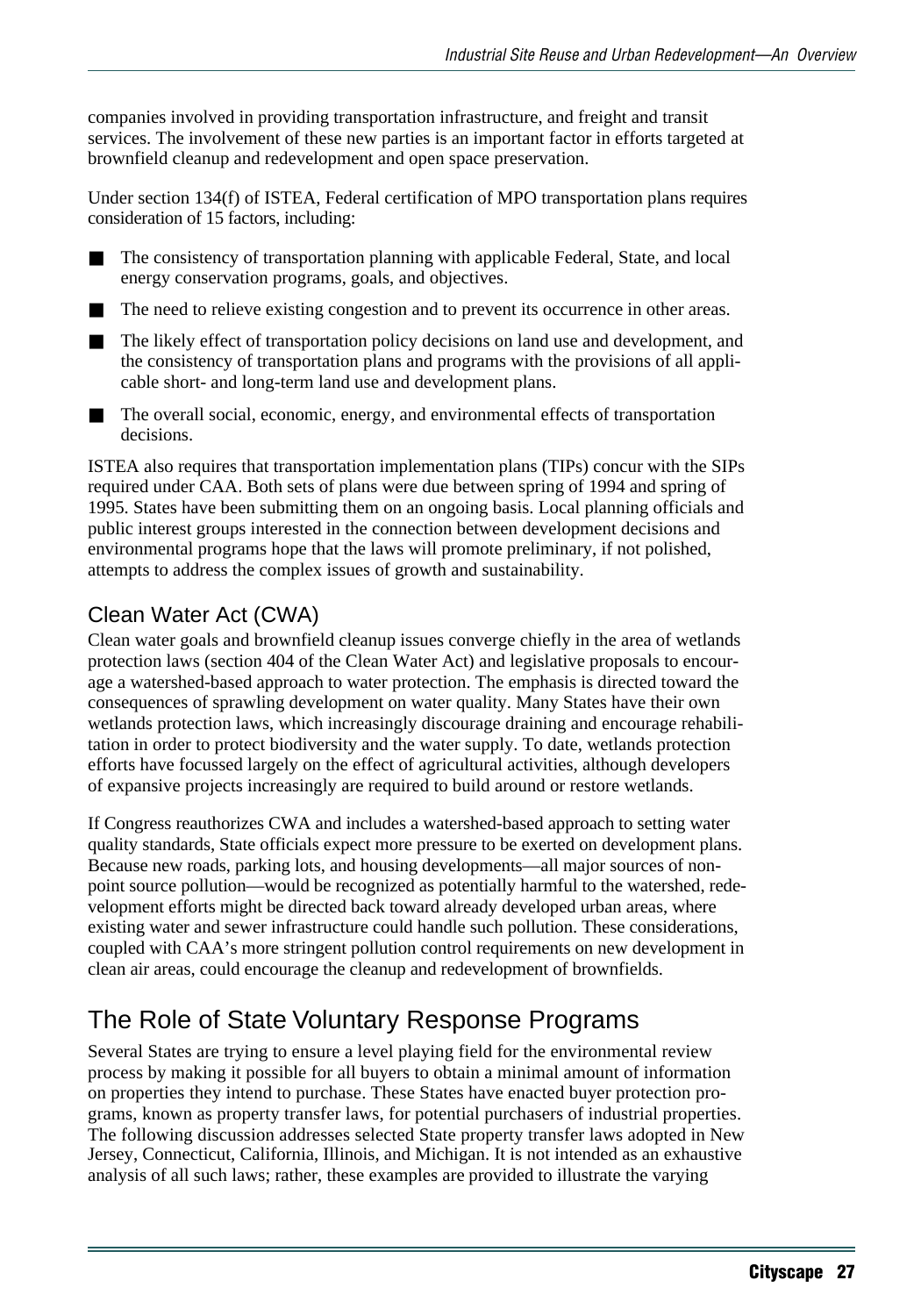companies involved in providing transportation infrastructure, and freight and transit services. The involvement of these new parties is an important factor in efforts targeted at brownfield cleanup and redevelopment and open space preservation.

Under section 134(f) of ISTEA, Federal certification of MPO transportation plans requires consideration of 15 factors, including:

- The consistency of transportation planning with applicable Federal, State, and local energy conservation programs, goals, and objectives.
- The need to relieve existing congestion and to prevent its occurrence in other areas.
- The likely effect of transportation policy decisions on land use and development, and the consistency of transportation plans and programs with the provisions of all applicable short- and long-term land use and development plans.
- The overall social, economic, energy, and environmental effects of transportation decisions.

ISTEA also requires that transportation implementation plans (TIPs) concur with the SIPs required under CAA. Both sets of plans were due between spring of 1994 and spring of 1995. States have been submitting them on an ongoing basis. Local planning officials and public interest groups interested in the connection between development decisions and environmental programs hope that the laws will promote preliminary, if not polished, attempts to address the complex issues of growth and sustainability.

### Clean Water Act (CWA)

Clean water goals and brownfield cleanup issues converge chiefly in the area of wetlands protection laws (section 404 of the Clean Water Act) and legislative proposals to encourage a watershed-based approach to water protection. The emphasis is directed toward the consequences of sprawling development on water quality. Many States have their own wetlands protection laws, which increasingly discourage draining and encourage rehabilitation in order to protect biodiversity and the water supply. To date, wetlands protection efforts have focussed largely on the effect of agricultural activities, although developers of expansive projects increasingly are required to build around or restore wetlands.

If Congress reauthorizes CWA and includes a watershed-based approach to setting water quality standards, State officials expect more pressure to be exerted on development plans. Because new roads, parking lots, and housing developments—all major sources of nonpoint source pollution—would be recognized as potentially harmful to the watershed, redevelopment efforts might be directed back toward already developed urban areas, where existing water and sewer infrastructure could handle such pollution. These considerations, coupled with CAA's more stringent pollution control requirements on new development in clean air areas, could encourage the cleanup and redevelopment of brownfields.

## The Role of State Voluntary Response Programs

Several States are trying to ensure a level playing field for the environmental review process by making it possible for all buyers to obtain a minimal amount of information on properties they intend to purchase. These States have enacted buyer protection programs, known as property transfer laws, for potential purchasers of industrial properties. The following discussion addresses selected State property transfer laws adopted in New Jersey, Connecticut, California, Illinois, and Michigan. It is not intended as an exhaustive analysis of all such laws; rather, these examples are provided to illustrate the varying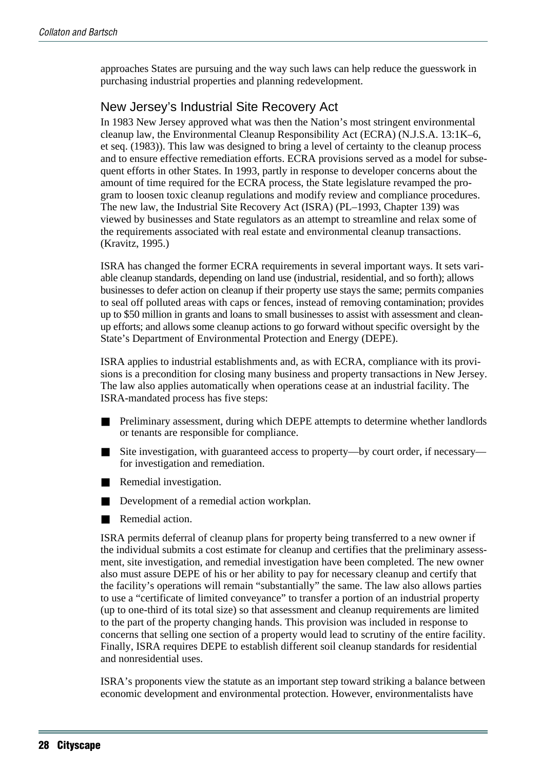approaches States are pursuing and the way such laws can help reduce the guesswork in purchasing industrial properties and planning redevelopment.

## New Jersey's Industrial Site Recovery Act

In 1983 New Jersey approved what was then the Nation's most stringent environmental cleanup law, the Environmental Cleanup Responsibility Act (ECRA) (N.J.S.A. 13:1K–6, et seq. (1983)). This law was designed to bring a level of certainty to the cleanup process and to ensure effective remediation efforts. ECRA provisions served as a model for subsequent efforts in other States. In 1993, partly in response to developer concerns about the amount of time required for the ECRA process, the State legislature revamped the program to loosen toxic cleanup regulations and modify review and compliance procedures. The new law, the Industrial Site Recovery Act (ISRA) (PL–1993, Chapter 139) was viewed by businesses and State regulators as an attempt to streamline and relax some of the requirements associated with real estate and environmental cleanup transactions. (Kravitz, 1995.)

ISRA has changed the former ECRA requirements in several important ways. It sets variable cleanup standards, depending on land use (industrial, residential, and so forth); allows businesses to defer action on cleanup if their property use stays the same; permits companies to seal off polluted areas with caps or fences, instead of removing contamination; provides up to $50 million in grants and loans to small businesses to assist with assessment and cleanup efforts; and allows some cleanup actions to go forward without specific oversight by the State's Department of Environmental Protection and Energy (DEPE).

ISRA applies to industrial establishments and, as with ECRA, compliance with its provisions is a precondition for closing many business and property transactions in New Jersey. The law also applies automatically when operations cease at an industrial facility. The ISRA-mandated process has five steps:

- Preliminary assessment, during which DEPE attempts to determine whether landlords or tenants are responsible for compliance.
- Site investigation, with guaranteed access to property—by court order, if necessary—for investigation and remediation.
- Remedial investigation.
- Development of a remedial action workplan.
- Remedial action.

ISRA permits deferral of cleanup plans for property being transferred to a new owner if the individual submits a cost estimate for cleanup and certifies that the preliminary assessment, site investigation, and remedial investigation have been completed. The new owner also must assure DEPE of his or her ability to pay for necessary cleanup and certify that the facility's operations will remain "substantially" the same. The law also allows parties to use a "certificate of limited conveyance" to transfer a portion of an industrial property (up to one-third of its total size) so that assessment and cleanup requirements are limited to the part of the property changing hands. This provision was included in response to concerns that selling one section of a property would lead to scrutiny of the entire facility. Finally, ISRA requires DEPE to establish different soil cleanup standards for residential and nonresidential uses.

ISRA's proponents view the statute as an important step toward striking a balance between economic development and environmental protection. However, environmentalists have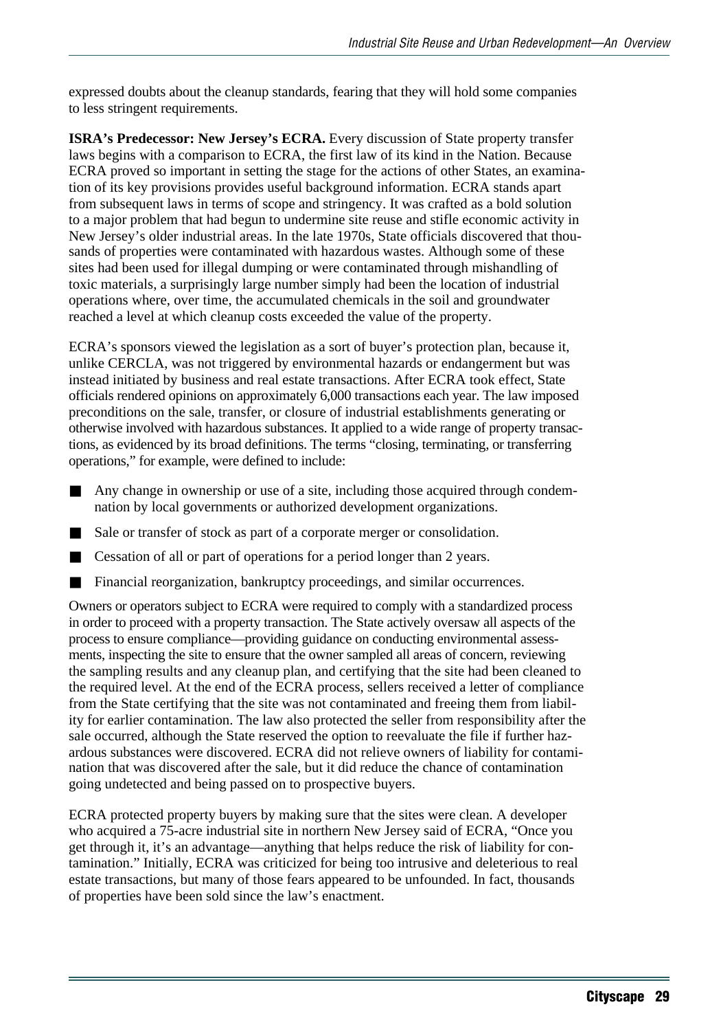expressed doubts about the cleanup standards, fearing that they will hold some companies to less stringent requirements.

**ISRA's Predecessor: New Jersey's ECRA.** Every discussion of State property transfer laws begins with a comparison to ECRA, the first law of its kind in the Nation. Because ECRA proved so important in setting the stage for the actions of other States, an examination of its key provisions provides useful background information. ECRA stands apart from subsequent laws in terms of scope and stringency. It was crafted as a bold solution to a major problem that had begun to undermine site reuse and stifle economic activity in New Jersey's older industrial areas. In the late 1970s, State officials discovered that thousands of properties were contaminated with hazardous wastes. Although some of these sites had been used for illegal dumping or were contaminated through mishandling of toxic materials, a surprisingly large number simply had been the location of industrial operations where, over time, the accumulated chemicals in the soil and groundwater reached a level at which cleanup costs exceeded the value of the property.

ECRA's sponsors viewed the legislation as a sort of buyer's protection plan, because it, unlike CERCLA, was not triggered by environmental hazards or endangerment but was instead initiated by business and real estate transactions. After ECRA took effect, State officials rendered opinions on approximately 6,000 transactions each year. The law imposed preconditions on the sale, transfer, or closure of industrial establishments generating or otherwise involved with hazardous substances. It applied to a wide range of property transactions, as evidenced by its broad definitions. The terms "closing, terminating, or transferring operations," for example, were defined to include:

- Any change in ownership or use of a site, including those acquired through condemnation by local governments or authorized development organizations.
- Sale or transfer of stock as part of a corporate merger or consolidation.
- Cessation of all or part of operations for a period longer than 2 years.
- Financial reorganization, bankruptcy proceedings, and similar occurrences.

Owners or operators subject to ECRA were required to comply with a standardized process in order to proceed with a property transaction. The State actively oversaw all aspects of the process to ensure compliance—providing guidance on conducting environmental assessments, inspecting the site to ensure that the owner sampled all areas of concern, reviewing the sampling results and any cleanup plan, and certifying that the site had been cleaned to the required level. At the end of the ECRA process, sellers received a letter of compliance from the State certifying that the site was not contaminated and freeing them from liability for earlier contamination. The law also protected the seller from responsibility after the sale occurred, although the State reserved the option to reevaluate the file if further hazardous substances were discovered. ECRA did not relieve owners of liability for contamination that was discovered after the sale, but it did reduce the chance of contamination going undetected and being passed on to prospective buyers.

ECRA protected property buyers by making sure that the sites were clean. A developer who acquired a 75-acre industrial site in northern New Jersey said of ECRA, "Once you get through it, it's an advantage—anything that helps reduce the risk of liability for contamination." Initially, ECRA was criticized for being too intrusive and deleterious to real estate transactions, but many of those fears appeared to be unfounded. In fact, thousands of properties have been sold since the law's enactment.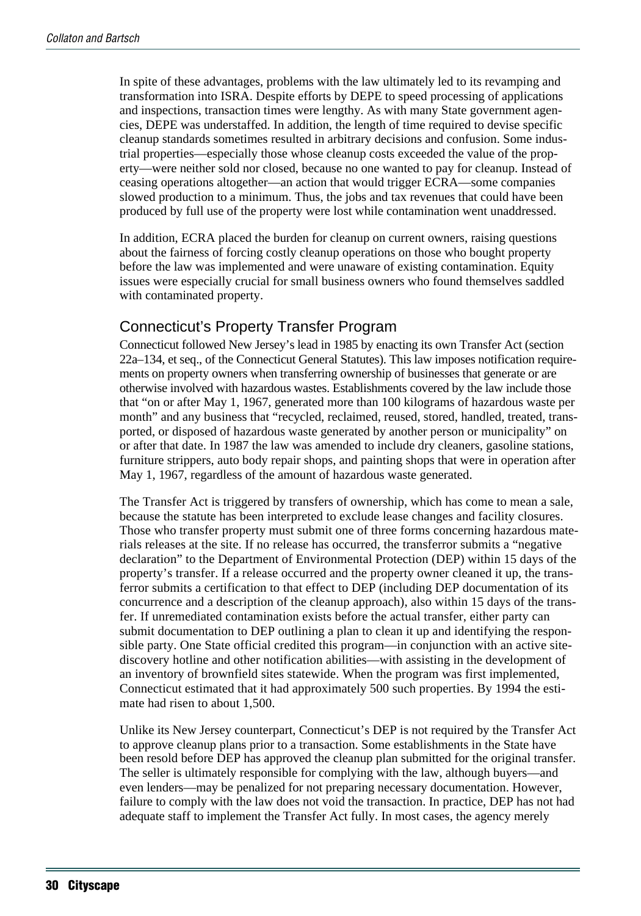In spite of these advantages, problems with the law ultimately led to its revamping and transformation into ISRA. Despite efforts by DEPE to speed processing of applications and inspections, transaction times were lengthy. As with many State government agencies, DEPE was understaffed. In addition, the length of time required to devise specific cleanup standards sometimes resulted in arbitrary decisions and confusion. Some industrial properties—especially those whose cleanup costs exceeded the value of the property—were neither sold nor closed, because no one wanted to pay for cleanup. Instead of ceasing operations altogether—an action that would trigger ECRA—some companies slowed production to a minimum. Thus, the jobs and tax revenues that could have been produced by full use of the property were lost while contamination went unaddressed.

In addition, ECRA placed the burden for cleanup on current owners, raising questions about the fairness of forcing costly cleanup operations on those who bought property before the law was implemented and were unaware of existing contamination. Equity issues were especially crucial for small business owners who found themselves saddled with contaminated property.

## Connecticut's Property Transfer Program

Connecticut followed New Jersey's lead in 1985 by enacting its own Transfer Act (section 22a–134, et seq., of the Connecticut General Statutes). This law imposes notification requirements on property owners when transferring ownership of businesses that generate or are otherwise involved with hazardous wastes. Establishments covered by the law include those that "on or after May 1, 1967, generated more than 100 kilograms of hazardous waste per month" and any business that "recycled, reclaimed, reused, stored, handled, treated, transported, or disposed of hazardous waste generated by another person or municipality" on or after that date. In 1987 the law was amended to include dry cleaners, gasoline stations, furniture strippers, auto body repair shops, and painting shops that were in operation after May 1, 1967, regardless of the amount of hazardous waste generated.

The Transfer Act is triggered by transfers of ownership, which has come to mean a sale, because the statute has been interpreted to exclude lease changes and facility closures. Those who transfer property must submit one of three forms concerning hazardous materials releases at the site. If no release has occurred, the transferror submits a "negative declaration" to the Department of Environmental Protection (DEP) within 15 days of the property's transfer. If a release occurred and the property owner cleaned it up, the transferror submits a certification to that effect to DEP (including DEP documentation of its concurrence and a description of the cleanup approach), also within 15 days of the transfer. If unremediated contamination exists before the actual transfer, either party can submit documentation to DEP outlining a plan to clean it up and identifying the responsible party. One State official credited this program—in conjunction with an active site-discovery hotline and other notification abilities—with assisting in the development of an inventory of brownfield sites statewide. When the program was first implemented, Connecticut estimated that it had approximately 500 such properties. By 1994 the estimate had risen to about 1,500.

Unlike its New Jersey counterpart, Connecticut's DEP is not required by the Transfer Act to approve cleanup plans prior to a transaction. Some establishments in the State have been resold before DEP has approved the cleanup plan submitted for the original transfer. The seller is ultimately responsible for complying with the law, although buyers—and even lenders—may be penalized for not preparing necessary documentation. However, failure to comply with the law does not void the transaction. In practice, DEP has not had adequate staff to implement the Transfer Act fully. In most cases, the agency merely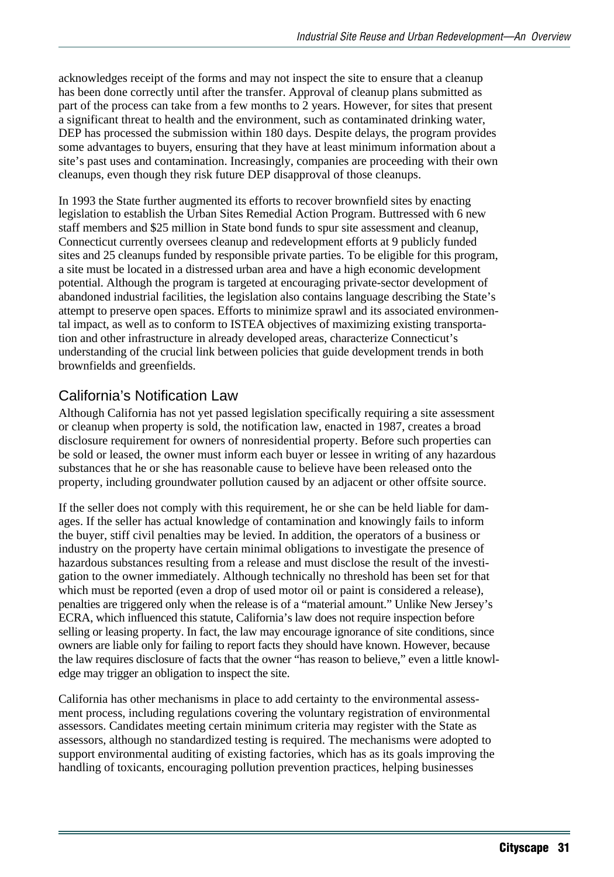acknowledges receipt of the forms and may not inspect the site to ensure that a cleanup has been done correctly until after the transfer. Approval of cleanup plans submitted as part of the process can take from a few months to 2 years. However, for sites that present a significant threat to health and the environment, such as contaminated drinking water, DEP has processed the submission within 180 days. Despite delays, the program provides some advantages to buyers, ensuring that they have at least minimum information about a site's past uses and contamination. Increasingly, companies are proceeding with their own cleanups, even though they risk future DEP disapproval of those cleanups.

In 1993 the State further augmented its efforts to recover brownfield sites by enacting legislation to establish the Urban Sites Remedial Action Program. Buttressed with 6 new staff members and $25 million in State bond funds to spur site assessment and cleanup, Connecticut currently oversees cleanup and redevelopment efforts at 9 publicly funded sites and 25 cleanups funded by responsible private parties. To be eligible for this program, a site must be located in a distressed urban area and have a high economic development potential. Although the program is targeted at encouraging private-sector development of abandoned industrial facilities, the legislation also contains language describing the State's attempt to preserve open spaces. Efforts to minimize sprawl and its associated environmental impact, as well as to conform to ISTEA objectives of maximizing existing transportation and other infrastructure in already developed areas, characterize Connecticut's understanding of the crucial link between policies that guide development trends in both brownfields and greenfields.

## California's Notification Law

Although California has not yet passed legislation specifically requiring a site assessment or cleanup when property is sold, the notification law, enacted in 1987, creates a broad disclosure requirement for owners of nonresidential property. Before such properties can be sold or leased, the owner must inform each buyer or lessee in writing of any hazardous substances that he or she has reasonable cause to believe have been released onto the property, including groundwater pollution caused by an adjacent or other offsite source.

If the seller does not comply with this requirement, he or she can be held liable for damages. If the seller has actual knowledge of contamination and knowingly fails to inform the buyer, stiff civil penalties may be levied. In addition, the operators of a business or industry on the property have certain minimal obligations to investigate the presence of hazardous substances resulting from a release and must disclose the result of the investigation to the owner immediately. Although technically no threshold has been set for that which must be reported (even a drop of used motor oil or paint is considered a release), penalties are triggered only when the release is of a "material amount." Unlike New Jersey's ECRA, which influenced this statute, California's law does not require inspection before selling or leasing property. In fact, the law may encourage ignorance of site conditions, since owners are liable only for failing to report facts they should have known. However, because the law requires disclosure of facts that the owner "has reason to believe," even a little knowledge may trigger an obligation to inspect the site.

California has other mechanisms in place to add certainty to the environmental assessment process, including regulations covering the voluntary registration of environmental assessors. Candidates meeting certain minimum criteria may register with the State as assessors, although no standardized testing is required. The mechanisms were adopted to support environmental auditing of existing factories, which has as its goals improving the handling of toxicants, encouraging pollution prevention practices, helping businesses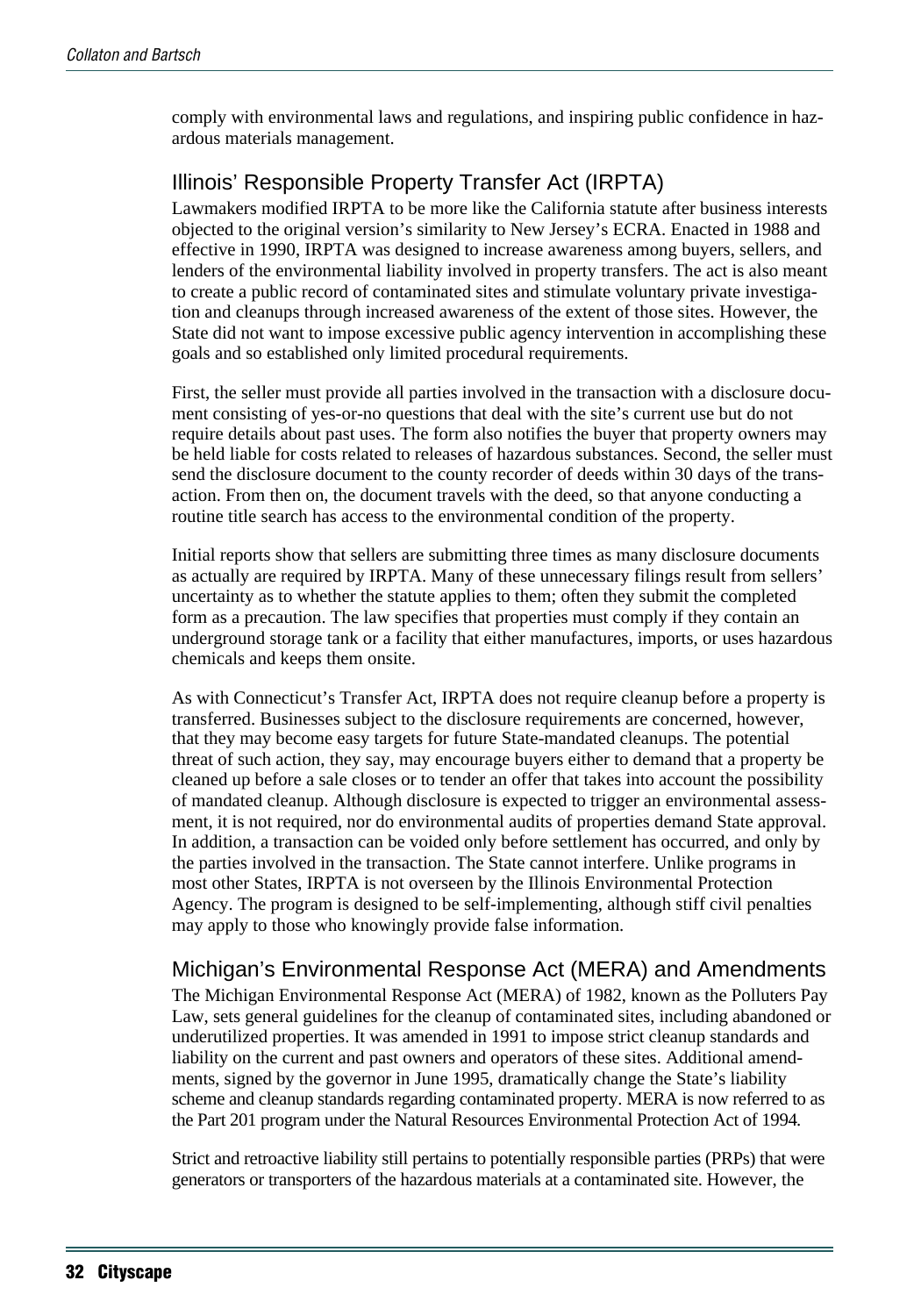comply with environmental laws and regulations, and inspiring public confidence in hazardous materials management.

## Illinois' Responsible Property Transfer Act (IRPTA)

Lawmakers modified IRPTA to be more like the California statute after business interests objected to the original version's similarity to New Jersey's ECRA. Enacted in 1988 and effective in 1990, IRPTA was designed to increase awareness among buyers, sellers, and lenders of the environmental liability involved in property transfers. The act is also meant to create a public record of contaminated sites and stimulate voluntary private investigation and cleanups through increased awareness of the extent of those sites. However, the State did not want to impose excessive public agency intervention in accomplishing these goals and so established only limited procedural requirements.

First, the seller must provide all parties involved in the transaction with a disclosure document consisting of yes-or-no questions that deal with the site's current use but do not require details about past uses. The form also notifies the buyer that property owners may be held liable for costs related to releases of hazardous substances. Second, the seller must send the disclosure document to the county recorder of deeds within 30 days of the transaction. From then on, the document travels with the deed, so that anyone conducting a routine title search has access to the environmental condition of the property.

Initial reports show that sellers are submitting three times as many disclosure documents as actually are required by IRPTA. Many of these unnecessary filings result from sellers' uncertainty as to whether the statute applies to them; often they submit the completed form as a precaution. The law specifies that properties must comply if they contain an underground storage tank or a facility that either manufactures, imports, or uses hazardous chemicals and keeps them onsite.

As with Connecticut's Transfer Act, IRPTA does not require cleanup before a property is transferred. Businesses subject to the disclosure requirements are concerned, however, that they may become easy targets for future State-mandated cleanups. The potential threat of such action, they say, may encourage buyers either to demand that a property be cleaned up before a sale closes or to tender an offer that takes into account the possibility of mandated cleanup. Although disclosure is expected to trigger an environmental assessment, it is not required, nor do environmental audits of properties demand State approval. In addition, a transaction can be voided only before settlement has occurred, and only by the parties involved in the transaction. The State cannot interfere. Unlike programs in most other States, IRPTA is not overseen by the Illinois Environmental Protection Agency. The program is designed to be self-implementing, although stiff civil penalties may apply to those who knowingly provide false information.

## Michigan's Environmental Response Act (MERA) and Amendments

The Michigan Environmental Response Act (MERA) of 1982, known as the Polluters Pay Law, sets general guidelines for the cleanup of contaminated sites, including abandoned or underutilized properties. It was amended in 1991 to impose strict cleanup standards and liability on the current and past owners and operators of these sites. Additional amendments, signed by the governor in June 1995, dramatically change the State's liability scheme and cleanup standards regarding contaminated property. MERA is now referred to as the Part 201 program under the Natural Resources Environmental Protection Act of 1994.

Strict and retroactive liability still pertains to potentially responsible parties (PRPs) that were generators or transporters of the hazardous materials at a contaminated site. However, the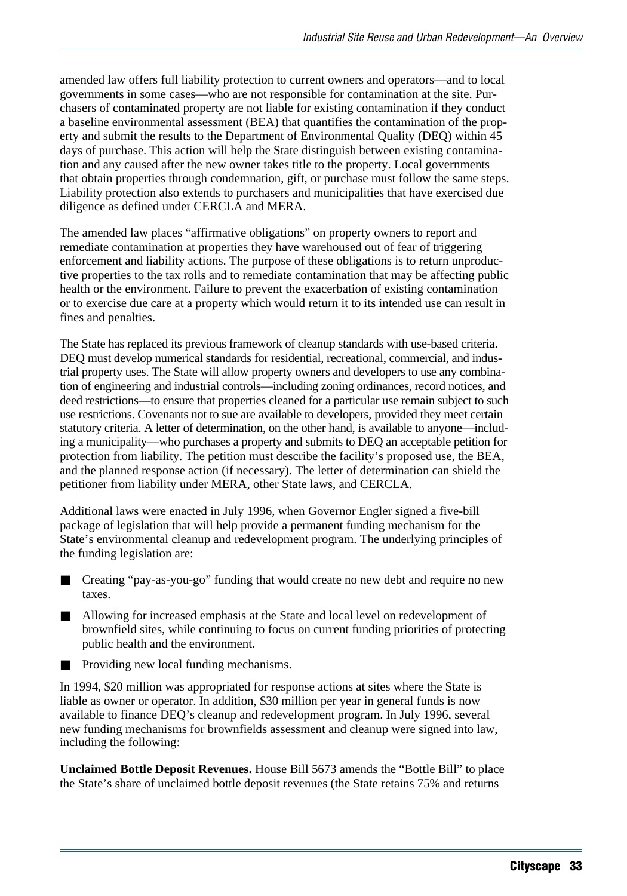amended law offers full liability protection to current owners and operators—and to local governments in some cases—who are not responsible for contamination at the site. Purchasers of contaminated property are not liable for existing contamination if they conduct a baseline environmental assessment (BEA) that quantifies the contamination of the property and submit the results to the Department of Environmental Quality (DEQ) within 45 days of purchase. This action will help the State distinguish between existing contamination and any caused after the new owner takes title to the property. Local governments that obtain properties through condemnation, gift, or purchase must follow the same steps. Liability protection also extends to purchasers and municipalities that have exercised due diligence as defined under CERCLA and MERA.

The amended law places "affirmative obligations" on property owners to report and remediate contamination at properties they have warehoused out of fear of triggering enforcement and liability actions. The purpose of these obligations is to return unproductive properties to the tax rolls and to remediate contamination that may be affecting public health or the environment. Failure to prevent the exacerbation of existing contamination or to exercise due care at a property which would return it to its intended use can result in fines and penalties.

The State has replaced its previous framework of cleanup standards with use-based criteria. DEQ must develop numerical standards for residential, recreational, commercial, and industrial property uses. The State will allow property owners and developers to use any combination of engineering and industrial controls—including zoning ordinances, record notices, and deed restrictions—to ensure that properties cleaned for a particular use remain subject to such use restrictions. Covenants not to sue are available to developers, provided they meet certain statutory criteria. A letter of determination, on the other hand, is available to anyone—including a municipality—who purchases a property and submits to DEQ an acceptable petition for protection from liability. The petition must describe the facility's proposed use, the BEA, and the planned response action (if necessary). The letter of determination can shield the petitioner from liability under MERA, other State laws, and CERCLA.

Additional laws were enacted in July 1996, when Governor Engler signed a five-bill package of legislation that will help provide a permanent funding mechanism for the State's environmental cleanup and redevelopment program. The underlying principles of the funding legislation are:

- Creating "pay-as-you-go" funding that would create no new debt and require no new taxes.
- Allowing for increased emphasis at the State and local level on redevelopment of brownfield sites, while continuing to focus on current funding priorities of protecting public health and the environment.
- Providing new local funding mechanisms.

In 1994, \$20 million was appropriated for response actions at sites where the State is liable as owner or operator. In addition, \$30 million per year in general funds is now available to finance DEQ's cleanup and redevelopment program. In July 1996, several new funding mechanisms for brownfields assessment and cleanup were signed into law, including the following:

**Unclaimed Bottle Deposit Revenues.** House Bill 5673 amends the "Bottle Bill" to place the State's share of unclaimed bottle deposit revenues (the State retains 75% and returns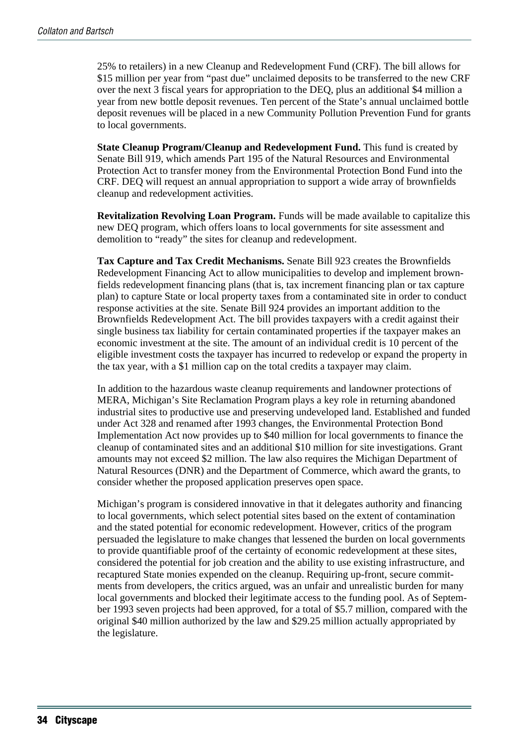25% to retailers) in a new Cleanup and Redevelopment Fund (CRF). The bill allows for $15 million per year from "past due" unclaimed deposits to be transferred to the new CRF over the next 3 fiscal years for appropriation to the DEQ, plus an additional $4 million a year from new bottle deposit revenues. Ten percent of the State's annual unclaimed bottle deposit revenues will be placed in a new Community Pollution Prevention Fund for grants to local governments.

**State Cleanup Program/Cleanup and Redevelopment Fund.** This fund is created by Senate Bill 919, which amends Part 195 of the Natural Resources and Environmental Protection Act to transfer money from the Environmental Protection Bond Fund into the CRF. DEQ will request an annual appropriation to support a wide array of brownfields cleanup and redevelopment activities.

**Revitalization Revolving Loan Program.** Funds will be made available to capitalize this new DEQ program, which offers loans to local governments for site assessment and demolition to "ready" the sites for cleanup and redevelopment.

**Tax Capture and Tax Credit Mechanisms.** Senate Bill 923 creates the Brownfields Redevelopment Financing Act to allow municipalities to develop and implement brownfields redevelopment financing plans (that is, tax increment financing plan or tax capture plan) to capture State or local property taxes from a contaminated site in order to conduct response activities at the site. Senate Bill 924 provides an important addition to the Brownfields Redevelopment Act. The bill provides taxpayers with a credit against their single business tax liability for certain contaminated properties if the taxpayer makes an economic investment at the site. The amount of an individual credit is 10 percent of the eligible investment costs the taxpayer has incurred to redevelop or expand the property in the tax year, with a $1 million cap on the total credits a taxpayer may claim.

In addition to the hazardous waste cleanup requirements and landowner protections of MERA, Michigan's Site Reclamation Program plays a key role in returning abandoned industrial sites to productive use and preserving undeveloped land. Established and funded under Act 328 and renamed after 1993 changes, the Environmental Protection Bond Implementation Act now provides up to $40 million for local governments to finance the cleanup of contaminated sites and an additional $10 million for site investigations. Grant amounts may not exceed $2 million. The law also requires the Michigan Department of Natural Resources (DNR) and the Department of Commerce, which award the grants, to consider whether the proposed application preserves open space.

Michigan's program is considered innovative in that it delegates authority and financing to local governments, which select potential sites based on the extent of contamination and the stated potential for economic redevelopment. However, critics of the program persuaded the legislature to make changes that lessened the burden on local governments to provide quantifiable proof of the certainty of economic redevelopment at these sites, considered the potential for job creation and the ability to use existing infrastructure, and recaptured State monies expended on the cleanup. Requiring up-front, secure commitments from developers, the critics argued, was an unfair and unrealistic burden for many local governments and blocked their legitimate access to the funding pool. As of September 1993 seven projects had been approved, for a total of $5.7 million, compared with the original $40 million authorized by the law and $29.25 million actually appropriated by the legislature.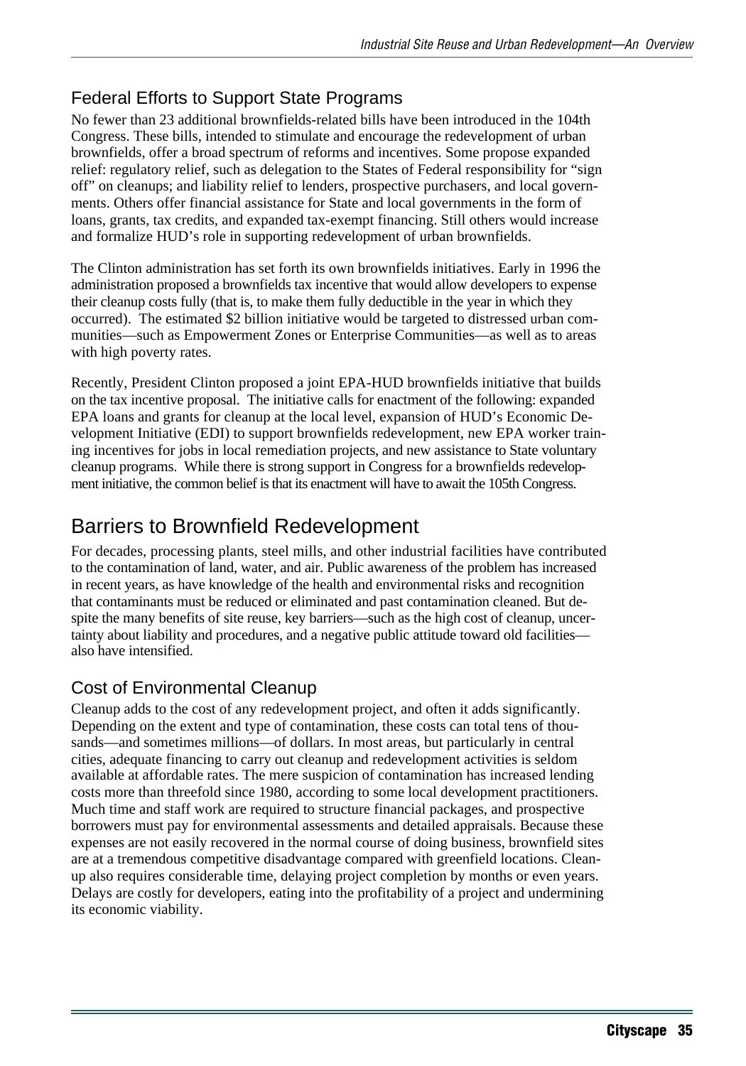### Federal Efforts to Support State Programs

No fewer than 23 additional brownfields-related bills have been introduced in the 104th Congress. These bills, intended to stimulate and encourage the redevelopment of urban brownfields, offer a broad spectrum of reforms and incentives. Some propose expanded relief: regulatory relief, such as delegation to the States of Federal responsibility for "sign off" on cleanups; and liability relief to lenders, prospective purchasers, and local governments. Others offer financial assistance for State and local governments in the form of loans, grants, tax credits, and expanded tax-exempt financing. Still others would increase and formalize HUD's role in supporting redevelopment of urban brownfields.

The Clinton administration has set forth its own brownfields initiatives. Early in 1996 the administration proposed a brownfields tax incentive that would allow developers to expense their cleanup costs fully (that is, to make them fully deductible in the year in which they occurred). The estimated $2 billion initiative would be targeted to distressed urban communities—such as Empowerment Zones or Enterprise Communities—as well as to areas with high poverty rates.

Recently, President Clinton proposed a joint EPA-HUD brownfields initiative that builds on the tax incentive proposal. The initiative calls for enactment of the following: expanded EPA loans and grants for cleanup at the local level, expansion of HUD's Economic Development Initiative (EDI) to support brownfields redevelopment, new EPA worker training incentives for jobs in local remediation projects, and new assistance to State voluntary cleanup programs. While there is strong support in Congress for a brownfields redevelopment initiative, the common belief is that its enactment will have to await the 105th Congress.

## Barriers to Brownfield Redevelopment

For decades, processing plants, steel mills, and other industrial facilities have contributed to the contamination of land, water, and air. Public awareness of the problem has increased in recent years, as have knowledge of the health and environmental risks and recognition that contaminants must be reduced or eliminated and past contamination cleaned. But despite the many benefits of site reuse, key barriers—such as the high cost of cleanup, uncertainty about liability and procedures, and a negative public attitude toward old facilities—also have intensified.

### Cost of Environmental Cleanup

Cleanup adds to the cost of any redevelopment project, and often it adds significantly. Depending on the extent and type of contamination, these costs can total tens of thousands—and sometimes millions—of dollars. In most areas, but particularly in central cities, adequate financing to carry out cleanup and redevelopment activities is seldom available at affordable rates. The mere suspicion of contamination has increased lending costs more than threefold since 1980, according to some local development practitioners. Much time and staff work are required to structure financial packages, and prospective borrowers must pay for environmental assessments and detailed appraisals. Because these expenses are not easily recovered in the normal course of doing business, brownfield sites are at a tremendous competitive disadvantage compared with greenfield locations. Cleanup also requires considerable time, delaying project completion by months or even years. Delays are costly for developers, eating into the profitability of a project and undermining its economic viability.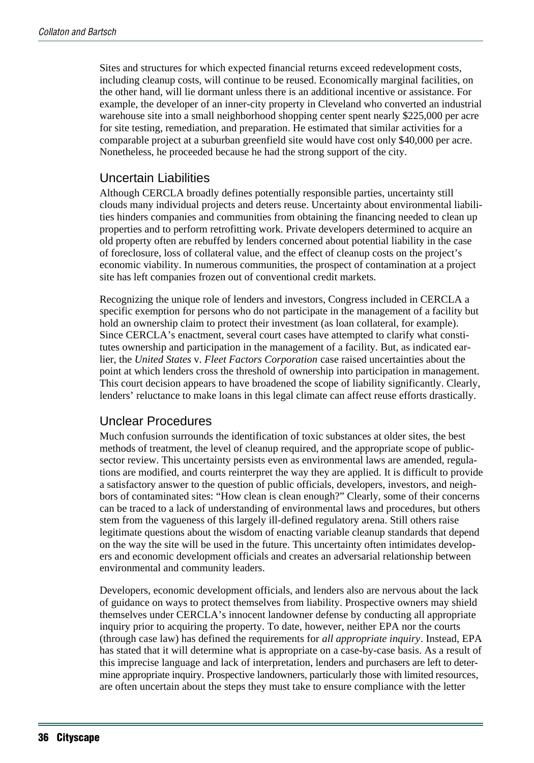Sites and structures for which expected financial returns exceed redevelopment costs, including cleanup costs, will continue to be reused. Economically marginal facilities, on the other hand, will lie dormant unless there is an additional incentive or assistance. For example, the developer of an inner-city property in Cleveland who converted an industrial warehouse site into a small neighborhood shopping center spent nearly $225,000 per acre for site testing, remediation, and preparation. He estimated that similar activities for a comparable project at a suburban greenfield site would have cost only $40,000 per acre. Nonetheless, he proceeded because he had the strong support of the city.

## Uncertain Liabilities

Although CERCLA broadly defines potentially responsible parties, uncertainty still clouds many individual projects and deters reuse. Uncertainty about environmental liabilities hinders companies and communities from obtaining the financing needed to clean up properties and to perform retrofitting work. Private developers determined to acquire an old property often are rebuffed by lenders concerned about potential liability in the case of foreclosure, loss of collateral value, and the effect of cleanup costs on the project's economic viability. In numerous communities, the prospect of contamination at a project site has left companies frozen out of conventional credit markets.

Recognizing the unique role of lenders and investors, Congress included in CERCLA a specific exemption for persons who do not participate in the management of a facility but hold an ownership claim to protect their investment (as loan collateral, for example). Since CERCLA's enactment, several court cases have attempted to clarify what constitutes ownership and participation in the management of a facility. But, as indicated earlier, the *United States* v. *Fleet Factors Corporation* case raised uncertainties about the point at which lenders cross the threshold of ownership into participation in management. This court decision appears to have broadened the scope of liability significantly. Clearly, lenders' reluctance to make loans in this legal climate can affect reuse efforts drastically.

## Unclear Procedures

Much confusion surrounds the identification of toxic substances at older sites, the best methods of treatment, the level of cleanup required, and the appropriate scope of public-sector review. This uncertainty persists even as environmental laws are amended, regulations are modified, and courts reinterpret the way they are applied. It is difficult to provide a satisfactory answer to the question of public officials, developers, investors, and neighbors of contaminated sites: "How clean is clean enough?" Clearly, some of their concerns can be traced to a lack of understanding of environmental laws and procedures, but others stem from the vagueness of this largely ill-defined regulatory arena. Still others raise legitimate questions about the wisdom of enacting variable cleanup standards that depend on the way the site will be used in the future. This uncertainty often intimidates developers and economic development officials and creates an adversarial relationship between environmental and community leaders.

Developers, economic development officials, and lenders also are nervous about the lack of guidance on ways to protect themselves from liability. Prospective owners may shield themselves under CERCLA's innocent landowner defense by conducting all appropriate inquiry prior to acquiring the property. To date, however, neither EPA nor the courts (through case law) has defined the requirements for *all appropriate inquiry*. Instead, EPA has stated that it will determine what is appropriate on a case-by-case basis. As a result of this imprecise language and lack of interpretation, lenders and purchasers are left to determine appropriate inquiry. Prospective landowners, particularly those with limited resources, are often uncertain about the steps they must take to ensure compliance with the letter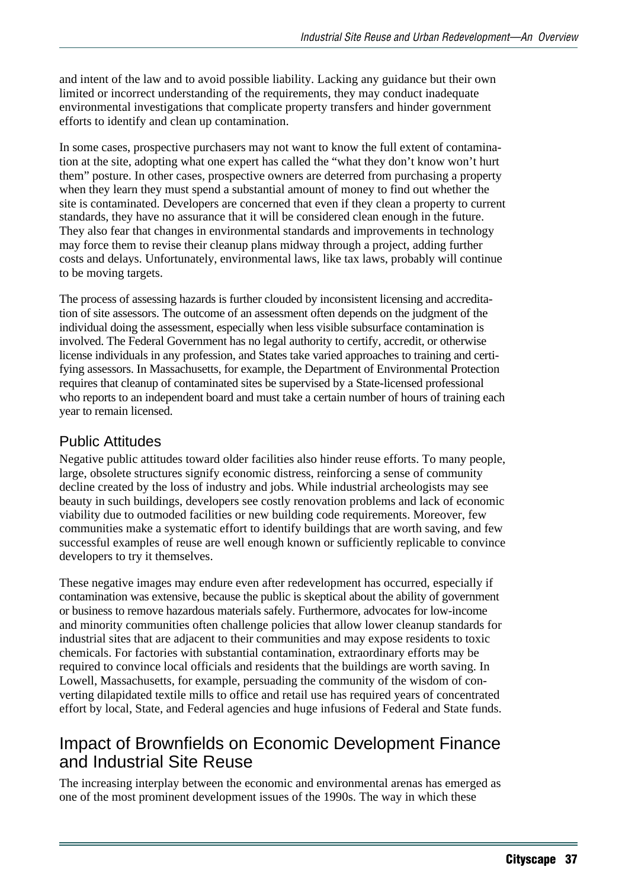and intent of the law and to avoid possible liability. Lacking any guidance but their own limited or incorrect understanding of the requirements, they may conduct inadequate environmental investigations that complicate property transfers and hinder government efforts to identify and clean up contamination.

In some cases, prospective purchasers may not want to know the full extent of contamination at the site, adopting what one expert has called the "what they don't know won't hurt them" posture. In other cases, prospective owners are deterred from purchasing a property when they learn they must spend a substantial amount of money to find out whether the site is contaminated. Developers are concerned that even if they clean a property to current standards, they have no assurance that it will be considered clean enough in the future. They also fear that changes in environmental standards and improvements in technology may force them to revise their cleanup plans midway through a project, adding further costs and delays. Unfortunately, environmental laws, like tax laws, probably will continue to be moving targets.

The process of assessing hazards is further clouded by inconsistent licensing and accreditation of site assessors. The outcome of an assessment often depends on the judgment of the individual doing the assessment, especially when less visible subsurface contamination is involved. The Federal Government has no legal authority to certify, accredit, or otherwise license individuals in any profession, and States take varied approaches to training and certifying assessors. In Massachusetts, for example, the Department of Environmental Protection requires that cleanup of contaminated sites be supervised by a State-licensed professional who reports to an independent board and must take a certain number of hours of training each year to remain licensed.

### Public Attitudes

Negative public attitudes toward older facilities also hinder reuse efforts. To many people, large, obsolete structures signify economic distress, reinforcing a sense of community decline created by the loss of industry and jobs. While industrial archeologists may see beauty in such buildings, developers see costly renovation problems and lack of economic viability due to outmoded facilities or new building code requirements. Moreover, few communities make a systematic effort to identify buildings that are worth saving, and few successful examples of reuse are well enough known or sufficiently replicable to convince developers to try it themselves.

These negative images may endure even after redevelopment has occurred, especially if contamination was extensive, because the public is skeptical about the ability of government or business to remove hazardous materials safely. Furthermore, advocates for low-income and minority communities often challenge policies that allow lower cleanup standards for industrial sites that are adjacent to their communities and may expose residents to toxic chemicals. For factories with substantial contamination, extraordinary efforts may be required to convince local officials and residents that the buildings are worth saving. In Lowell, Massachusetts, for example, persuading the community of the wisdom of converting dilapidated textile mills to office and retail use has required years of concentrated effort by local, State, and Federal agencies and huge infusions of Federal and State funds.

## Impact of Brownfields on Economic Development Finance and Industrial Site Reuse

The increasing interplay between the economic and environmental arenas has emerged as one of the most prominent development issues of the 1990s. The way in which these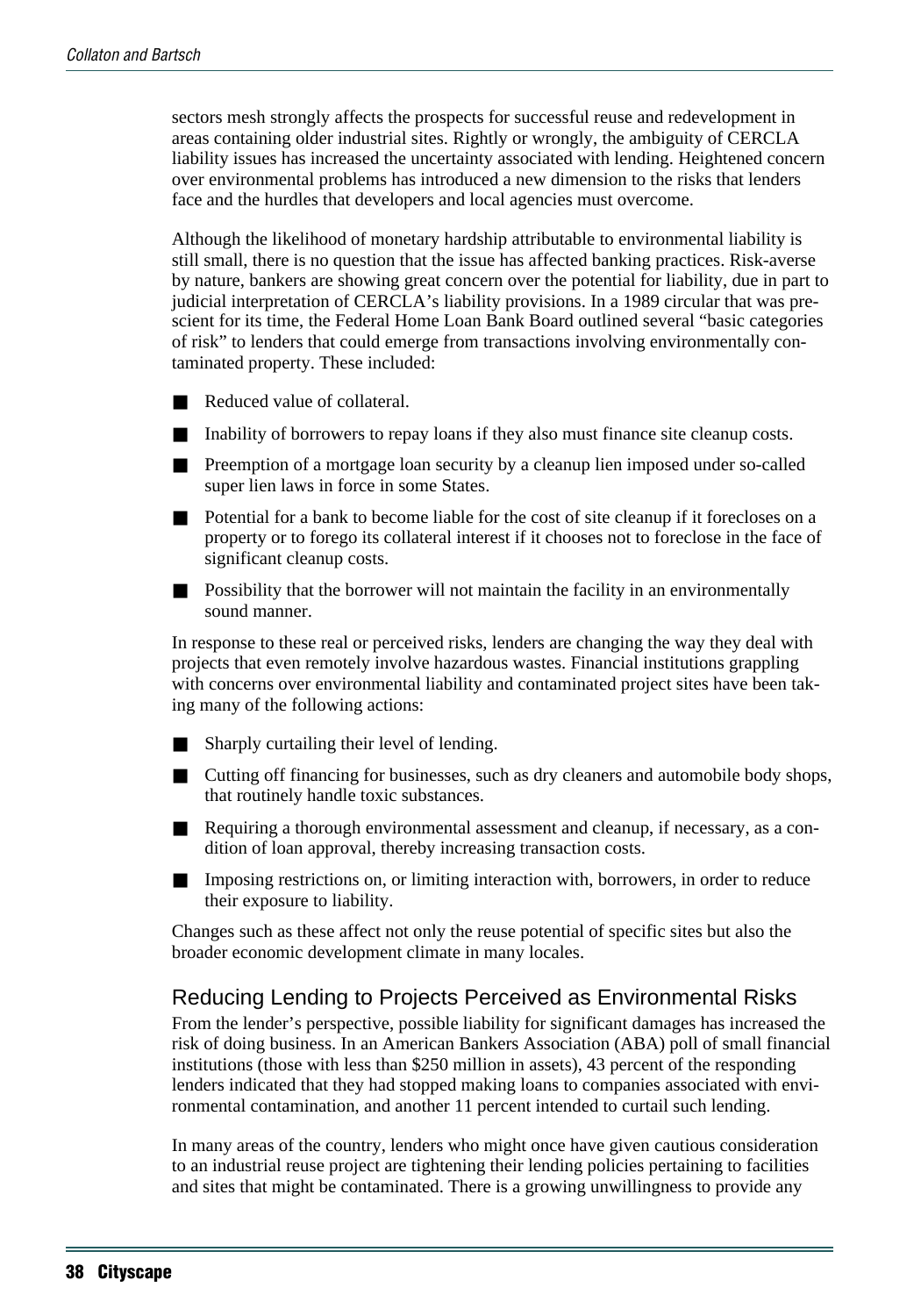sectors mesh strongly affects the prospects for successful reuse and redevelopment in areas containing older industrial sites. Rightly or wrongly, the ambiguity of CERCLA liability issues has increased the uncertainty associated with lending. Heightened concern over environmental problems has introduced a new dimension to the risks that lenders face and the hurdles that developers and local agencies must overcome.

Although the likelihood of monetary hardship attributable to environmental liability is still small, there is no question that the issue has affected banking practices. Risk-averse by nature, bankers are showing great concern over the potential for liability, due in part to judicial interpretation of CERCLA's liability provisions. In a 1989 circular that was prescient for its time, the Federal Home Loan Bank Board outlined several "basic categories of risk" to lenders that could emerge from transactions involving environmentally contaminated property. These included:

- Reduced value of collateral.
- Inability of borrowers to repay loans if they also must finance site cleanup costs.
- Preemption of a mortgage loan security by a cleanup lien imposed under so-called super lien laws in force in some States.
- Potential for a bank to become liable for the cost of site cleanup if it forecloses on a property or to forego its collateral interest if it chooses not to foreclose in the face of significant cleanup costs.
- Possibility that the borrower will not maintain the facility in an environmentally sound manner.

In response to these real or perceived risks, lenders are changing the way they deal with projects that even remotely involve hazardous wastes. Financial institutions grappling with concerns over environmental liability and contaminated project sites have been taking many of the following actions:

- Sharply curtailing their level of lending.
- Cutting off financing for businesses, such as dry cleaners and automobile body shops, that routinely handle toxic substances.
- Requiring a thorough environmental assessment and cleanup, if necessary, as a condition of loan approval, thereby increasing transaction costs.
- Imposing restrictions on, or limiting interaction with, borrowers, in order to reduce their exposure to liability.

Changes such as these affect not only the reuse potential of specific sites but also the broader economic development climate in many locales.

## Reducing Lending to Projects Perceived as Environmental Risks

From the lender's perspective, possible liability for significant damages has increased the risk of doing business. In an American Bankers Association (ABA) poll of small financial institutions (those with less than $250 million in assets), 43 percent of the responding lenders indicated that they had stopped making loans to companies associated with environmental contamination, and another 11 percent intended to curtail such lending.

In many areas of the country, lenders who might once have given cautious consideration to an industrial reuse project are tightening their lending policies pertaining to facilities and sites that might be contaminated. There is a growing unwillingness to provide any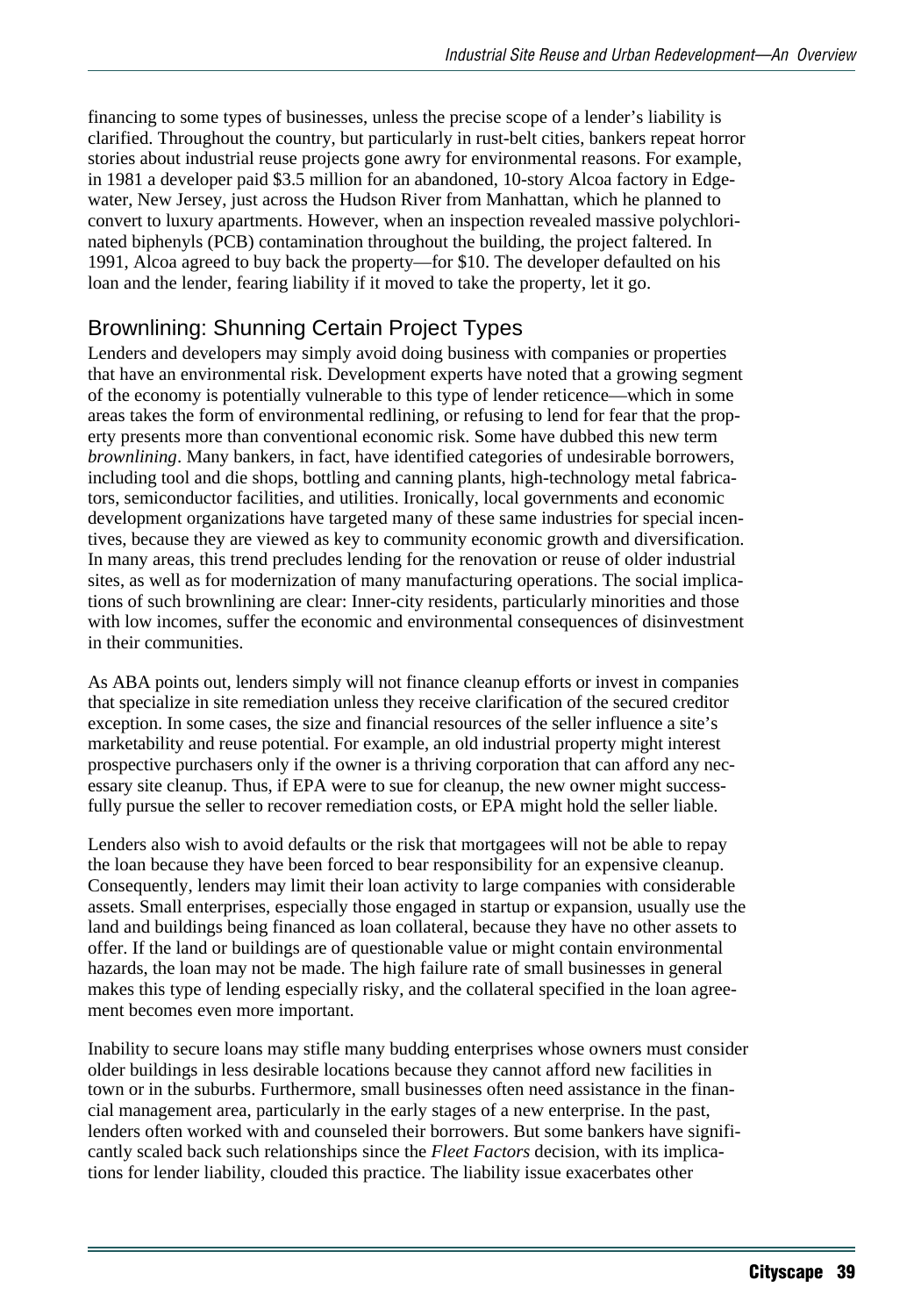financing to some types of businesses, unless the precise scope of a lender's liability is clarified. Throughout the country, but particularly in rust-belt cities, bankers repeat horror stories about industrial reuse projects gone awry for environmental reasons. For example, in 1981 a developer paid $3.5 million for an abandoned, 10-story Alcoa factory in Edgewater, New Jersey, just across the Hudson River from Manhattan, which he planned to convert to luxury apartments. However, when an inspection revealed massive polychlorinated biphenyls (PCB) contamination throughout the building, the project faltered. In 1991, Alcoa agreed to buy back the property—for $10. The developer defaulted on his loan and the lender, fearing liability if it moved to take the property, let it go.

## Brownlining: Shunning Certain Project Types

Lenders and developers may simply avoid doing business with companies or properties that have an environmental risk. Development experts have noted that a growing segment of the economy is potentially vulnerable to this type of lender reticence—which in some areas takes the form of environmental redlining, or refusing to lend for fear that the property presents more than conventional economic risk. Some have dubbed this new term *brownlining*. Many bankers, in fact, have identified categories of undesirable borrowers, including tool and die shops, bottling and canning plants, high-technology metal fabricators, semiconductor facilities, and utilities. Ironically, local governments and economic development organizations have targeted many of these same industries for special incentives, because they are viewed as key to community economic growth and diversification. In many areas, this trend precludes lending for the renovation or reuse of older industrial sites, as well as for modernization of many manufacturing operations. The social implications of such brownlining are clear: Inner-city residents, particularly minorities and those with low incomes, suffer the economic and environmental consequences of disinvestment in their communities.

As ABA points out, lenders simply will not finance cleanup efforts or invest in companies that specialize in site remediation unless they receive clarification of the secured creditor exception. In some cases, the size and financial resources of the seller influence a site's marketability and reuse potential. For example, an old industrial property might interest prospective purchasers only if the owner is a thriving corporation that can afford any necessary site cleanup. Thus, if EPA were to sue for cleanup, the new owner might successfully pursue the seller to recover remediation costs, or EPA might hold the seller liable.

Lenders also wish to avoid defaults or the risk that mortgagees will not be able to repay the loan because they have been forced to bear responsibility for an expensive cleanup. Consequently, lenders may limit their loan activity to large companies with considerable assets. Small enterprises, especially those engaged in startup or expansion, usually use the land and buildings being financed as loan collateral, because they have no other assets to offer. If the land or buildings are of questionable value or might contain environmental hazards, the loan may not be made. The high failure rate of small businesses in general makes this type of lending especially risky, and the collateral specified in the loan agreement becomes even more important.

Inability to secure loans may stifle many budding enterprises whose owners must consider older buildings in less desirable locations because they cannot afford new facilities in town or in the suburbs. Furthermore, small businesses often need assistance in the financial management area, particularly in the early stages of a new enterprise. In the past, lenders often worked with and counseled their borrowers. But some bankers have significantly scaled back such relationships since the *Fleet Factors* decision, with its implications for lender liability, clouded this practice. The liability issue exacerbates other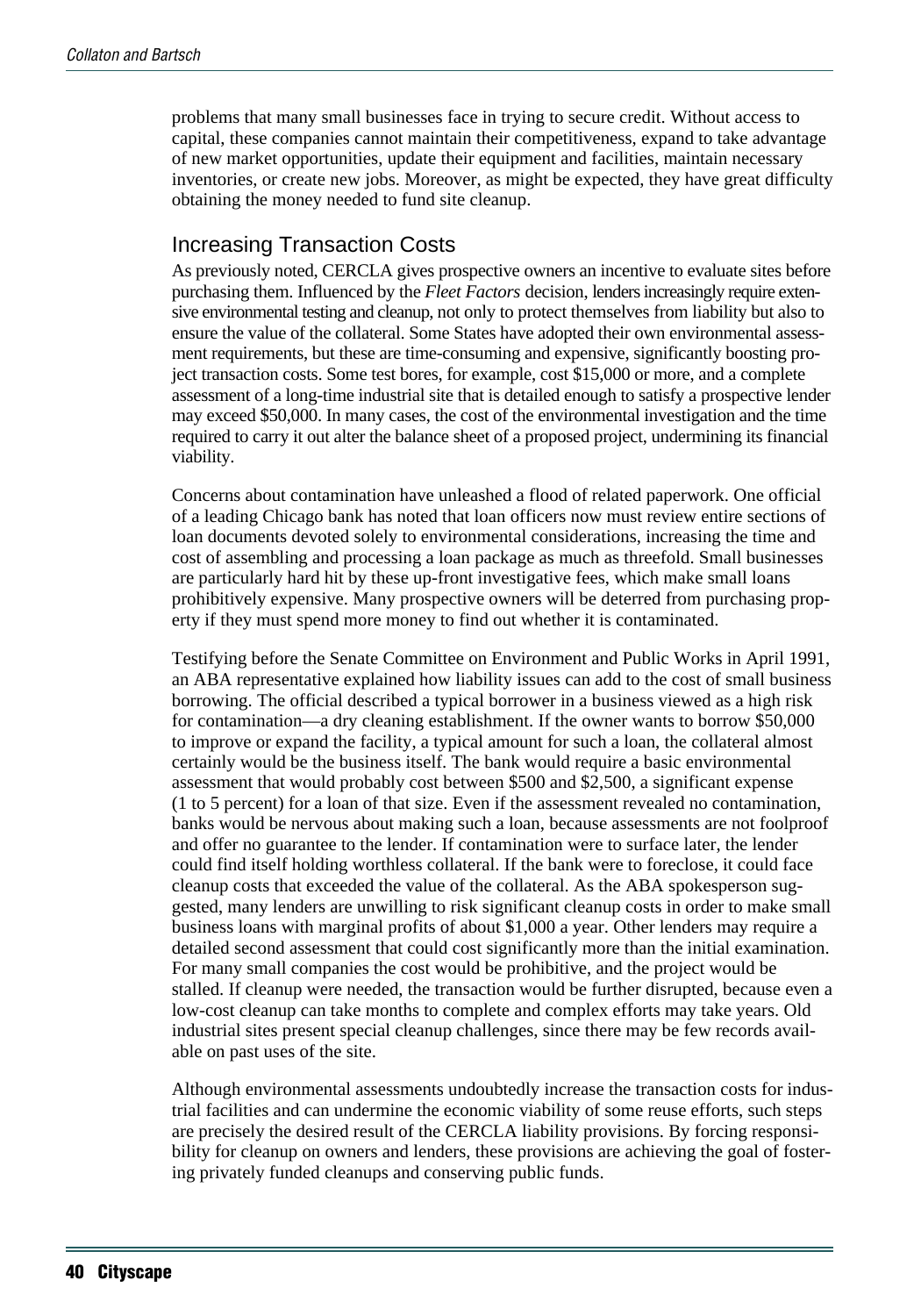problems that many small businesses face in trying to secure credit. Without access to capital, these companies cannot maintain their competitiveness, expand to take advantage of new market opportunities, update their equipment and facilities, maintain necessary inventories, or create new jobs. Moreover, as might be expected, they have great difficulty obtaining the money needed to fund site cleanup.

## Increasing Transaction Costs

As previously noted, CERCLA gives prospective owners an incentive to evaluate sites before purchasing them. Influenced by the *Fleet Factors* decision, lenders increasingly require extensive environmental testing and cleanup, not only to protect themselves from liability but also to ensure the value of the collateral. Some States have adopted their own environmental assessment requirements, but these are time-consuming and expensive, significantly boosting project transaction costs. Some test bores, for example, cost $15,000 or more, and a complete assessment of a long-time industrial site that is detailed enough to satisfy a prospective lender may exceed $50,000. In many cases, the cost of the environmental investigation and the time required to carry it out alter the balance sheet of a proposed project, undermining its financial viability.

Concerns about contamination have unleashed a flood of related paperwork. One official of a leading Chicago bank has noted that loan officers now must review entire sections of loan documents devoted solely to environmental considerations, increasing the time and cost of assembling and processing a loan package as much as threefold. Small businesses are particularly hard hit by these up-front investigative fees, which make small loans prohibitively expensive. Many prospective owners will be deterred from purchasing property if they must spend more money to find out whether it is contaminated.

Testifying before the Senate Committee on Environment and Public Works in April 1991, an ABA representative explained how liability issues can add to the cost of small business borrowing. The official described a typical borrower in a business viewed as a high risk for contamination—a dry cleaning establishment. If the owner wants to borrow $50,000 to improve or expand the facility, a typical amount for such a loan, the collateral almost certainly would be the business itself. The bank would require a basic environmental assessment that would probably cost between $500 and $2,500, a significant expense (1 to 5 percent) for a loan of that size. Even if the assessment revealed no contamination, banks would be nervous about making such a loan, because assessments are not foolproof and offer no guarantee to the lender. If contamination were to surface later, the lender could find itself holding worthless collateral. If the bank were to foreclose, it could face cleanup costs that exceeded the value of the collateral. As the ABA spokesperson suggested, many lenders are unwilling to risk significant cleanup costs in order to make small business loans with marginal profits of about $1,000 a year. Other lenders may require a detailed second assessment that could cost significantly more than the initial examination. For many small companies the cost would be prohibitive, and the project would be stalled. If cleanup were needed, the transaction would be further disrupted, because even a low-cost cleanup can take months to complete and complex efforts may take years. Old industrial sites present special cleanup challenges, since there may be few records available on past uses of the site.

Although environmental assessments undoubtedly increase the transaction costs for industrial facilities and can undermine the economic viability of some reuse efforts, such steps are precisely the desired result of the CERCLA liability provisions. By forcing responsibility for cleanup on owners and lenders, these provisions are achieving the goal of fostering privately funded cleanups and conserving public funds.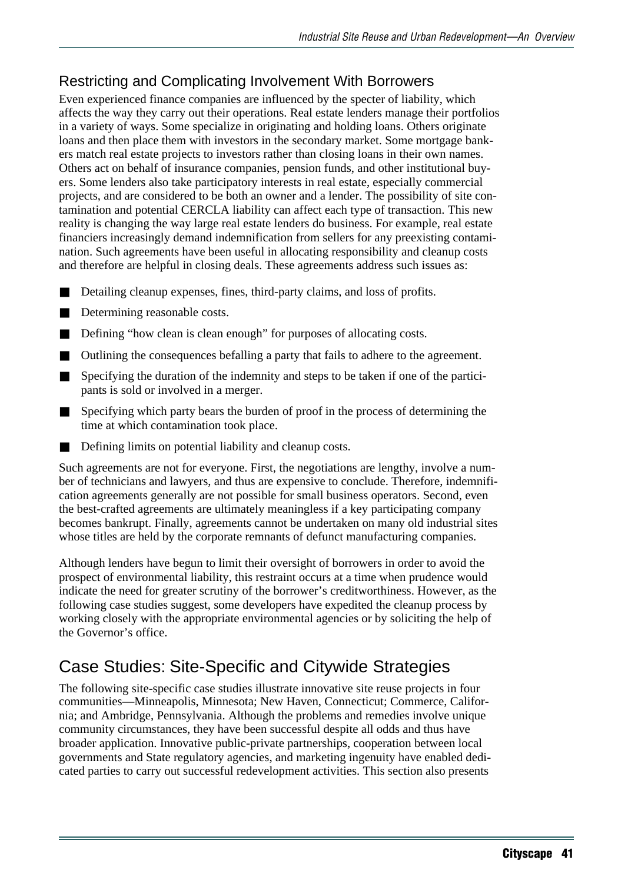## Restricting and Complicating Involvement With Borrowers

Even experienced finance companies are influenced by the specter of liability, which affects the way they carry out their operations. Real estate lenders manage their portfolios in a variety of ways. Some specialize in originating and holding loans. Others originate loans and then place them with investors in the secondary market. Some mortgage bankers match real estate projects to investors rather than closing loans in their own names. Others act on behalf of insurance companies, pension funds, and other institutional buyers. Some lenders also take participatory interests in real estate, especially commercial projects, and are considered to be both an owner and a lender. The possibility of site contamination and potential CERCLA liability can affect each type of transaction. This new reality is changing the way large real estate lenders do business. For example, real estate financiers increasingly demand indemnification from sellers for any preexisting contamination. Such agreements have been useful in allocating responsibility and cleanup costs and therefore are helpful in closing deals. These agreements address such issues as:

- Detailing cleanup expenses, fines, third-party claims, and loss of profits.
- Determining reasonable costs.
- Defining "how clean is clean enough" for purposes of allocating costs.
- Outlining the consequences befalling a party that fails to adhere to the agreement.
- Specifying the duration of the indemnity and steps to be taken if one of the participants is sold or involved in a merger.
- Specifying which party bears the burden of proof in the process of determining the time at which contamination took place.
- Defining limits on potential liability and cleanup costs.

Such agreements are not for everyone. First, the negotiations are lengthy, involve a number of technicians and lawyers, and thus are expensive to conclude. Therefore, indemnification agreements generally are not possible for small business operators. Second, even the best-crafted agreements are ultimately meaningless if a key participating company becomes bankrupt. Finally, agreements cannot be undertaken on many old industrial sites whose titles are held by the corporate remnants of defunct manufacturing companies.

Although lenders have begun to limit their oversight of borrowers in order to avoid the prospect of environmental liability, this restraint occurs at a time when prudence would indicate the need for greater scrutiny of the borrower's creditworthiness. However, as the following case studies suggest, some developers have expedited the cleanup process by working closely with the appropriate environmental agencies or by soliciting the help of the Governor's office.

## Case Studies: Site-Specific and Citywide Strategies

The following site-specific case studies illustrate innovative site reuse projects in four communities—Minneapolis, Minnesota; New Haven, Connecticut; Commerce, California; and Ambridge, Pennsylvania. Although the problems and remedies involve unique community circumstances, they have been successful despite all odds and thus have broader application. Innovative public-private partnerships, cooperation between local governments and State regulatory agencies, and marketing ingenuity have enabled dedicated parties to carry out successful redevelopment activities. This section also presents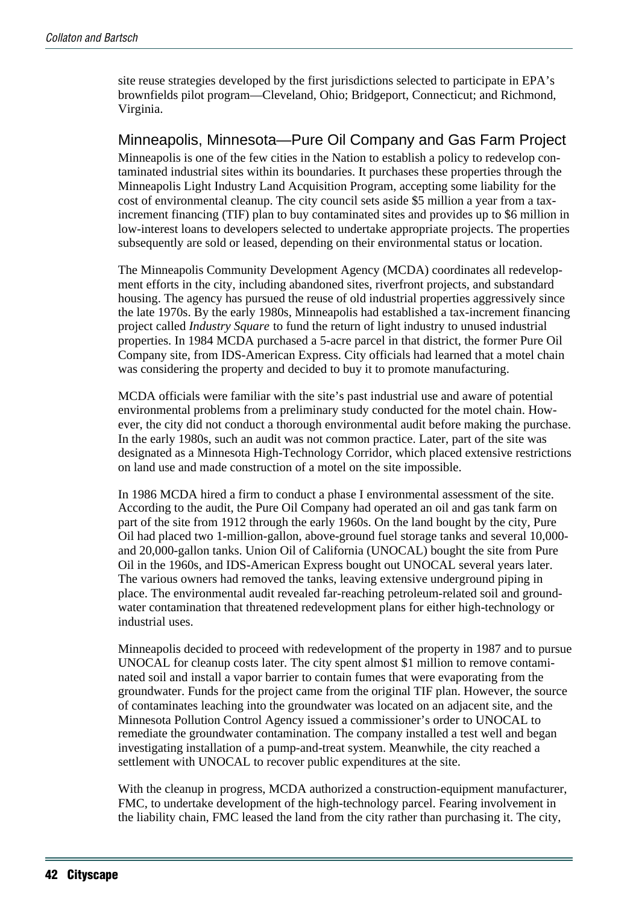site reuse strategies developed by the first jurisdictions selected to participate in EPA's brownfields pilot program—Cleveland, Ohio; Bridgeport, Connecticut; and Richmond, Virginia.

## Minneapolis, Minnesota—Pure Oil Company and Gas Farm Project

Minneapolis is one of the few cities in the Nation to establish a policy to redevelop contaminated industrial sites within its boundaries. It purchases these properties through the Minneapolis Light Industry Land Acquisition Program, accepting some liability for the cost of environmental cleanup. The city council sets aside $5 million a year from a tax-increment financing (TIF) plan to buy contaminated sites and provides up to $6 million in low-interest loans to developers selected to undertake appropriate projects. The properties subsequently are sold or leased, depending on their environmental status or location.

The Minneapolis Community Development Agency (MCDA) coordinates all redevelopment efforts in the city, including abandoned sites, riverfront projects, and substandard housing. The agency has pursued the reuse of old industrial properties aggressively since the late 1970s. By the early 1980s, Minneapolis had established a tax-increment financing project called *Industry Square* to fund the return of light industry to unused industrial properties. In 1984 MCDA purchased a 5-acre parcel in that district, the former Pure Oil Company site, from IDS-American Express. City officials had learned that a motel chain was considering the property and decided to buy it to promote manufacturing.

MCDA officials were familiar with the site's past industrial use and aware of potential environmental problems from a preliminary study conducted for the motel chain. However, the city did not conduct a thorough environmental audit before making the purchase. In the early 1980s, such an audit was not common practice. Later, part of the site was designated as a Minnesota High-Technology Corridor, which placed extensive restrictions on land use and made construction of a motel on the site impossible.

In 1986 MCDA hired a firm to conduct a phase I environmental assessment of the site. According to the audit, the Pure Oil Company had operated an oil and gas tank farm on part of the site from 1912 through the early 1960s. On the land bought by the city, Pure Oil had placed two 1-million-gallon, above-ground fuel storage tanks and several 10,000- and 20,000-gallon tanks. Union Oil of California (UNOCAL) bought the site from Pure Oil in the 1960s, and IDS-American Express bought out UNOCAL several years later. The various owners had removed the tanks, leaving extensive underground piping in place. The environmental audit revealed far-reaching petroleum-related soil and groundwater contamination that threatened redevelopment plans for either high-technology or industrial uses.

Minneapolis decided to proceed with redevelopment of the property in 1987 and to pursue UNOCAL for cleanup costs later. The city spent almost $1 million to remove contaminated soil and install a vapor barrier to contain fumes that were evaporating from the groundwater. Funds for the project came from the original TIF plan. However, the source of contaminates leaching into the groundwater was located on an adjacent site, and the Minnesota Pollution Control Agency issued a commissioner's order to UNOCAL to remediate the groundwater contamination. The company installed a test well and began investigating installation of a pump-and-treat system. Meanwhile, the city reached a settlement with UNOCAL to recover public expenditures at the site.

With the cleanup in progress, MCDA authorized a construction-equipment manufacturer, FMC, to undertake development of the high-technology parcel. Fearing involvement in the liability chain, FMC leased the land from the city rather than purchasing it. The city,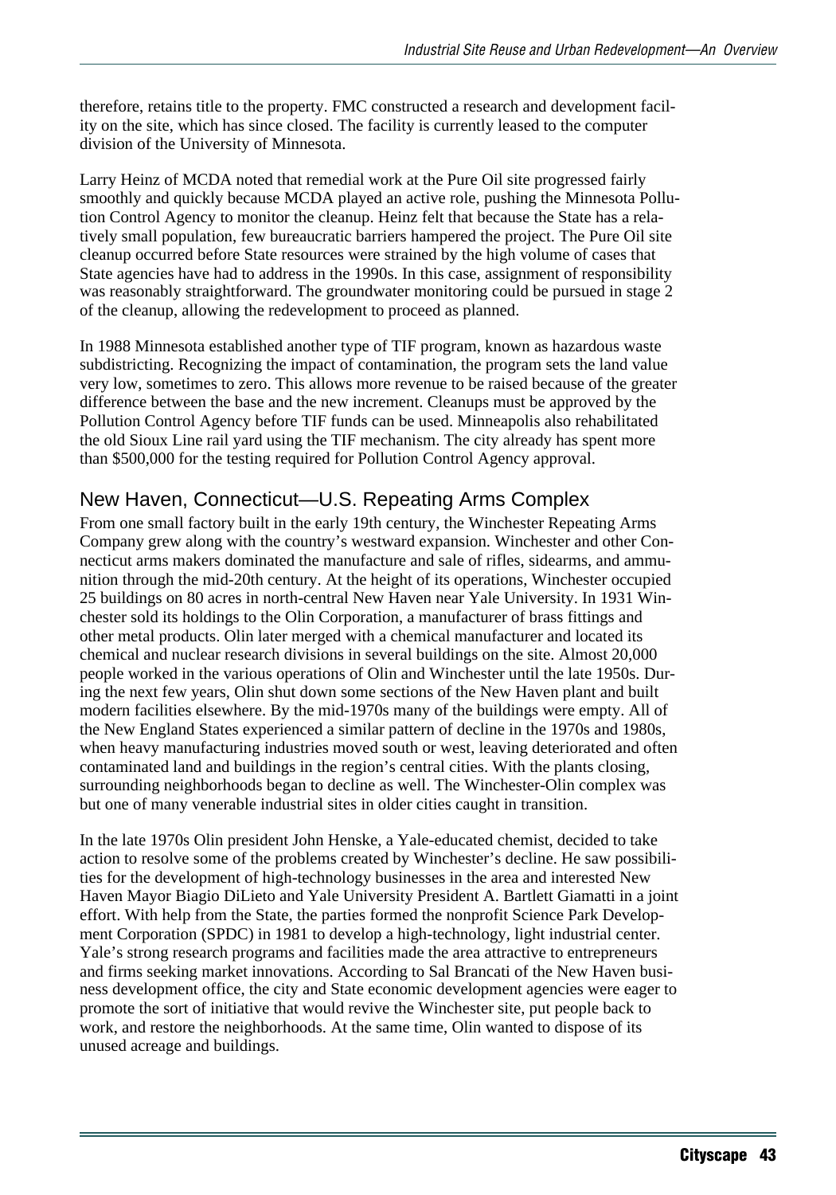therefore, retains title to the property. FMC constructed a research and development facility on the site, which has since closed. The facility is currently leased to the computer division of the University of Minnesota.

Larry Heinz of MCDA noted that remedial work at the Pure Oil site progressed fairly smoothly and quickly because MCDA played an active role, pushing the Minnesota Pollution Control Agency to monitor the cleanup. Heinz felt that because the State has a relatively small population, few bureaucratic barriers hampered the project. The Pure Oil site cleanup occurred before State resources were strained by the high volume of cases that State agencies have had to address in the 1990s. In this case, assignment of responsibility was reasonably straightforward. The groundwater monitoring could be pursued in stage 2 of the cleanup, allowing the redevelopment to proceed as planned.

In 1988 Minnesota established another type of TIF program, known as hazardous waste subdistricting. Recognizing the impact of contamination, the program sets the land value very low, sometimes to zero. This allows more revenue to be raised because of the greater difference between the base and the new increment. Cleanups must be approved by the Pollution Control Agency before TIF funds can be used. Minneapolis also rehabilitated the old Sioux Line rail yard using the TIF mechanism. The city already has spent more than $500,000 for the testing required for Pollution Control Agency approval.

## New Haven, Connecticut—U.S. Repeating Arms Complex

From one small factory built in the early 19th century, the Winchester Repeating Arms Company grew along with the country's westward expansion. Winchester and other Connecticut arms makers dominated the manufacture and sale of rifles, sidearms, and ammunition through the mid-20th century. At the height of its operations, Winchester occupied 25 buildings on 80 acres in north-central New Haven near Yale University. In 1931 Winchester sold its holdings to the Olin Corporation, a manufacturer of brass fittings and other metal products. Olin later merged with a chemical manufacturer and located its chemical and nuclear research divisions in several buildings on the site. Almost 20,000 people worked in the various operations of Olin and Winchester until the late 1950s. During the next few years, Olin shut down some sections of the New Haven plant and built modern facilities elsewhere. By the mid-1970s many of the buildings were empty. All of the New England States experienced a similar pattern of decline in the 1970s and 1980s, when heavy manufacturing industries moved south or west, leaving deteriorated and often contaminated land and buildings in the region's central cities. With the plants closing, surrounding neighborhoods began to decline as well. The Winchester-Olin complex was but one of many venerable industrial sites in older cities caught in transition.

In the late 1970s Olin president John Henske, a Yale-educated chemist, decided to take action to resolve some of the problems created by Winchester's decline. He saw possibilities for the development of high-technology businesses in the area and interested New Haven Mayor Biagio DiLieto and Yale University President A. Bartlett Giamatti in a joint effort. With help from the State, the parties formed the nonprofit Science Park Development Corporation (SPDC) in 1981 to develop a high-technology, light industrial center. Yale's strong research programs and facilities made the area attractive to entrepreneurs and firms seeking market innovations. According to Sal Brancati of the New Haven business development office, the city and State economic development agencies were eager to promote the sort of initiative that would revive the Winchester site, put people back to work, and restore the neighborhoods. At the same time, Olin wanted to dispose of its unused acreage and buildings.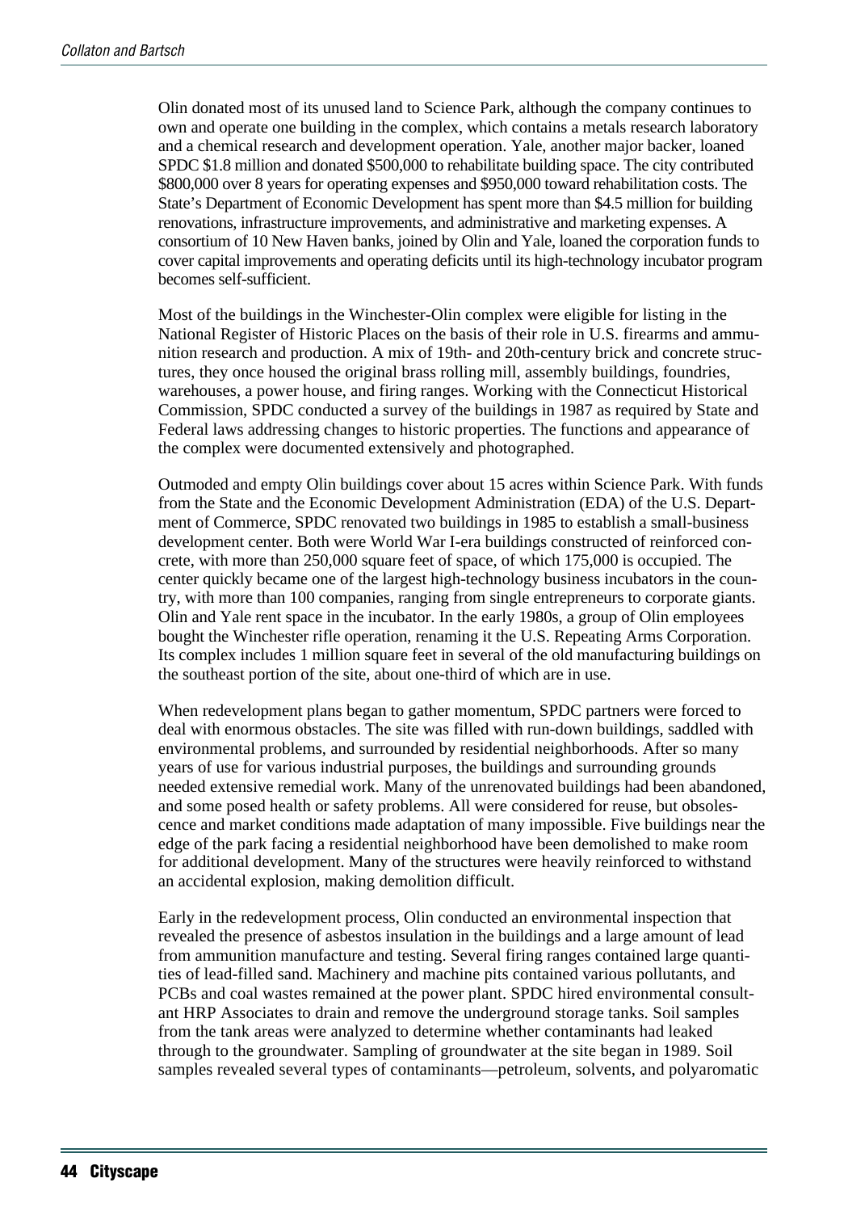Olin donated most of its unused land to Science Park, although the company continues to own and operate one building in the complex, which contains a metals research laboratory and a chemical research and development operation. Yale, another major backer, loaned SPDC $1.8 million and donated $500,000 to rehabilitate building space. The city contributed $800,000 over 8 years for operating expenses and $950,000 toward rehabilitation costs. The State's Department of Economic Development has spent more than $4.5 million for building renovations, infrastructure improvements, and administrative and marketing expenses. A consortium of 10 New Haven banks, joined by Olin and Yale, loaned the corporation funds to cover capital improvements and operating deficits until its high-technology incubator program becomes self-sufficient.

Most of the buildings in the Winchester-Olin complex were eligible for listing in the National Register of Historic Places on the basis of their role in U.S. firearms and ammunition research and production. A mix of 19th- and 20th-century brick and concrete structures, they once housed the original brass rolling mill, assembly buildings, foundries, warehouses, a power house, and firing ranges. Working with the Connecticut Historical Commission, SPDC conducted a survey of the buildings in 1987 as required by State and Federal laws addressing changes to historic properties. The functions and appearance of the complex were documented extensively and photographed.

Outmoded and empty Olin buildings cover about 15 acres within Science Park. With funds from the State and the Economic Development Administration (EDA) of the U.S. Department of Commerce, SPDC renovated two buildings in 1985 to establish a small-business development center. Both were World War I-era buildings constructed of reinforced concrete, with more than 250,000 square feet of space, of which 175,000 is occupied. The center quickly became one of the largest high-technology business incubators in the country, with more than 100 companies, ranging from single entrepreneurs to corporate giants. Olin and Yale rent space in the incubator. In the early 1980s, a group of Olin employees bought the Winchester rifle operation, renaming it the U.S. Repeating Arms Corporation. Its complex includes 1 million square feet in several of the old manufacturing buildings on the southeast portion of the site, about one-third of which are in use.

When redevelopment plans began to gather momentum, SPDC partners were forced to deal with enormous obstacles. The site was filled with run-down buildings, saddled with environmental problems, and surrounded by residential neighborhoods. After so many years of use for various industrial purposes, the buildings and surrounding grounds needed extensive remedial work. Many of the unrenovated buildings had been abandoned, and some posed health or safety problems. All were considered for reuse, but obsolescence and market conditions made adaptation of many impossible. Five buildings near the edge of the park facing a residential neighborhood have been demolished to make room for additional development. Many of the structures were heavily reinforced to withstand an accidental explosion, making demolition difficult.

Early in the redevelopment process, Olin conducted an environmental inspection that revealed the presence of asbestos insulation in the buildings and a large amount of lead from ammunition manufacture and testing. Several firing ranges contained large quantities of lead-filled sand. Machinery and machine pits contained various pollutants, and PCBs and coal wastes remained at the power plant. SPDC hired environmental consultant HRP Associates to drain and remove the underground storage tanks. Soil samples from the tank areas were analyzed to determine whether contaminants had leaked through to the groundwater. Sampling of groundwater at the site began in 1989. Soil samples revealed several types of contaminants—petroleum, solvents, and polyaromatic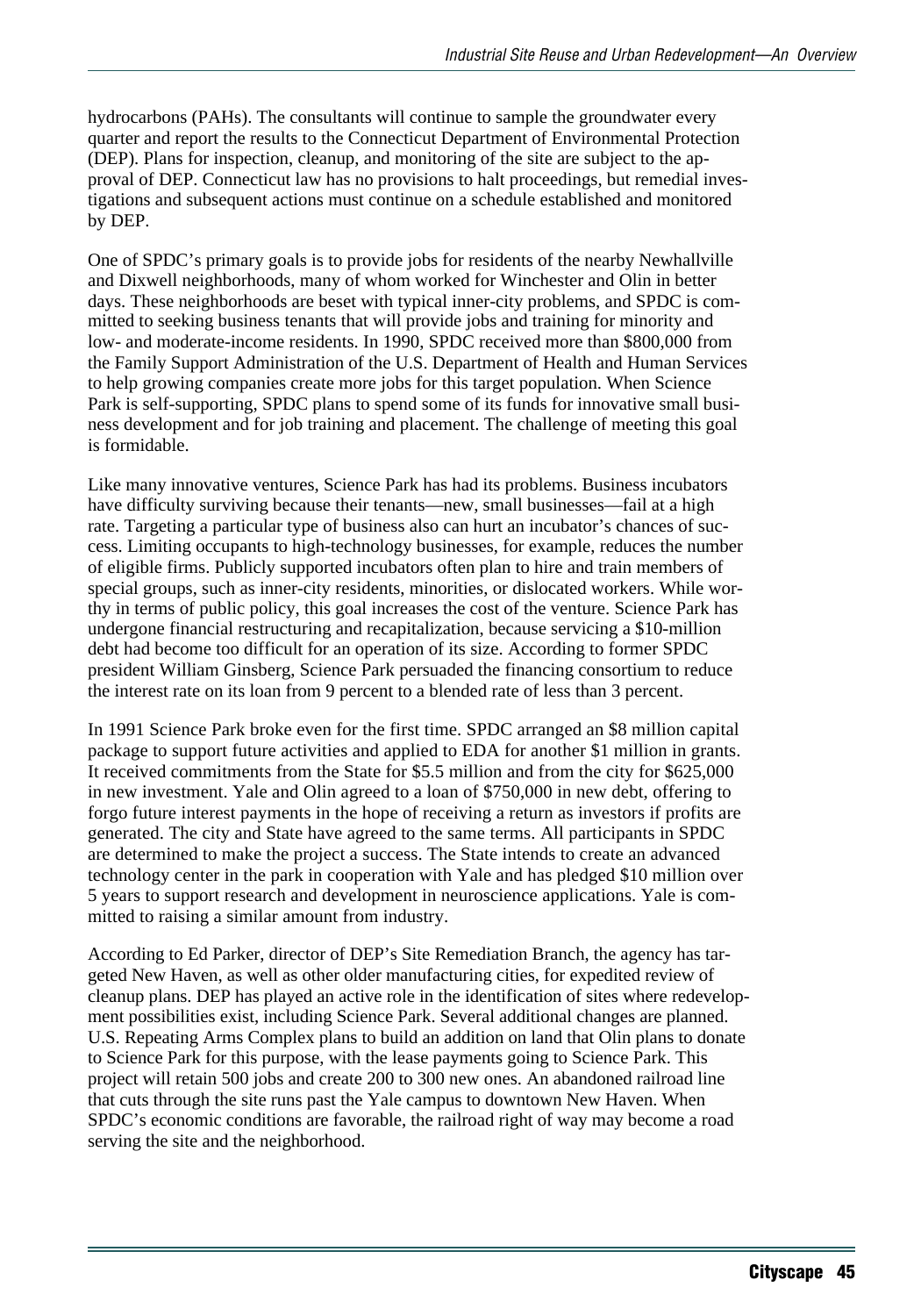hydrocarbons (PAHs). The consultants will continue to sample the groundwater every quarter and report the results to the Connecticut Department of Environmental Protection (DEP). Plans for inspection, cleanup, and monitoring of the site are subject to the approval of DEP. Connecticut law has no provisions to halt proceedings, but remedial investigations and subsequent actions must continue on a schedule established and monitored by DEP.

One of SPDC's primary goals is to provide jobs for residents of the nearby Newhallville and Dixwell neighborhoods, many of whom worked for Winchester and Olin in better days. These neighborhoods are beset with typical inner-city problems, and SPDC is committed to seeking business tenants that will provide jobs and training for minority and low- and moderate-income residents. In 1990, SPDC received more than $800,000 from the Family Support Administration of the U.S. Department of Health and Human Services to help growing companies create more jobs for this target population. When Science Park is self-supporting, SPDC plans to spend some of its funds for innovative small business development and for job training and placement. The challenge of meeting this goal is formidable.

Like many innovative ventures, Science Park has had its problems. Business incubators have difficulty surviving because their tenants—new, small businesses—fail at a high rate. Targeting a particular type of business also can hurt an incubator's chances of success. Limiting occupants to high-technology businesses, for example, reduces the number of eligible firms. Publicly supported incubators often plan to hire and train members of special groups, such as inner-city residents, minorities, or dislocated workers. While worthy in terms of public policy, this goal increases the cost of the venture. Science Park has undergone financial restructuring and recapitalization, because servicing a $10-million debt had become too difficult for an operation of its size. According to former SPDC president William Ginsberg, Science Park persuaded the financing consortium to reduce the interest rate on its loan from 9 percent to a blended rate of less than 3 percent.

In 1991 Science Park broke even for the first time. SPDC arranged an $8 million capital package to support future activities and applied to EDA for another $1 million in grants. It received commitments from the State for $5.5 million and from the city for $625,000 in new investment. Yale and Olin agreed to a loan of $750,000 in new debt, offering to forgo future interest payments in the hope of receiving a return as investors if profits are generated. The city and State have agreed to the same terms. All participants in SPDC are determined to make the project a success. The State intends to create an advanced technology center in the park in cooperation with Yale and has pledged $10 million over 5 years to support research and development in neuroscience applications. Yale is committed to raising a similar amount from industry.

According to Ed Parker, director of DEP's Site Remediation Branch, the agency has targeted New Haven, as well as other older manufacturing cities, for expedited review of cleanup plans. DEP has played an active role in the identification of sites where redevelopment possibilities exist, including Science Park. Several additional changes are planned. U.S. Repeating Arms Complex plans to build an addition on land that Olin plans to donate to Science Park for this purpose, with the lease payments going to Science Park. This project will retain 500 jobs and create 200 to 300 new ones. An abandoned railroad line that cuts through the site runs past the Yale campus to downtown New Haven. When SPDC's economic conditions are favorable, the railroad right of way may become a road serving the site and the neighborhood.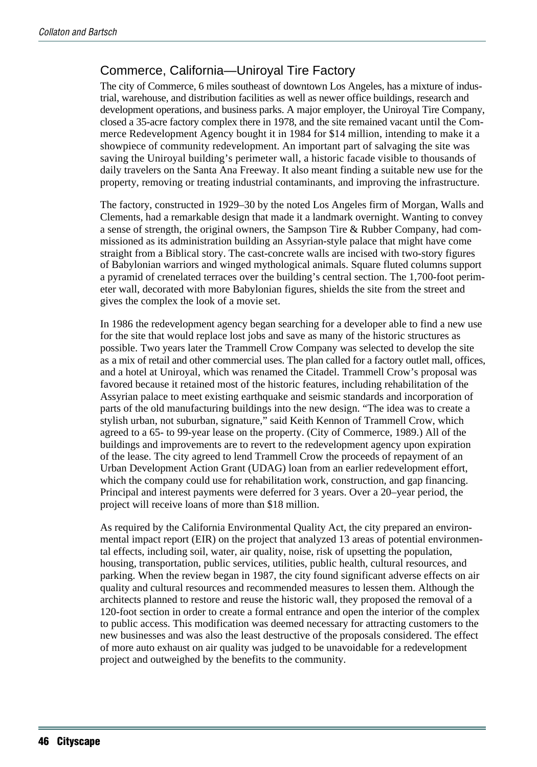## Commerce, California—Uniroyal Tire Factory

The city of Commerce, 6 miles southeast of downtown Los Angeles, has a mixture of industrial, warehouse, and distribution facilities as well as newer office buildings, research and development operations, and business parks. A major employer, the Uniroyal Tire Company, closed a 35-acre factory complex there in 1978, and the site remained vacant until the Commerce Redevelopment Agency bought it in 1984 for $14 million, intending to make it a showpiece of community redevelopment. An important part of salvaging the site was saving the Uniroyal building's perimeter wall, a historic facade visible to thousands of daily travelers on the Santa Ana Freeway. It also meant finding a suitable new use for the property, removing or treating industrial contaminants, and improving the infrastructure.

The factory, constructed in 1929–30 by the noted Los Angeles firm of Morgan, Walls and Clements, had a remarkable design that made it a landmark overnight. Wanting to convey a sense of strength, the original owners, the Sampson Tire & Rubber Company, had commissioned as its administration building an Assyrian-style palace that might have come straight from a Biblical story. The cast-concrete walls are incised with two-story figures of Babylonian warriors and winged mythological animals. Square fluted columns support a pyramid of crenelated terraces over the building's central section. The 1,700-foot perimeter wall, decorated with more Babylonian figures, shields the site from the street and gives the complex the look of a movie set.

In 1986 the redevelopment agency began searching for a developer able to find a new use for the site that would replace lost jobs and save as many of the historic structures as possible. Two years later the Trammell Crow Company was selected to develop the site as a mix of retail and other commercial uses. The plan called for a factory outlet mall, offices, and a hotel at Uniroyal, which was renamed the Citadel. Trammell Crow's proposal was favored because it retained most of the historic features, including rehabilitation of the Assyrian palace to meet existing earthquake and seismic standards and incorporation of parts of the old manufacturing buildings into the new design. "The idea was to create a stylish urban, not suburban, signature," said Keith Kennon of Trammell Crow, which agreed to a 65- to 99-year lease on the property. (City of Commerce, 1989.) All of the buildings and improvements are to revert to the redevelopment agency upon expiration of the lease. The city agreed to lend Trammell Crow the proceeds of repayment of an Urban Development Action Grant (UDAG) loan from an earlier redevelopment effort, which the company could use for rehabilitation work, construction, and gap financing. Principal and interest payments were deferred for 3 years. Over a 20–year period, the project will receive loans of more than $18 million.

As required by the California Environmental Quality Act, the city prepared an environmental impact report (EIR) on the project that analyzed 13 areas of potential environmental effects, including soil, water, air quality, noise, risk of upsetting the population, housing, transportation, public services, utilities, public health, cultural resources, and parking. When the review began in 1987, the city found significant adverse effects on air quality and cultural resources and recommended measures to lessen them. Although the architects planned to restore and reuse the historic wall, they proposed the removal of a 120-foot section in order to create a formal entrance and open the interior of the complex to public access. This modification was deemed necessary for attracting customers to the new businesses and was also the least destructive of the proposals considered. The effect of more auto exhaust on air quality was judged to be unavoidable for a redevelopment project and outweighed by the benefits to the community.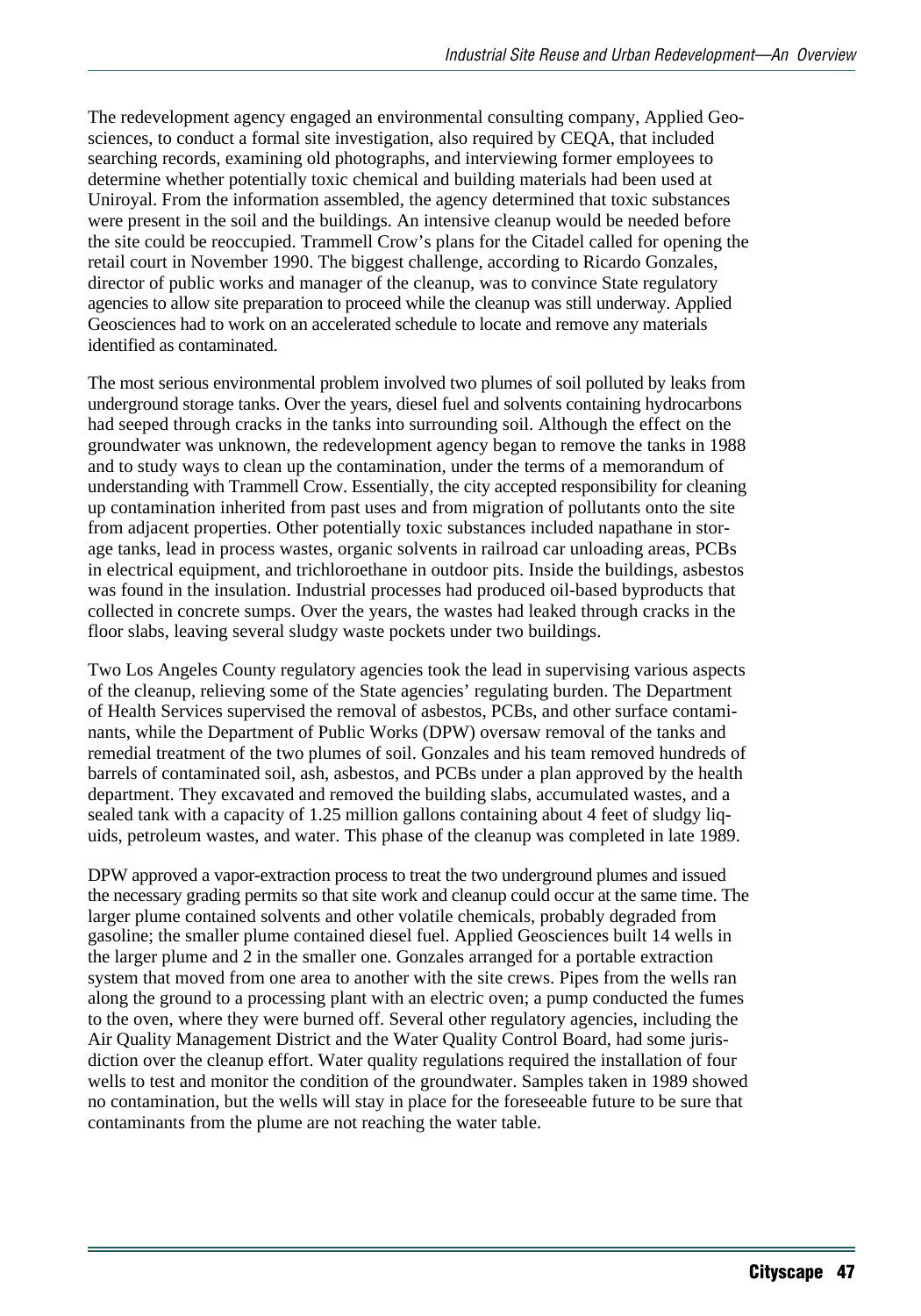The redevelopment agency engaged an environmental consulting company, Applied Geosciences, to conduct a formal site investigation, also required by CEQA, that included searching records, examining old photographs, and interviewing former employees to determine whether potentially toxic chemical and building materials had been used at Uniroyal. From the information assembled, the agency determined that toxic substances were present in the soil and the buildings. An intensive cleanup would be needed before the site could be reoccupied. Trammell Crow's plans for the Citadel called for opening the retail court in November 1990. The biggest challenge, according to Ricardo Gonzales, director of public works and manager of the cleanup, was to convince State regulatory agencies to allow site preparation to proceed while the cleanup was still underway. Applied Geosciences had to work on an accelerated schedule to locate and remove any materials identified as contaminated.

The most serious environmental problem involved two plumes of soil polluted by leaks from underground storage tanks. Over the years, diesel fuel and solvents containing hydrocarbons had seeped through cracks in the tanks into surrounding soil. Although the effect on the groundwater was unknown, the redevelopment agency began to remove the tanks in 1988 and to study ways to clean up the contamination, under the terms of a memorandum of understanding with Trammell Crow. Essentially, the city accepted responsibility for cleaning up contamination inherited from past uses and from migration of pollutants onto the site from adjacent properties. Other potentially toxic substances included napathane in storage tanks, lead in process wastes, organic solvents in railroad car unloading areas, PCBs in electrical equipment, and trichloroethane in outdoor pits. Inside the buildings, asbestos was found in the insulation. Industrial processes had produced oil-based byproducts that collected in concrete sumps. Over the years, the wastes had leaked through cracks in the floor slabs, leaving several sludgy waste pockets under two buildings.

Two Los Angeles County regulatory agencies took the lead in supervising various aspects of the cleanup, relieving some of the State agencies' regulating burden. The Department of Health Services supervised the removal of asbestos, PCBs, and other surface contaminants, while the Department of Public Works (DPW) oversaw removal of the tanks and remedial treatment of the two plumes of soil. Gonzales and his team removed hundreds of barrels of contaminated soil, ash, asbestos, and PCBs under a plan approved by the health department. They excavated and removed the building slabs, accumulated wastes, and a sealed tank with a capacity of 1.25 million gallons containing about 4 feet of sludgy liquids, petroleum wastes, and water. This phase of the cleanup was completed in late 1989.

DPW approved a vapor-extraction process to treat the two underground plumes and issued the necessary grading permits so that site work and cleanup could occur at the same time. The larger plume contained solvents and other volatile chemicals, probably degraded from gasoline; the smaller plume contained diesel fuel. Applied Geosciences built 14 wells in the larger plume and 2 in the smaller one. Gonzales arranged for a portable extraction system that moved from one area to another with the site crews. Pipes from the wells ran along the ground to a processing plant with an electric oven; a pump conducted the fumes to the oven, where they were burned off. Several other regulatory agencies, including the Air Quality Management District and the Water Quality Control Board, had some jurisdiction over the cleanup effort. Water quality regulations required the installation of four wells to test and monitor the condition of the groundwater. Samples taken in 1989 showed no contamination, but the wells will stay in place for the foreseeable future to be sure that contaminants from the plume are not reaching the water table.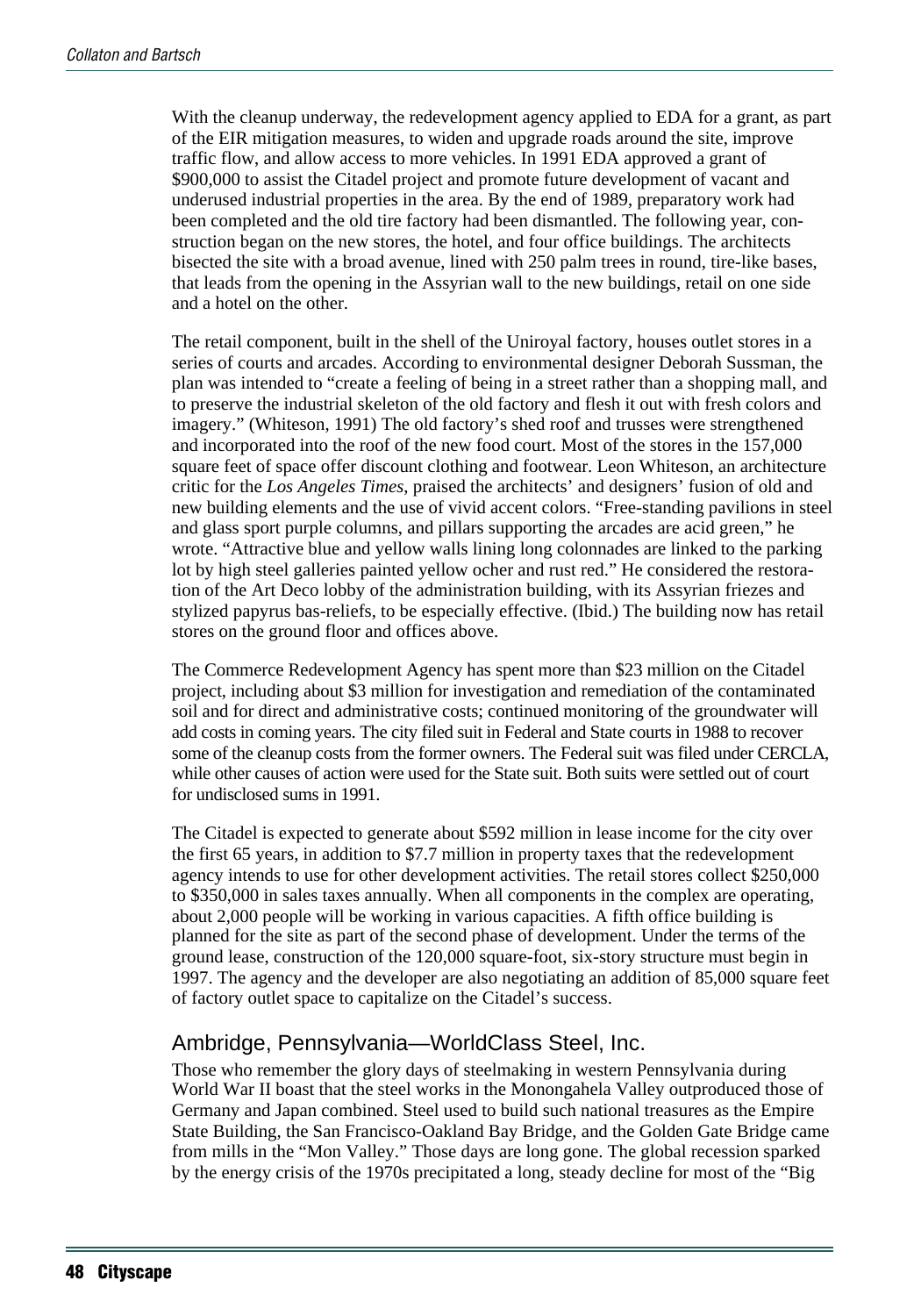With the cleanup underway, the redevelopment agency applied to EDA for a grant, as part of the EIR mitigation measures, to widen and upgrade roads around the site, improve traffic flow, and allow access to more vehicles. In 1991 EDA approved a grant of $900,000 to assist the Citadel project and promote future development of vacant and underused industrial properties in the area. By the end of 1989, preparatory work had been completed and the old tire factory had been dismantled. The following year, construction began on the new stores, the hotel, and four office buildings. The architects bisected the site with a broad avenue, lined with 250 palm trees in round, tire-like bases, that leads from the opening in the Assyrian wall to the new buildings, retail on one side and a hotel on the other.

The retail component, built in the shell of the Uniroyal factory, houses outlet stores in a series of courts and arcades. According to environmental designer Deborah Sussman, the plan was intended to "create a feeling of being in a street rather than a shopping mall, and to preserve the industrial skeleton of the old factory and flesh it out with fresh colors and imagery." (Whiteson, 1991) The old factory's shed roof and trusses were strengthened and incorporated into the roof of the new food court. Most of the stores in the 157,000 square feet of space offer discount clothing and footwear. Leon Whiteson, an architecture critic for the *Los Angeles Times*, praised the architects' and designers' fusion of old and new building elements and the use of vivid accent colors. "Free-standing pavilions in steel and glass sport purple columns, and pillars supporting the arcades are acid green," he wrote. "Attractive blue and yellow walls lining long colonnades are linked to the parking lot by high steel galleries painted yellow ocher and rust red." He considered the restoration of the Art Deco lobby of the administration building, with its Assyrian friezes and stylized papyrus bas-reliefs, to be especially effective. (Ibid.) The building now has retail stores on the ground floor and offices above.

The Commerce Redevelopment Agency has spent more than $23 million on the Citadel project, including about $3 million for investigation and remediation of the contaminated soil and for direct and administrative costs; continued monitoring of the groundwater will add costs in coming years. The city filed suit in Federal and State courts in 1988 to recover some of the cleanup costs from the former owners. The Federal suit was filed under CERCLA, while other causes of action were used for the State suit. Both suits were settled out of court for undisclosed sums in 1991.

The Citadel is expected to generate about $592 million in lease income for the city over the first 65 years, in addition to $7.7 million in property taxes that the redevelopment agency intends to use for other development activities. The retail stores collect $250,000 to $350,000 in sales taxes annually. When all components in the complex are operating, about 2,000 people will be working in various capacities. A fifth office building is planned for the site as part of the second phase of development. Under the terms of the ground lease, construction of the 120,000 square-foot, six-story structure must begin in 1997. The agency and the developer are also negotiating an addition of 85,000 square feet of factory outlet space to capitalize on the Citadel's success.

## Ambridge, Pennsylvania—WorldClass Steel, Inc.

Those who remember the glory days of steelmaking in western Pennsylvania during World War II boast that the steel works in the Monongahela Valley outproduced those of Germany and Japan combined. Steel used to build such national treasures as the Empire State Building, the San Francisco-Oakland Bay Bridge, and the Golden Gate Bridge came from mills in the "Mon Valley." Those days are long gone. The global recession sparked by the energy crisis of the 1970s precipitated a long, steady decline for most of the "Big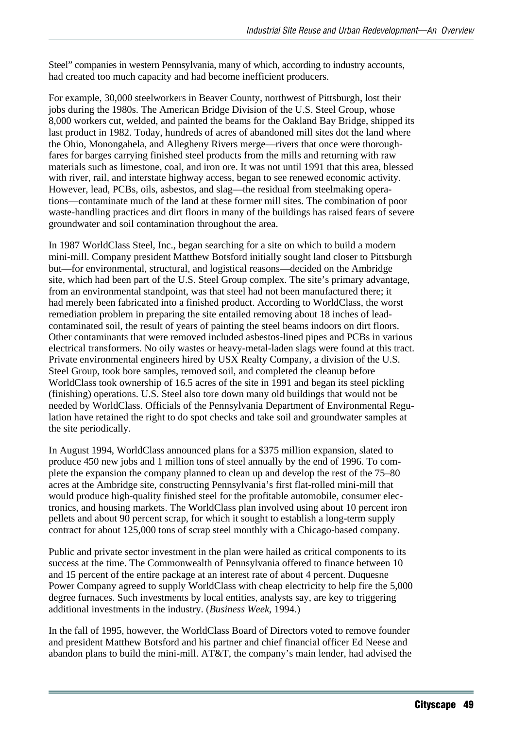Steel" companies in western Pennsylvania, many of which, according to industry accounts, had created too much capacity and had become inefficient producers.

For example, 30,000 steelworkers in Beaver County, northwest of Pittsburgh, lost their jobs during the 1980s. The American Bridge Division of the U.S. Steel Group, whose 8,000 workers cut, welded, and painted the beams for the Oakland Bay Bridge, shipped its last product in 1982. Today, hundreds of acres of abandoned mill sites dot the land where the Ohio, Monongahela, and Allegheny Rivers merge—rivers that once were thoroughfares for barges carrying finished steel products from the mills and returning with raw materials such as limestone, coal, and iron ore. It was not until 1991 that this area, blessed with river, rail, and interstate highway access, began to see renewed economic activity. However, lead, PCBs, oils, asbestos, and slag—the residual from steelmaking operations—contaminate much of the land at these former mill sites. The combination of poor waste-handling practices and dirt floors in many of the buildings has raised fears of severe groundwater and soil contamination throughout the area.

In 1987 WorldClass Steel, Inc., began searching for a site on which to build a modern mini-mill. Company president Matthew Botsford initially sought land closer to Pittsburgh but—for environmental, structural, and logistical reasons—decided on the Ambridge site, which had been part of the U.S. Steel Group complex. The site's primary advantage, from an environmental standpoint, was that steel had not been manufactured there; it had merely been fabricated into a finished product. According to WorldClass, the worst remediation problem in preparing the site entailed removing about 18 inches of lead-contaminated soil, the result of years of painting the steel beams indoors on dirt floors. Other contaminants that were removed included asbestos-lined pipes and PCBs in various electrical transformers. No oily wastes or heavy-metal-laden slags were found at this tract. Private environmental engineers hired by USX Realty Company, a division of the U.S. Steel Group, took bore samples, removed soil, and completed the cleanup before WorldClass took ownership of 16.5 acres of the site in 1991 and began its steel pickling (finishing) operations. U.S. Steel also tore down many old buildings that would not be needed by WorldClass. Officials of the Pennsylvania Department of Environmental Regulation have retained the right to do spot checks and take soil and groundwater samples at the site periodically.

In August 1994, WorldClass announced plans for a \$375 million expansion, slated to produce 450 new jobs and 1 million tons of steel annually by the end of 1996. To complete the expansion the company planned to clean up and develop the rest of the 75–80 acres at the Ambridge site, constructing Pennsylvania's first flat-rolled mini-mill that would produce high-quality finished steel for the profitable automobile, consumer electronics, and housing markets. The WorldClass plan involved using about 10 percent iron pellets and about 90 percent scrap, for which it sought to establish a long-term supply contract for about 125,000 tons of scrap steel monthly with a Chicago-based company.

Public and private sector investment in the plan were hailed as critical components to its success at the time. The Commonwealth of Pennsylvania offered to finance between 10 and 15 percent of the entire package at an interest rate of about 4 percent. Duquesne Power Company agreed to supply WorldClass with cheap electricity to help fire the 5,000 degree furnaces. Such investments by local entities, analysts say, are key to triggering additional investments in the industry. (*Business Week*, 1994.)

In the fall of 1995, however, the WorldClass Board of Directors voted to remove founder and president Matthew Botsford and his partner and chief financial officer Ed Neese and abandon plans to build the mini-mill. AT&T, the company's main lender, had advised the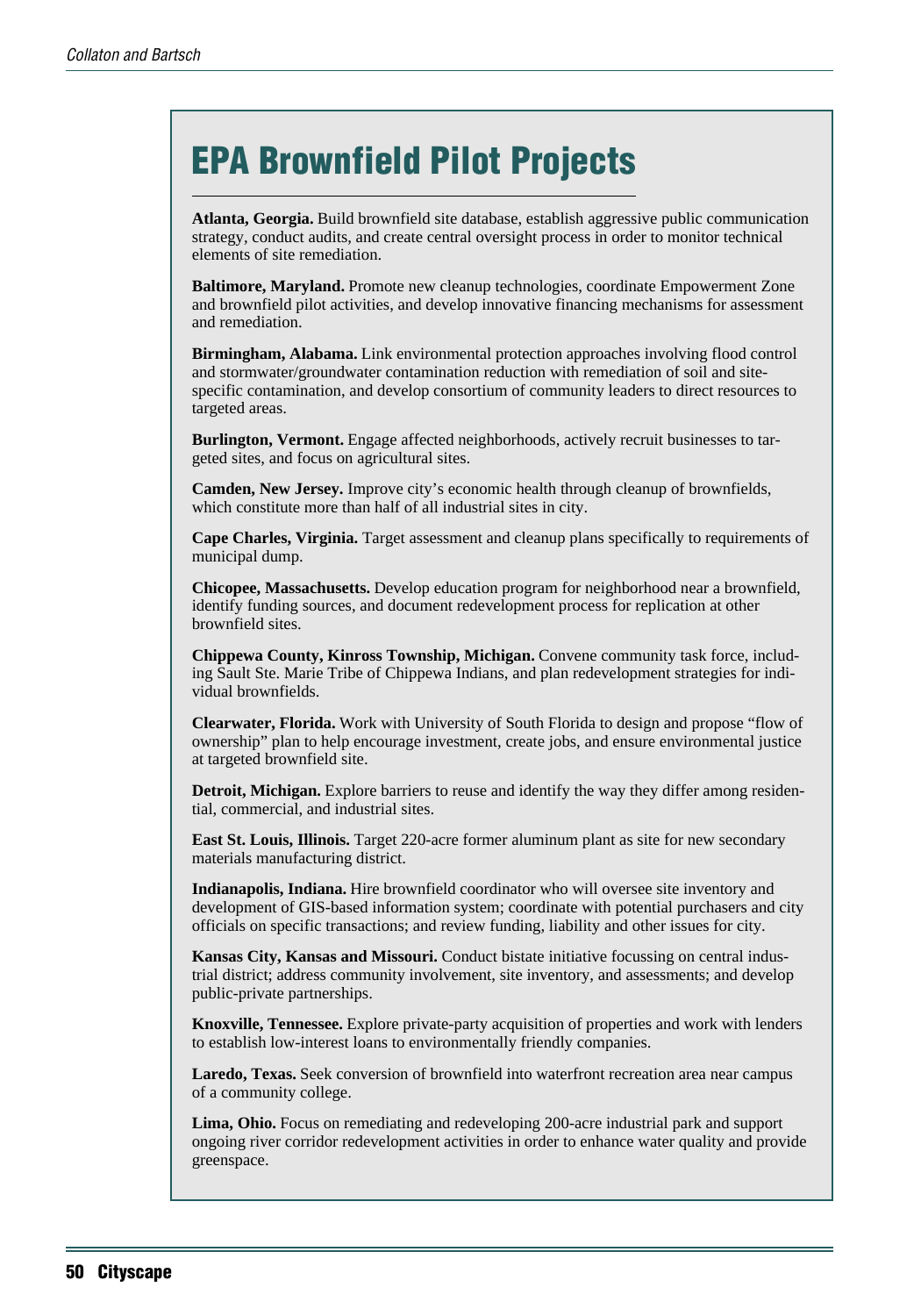## EPA Brownfield Pilot Projects

**Atlanta, Georgia.** Build brownfield site database, establish aggressive public communication strategy, conduct audits, and create central oversight process in order to monitor technical elements of site remediation.

**Baltimore, Maryland.** Promote new cleanup technologies, coordinate Empowerment Zone and brownfield pilot activities, and develop innovative financing mechanisms for assessment and remediation.

**Birmingham, Alabama.** Link environmental protection approaches involving flood control and stormwater/groundwater contamination reduction with remediation of soil and site-specific contamination, and develop consortium of community leaders to direct resources to targeted areas.

**Burlington, Vermont.** Engage affected neighborhoods, actively recruit businesses to targeted sites, and focus on agricultural sites.

**Camden, New Jersey.** Improve city's economic health through cleanup of brownfields, which constitute more than half of all industrial sites in city.

**Cape Charles, Virginia.** Target assessment and cleanup plans specifically to requirements of municipal dump.

**Chicopee, Massachusetts.** Develop education program for neighborhood near a brownfield, identify funding sources, and document redevelopment process for replication at other brownfield sites.

**Chippewa County, Kinross Township, Michigan.** Convene community task force, including Sault Ste. Marie Tribe of Chippewa Indians, and plan redevelopment strategies for individual brownfields.

**Clearwater, Florida.** Work with University of South Florida to design and propose "flow of ownership" plan to help encourage investment, create jobs, and ensure environmental justice at targeted brownfield site.

**Detroit, Michigan.** Explore barriers to reuse and identify the way they differ among residential, commercial, and industrial sites.

**East St. Louis, Illinois.** Target 220-acre former aluminum plant as site for new secondary materials manufacturing district.

**Indianapolis, Indiana.** Hire brownfield coordinator who will oversee site inventory and development of GIS-based information system; coordinate with potential purchasers and city officials on specific transactions; and review funding, liability and other issues for city.

**Kansas City, Kansas and Missouri.** Conduct bistate initiative focussing on central industrial district; address community involvement, site inventory, and assessments; and develop public-private partnerships.

**Knoxville, Tennessee.** Explore private-party acquisition of properties and work with lenders to establish low-interest loans to environmentally friendly companies.

**Laredo, Texas.** Seek conversion of brownfield into waterfront recreation area near campus of a community college.

**Lima, Ohio.** Focus on remediating and redeveloping 200-acre industrial park and support ongoing river corridor redevelopment activities in order to enhance water quality and provide greenspace.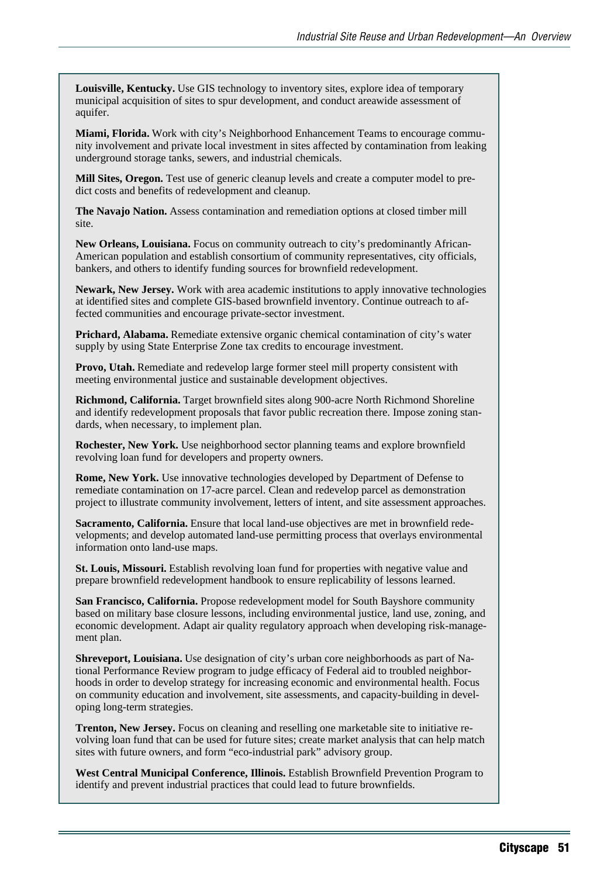**Louisville, Kentucky.** Use GIS technology to inventory sites, explore idea of temporary municipal acquisition of sites to spur development, and conduct areawide assessment of aquifer.

**Miami, Florida.** Work with city's Neighborhood Enhancement Teams to encourage community involvement and private local investment in sites affected by contamination from leaking underground storage tanks, sewers, and industrial chemicals.

**Mill Sites, Oregon.** Test use of generic cleanup levels and create a computer model to predict costs and benefits of redevelopment and cleanup.

**The Navajo Nation.** Assess contamination and remediation options at closed timber mill site.

**New Orleans, Louisiana.** Focus on community outreach to city's predominantly African-American population and establish consortium of community representatives, city officials, bankers, and others to identify funding sources for brownfield redevelopment.

**Newark, New Jersey.** Work with area academic institutions to apply innovative technologies at identified sites and complete GIS-based brownfield inventory. Continue outreach to affected communities and encourage private-sector investment.

**Prichard, Alabama.** Remediate extensive organic chemical contamination of city's water supply by using State Enterprise Zone tax credits to encourage investment.

**Provo, Utah.** Remediate and redevelop large former steel mill property consistent with meeting environmental justice and sustainable development objectives.

**Richmond, California.** Target brownfield sites along 900-acre North Richmond Shoreline and identify redevelopment proposals that favor public recreation there. Impose zoning standards, when necessary, to implement plan.

**Rochester, New York.** Use neighborhood sector planning teams and explore brownfield revolving loan fund for developers and property owners.

**Rome, New York.** Use innovative technologies developed by Department of Defense to remediate contamination on 17-acre parcel. Clean and redevelop parcel as demonstration project to illustrate community involvement, letters of intent, and site assessment approaches.

**Sacramento, California.** Ensure that local land-use objectives are met in brownfield redevelopments; and develop automated land-use permitting process that overlays environmental information onto land-use maps.

**St. Louis, Missouri.** Establish revolving loan fund for properties with negative value and prepare brownfield redevelopment handbook to ensure replicability of lessons learned.

**San Francisco, California.** Propose redevelopment model for South Bayshore community based on military base closure lessons, including environmental justice, land use, zoning, and economic development. Adapt air quality regulatory approach when developing risk-management plan.

**Shreveport, Louisiana.** Use designation of city's urban core neighborhoods as part of National Performance Review program to judge efficacy of Federal aid to troubled neighborhoods in order to develop strategy for increasing economic and environmental health. Focus on community education and involvement, site assessments, and capacity-building in developing long-term strategies.

**Trenton, New Jersey.** Focus on cleaning and reselling one marketable site to initiative revolving loan fund that can be used for future sites; create market analysis that can help match sites with future owners, and form "eco-industrial park" advisory group.

**West Central Municipal Conference, Illinois.** Establish Brownfield Prevention Program to identify and prevent industrial practices that could lead to future brownfields.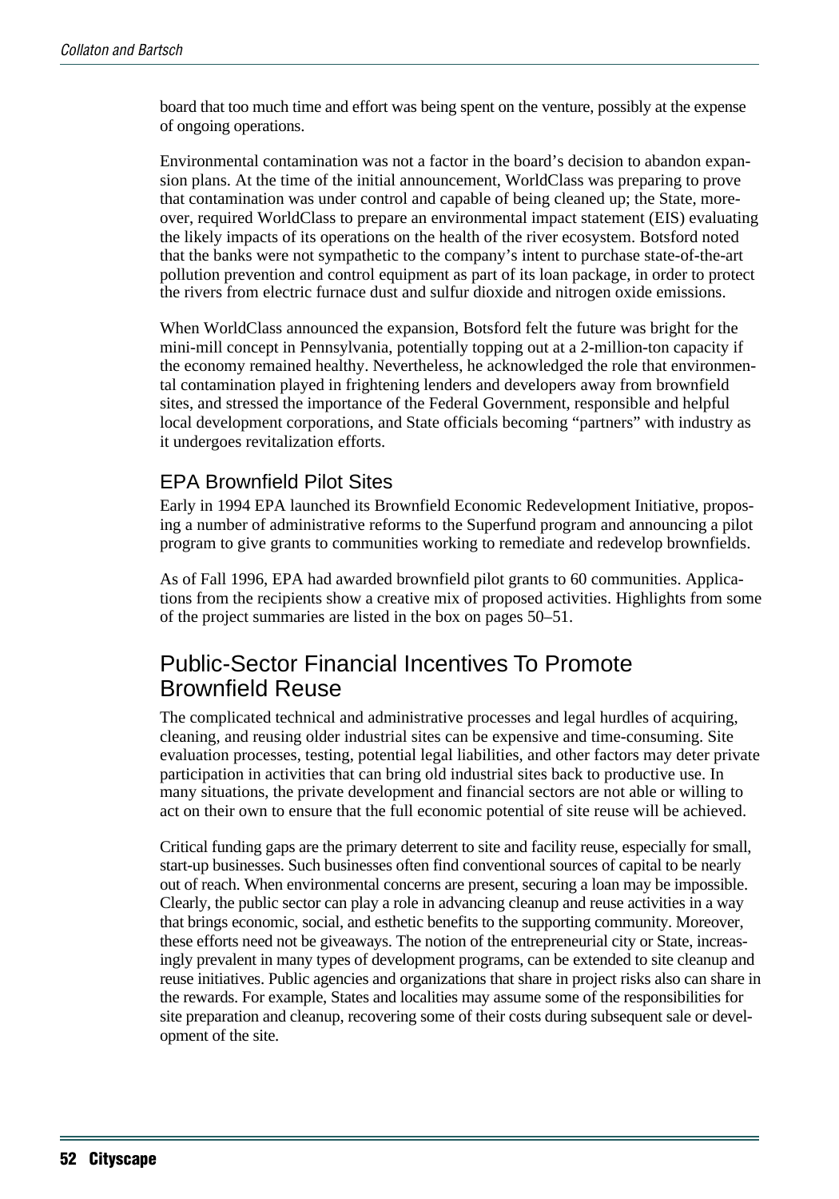board that too much time and effort was being spent on the venture, possibly at the expense of ongoing operations.

Environmental contamination was not a factor in the board's decision to abandon expansion plans. At the time of the initial announcement, WorldClass was preparing to prove that contamination was under control and capable of being cleaned up; the State, moreover, required WorldClass to prepare an environmental impact statement (EIS) evaluating the likely impacts of its operations on the health of the river ecosystem. Botsford noted that the banks were not sympathetic to the company's intent to purchase state-of-the-art pollution prevention and control equipment as part of its loan package, in order to protect the rivers from electric furnace dust and sulfur dioxide and nitrogen oxide emissions.

When WorldClass announced the expansion, Botsford felt the future was bright for the mini-mill concept in Pennsylvania, potentially topping out at a 2-million-ton capacity if the economy remained healthy. Nevertheless, he acknowledged the role that environmental contamination played in frightening lenders and developers away from brownfield sites, and stressed the importance of the Federal Government, responsible and helpful local development corporations, and State officials becoming "partners" with industry as it undergoes revitalization efforts.

### EPA Brownfield Pilot Sites

Early in 1994 EPA launched its Brownfield Economic Redevelopment Initiative, proposing a number of administrative reforms to the Superfund program and announcing a pilot program to give grants to communities working to remediate and redevelop brownfields.

As of Fall 1996, EPA had awarded brownfield pilot grants to 60 communities. Applications from the recipients show a creative mix of proposed activities. Highlights from some of the project summaries are listed in the box on pages 50–51.

## Public-Sector Financial Incentives To Promote Brownfield Reuse

The complicated technical and administrative processes and legal hurdles of acquiring, cleaning, and reusing older industrial sites can be expensive and time-consuming. Site evaluation processes, testing, potential legal liabilities, and other factors may deter private participation in activities that can bring old industrial sites back to productive use. In many situations, the private development and financial sectors are not able or willing to act on their own to ensure that the full economic potential of site reuse will be achieved.

Critical funding gaps are the primary deterrent to site and facility reuse, especially for small, start-up businesses. Such businesses often find conventional sources of capital to be nearly out of reach. When environmental concerns are present, securing a loan may be impossible. Clearly, the public sector can play a role in advancing cleanup and reuse activities in a way that brings economic, social, and esthetic benefits to the supporting community. Moreover, these efforts need not be giveaways. The notion of the entrepreneurial city or State, increasingly prevalent in many types of development programs, can be extended to site cleanup and reuse initiatives. Public agencies and organizations that share in project risks also can share in the rewards. For example, States and localities may assume some of the responsibilities for site preparation and cleanup, recovering some of their costs during subsequent sale or development of the site.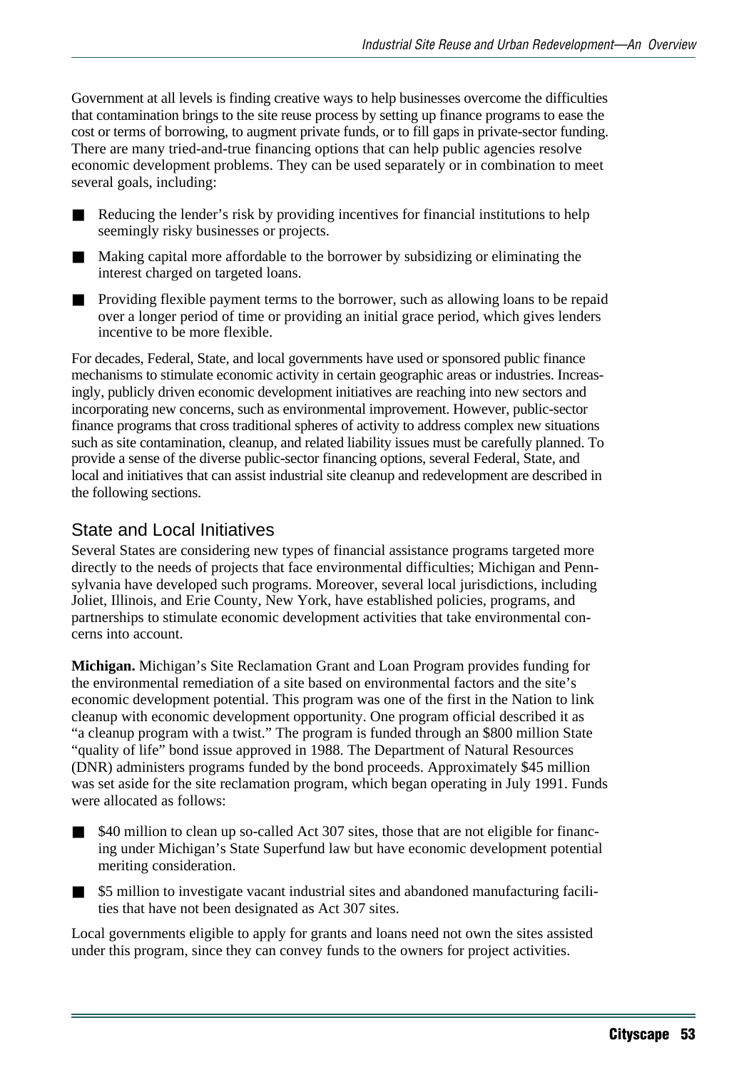Government at all levels is finding creative ways to help businesses overcome the difficulties that contamination brings to the site reuse process by setting up finance programs to ease the cost or terms of borrowing, to augment private funds, or to fill gaps in private-sector funding. There are many tried-and-true financing options that can help public agencies resolve economic development problems. They can be used separately or in combination to meet several goals, including:

- Reducing the lender's risk by providing incentives for financial institutions to help seemingly risky businesses or projects.
- Making capital more affordable to the borrower by subsidizing or eliminating the interest charged on targeted loans.
- Providing flexible payment terms to the borrower, such as allowing loans to be repaid over a longer period of time or providing an initial grace period, which gives lenders incentive to be more flexible.

For decades, Federal, State, and local governments have used or sponsored public finance mechanisms to stimulate economic activity in certain geographic areas or industries. Increasingly, publicly driven economic development initiatives are reaching into new sectors and incorporating new concerns, such as environmental improvement. However, public-sector finance programs that cross traditional spheres of activity to address complex new situations such as site contamination, cleanup, and related liability issues must be carefully planned. To provide a sense of the diverse public-sector financing options, several Federal, State, and local and initiatives that can assist industrial site cleanup and redevelopment are described in the following sections.

## State and Local Initiatives

Several States are considering new types of financial assistance programs targeted more directly to the needs of projects that face environmental difficulties; Michigan and Pennsylvania have developed such programs. Moreover, several local jurisdictions, including Joliet, Illinois, and Erie County, New York, have established policies, programs, and partnerships to stimulate economic development activities that take environmental concerns into account.

**Michigan.** Michigan's Site Reclamation Grant and Loan Program provides funding for the environmental remediation of a site based on environmental factors and the site's economic development potential. This program was one of the first in the Nation to link cleanup with economic development opportunity. One program official described it as "a cleanup program with a twist." The program is funded through an $800 million State "quality of life" bond issue approved in 1988. The Department of Natural Resources (DNR) administers programs funded by the bond proceeds. Approximately $45 million was set aside for the site reclamation program, which began operating in July 1991. Funds were allocated as follows:

- $40 million to clean up so-called Act 307 sites, those that are not eligible for financing under Michigan's State Superfund law but have economic development potential meriting consideration.
- $5 million to investigate vacant industrial sites and abandoned manufacturing facilities that have not been designated as Act 307 sites.

Local governments eligible to apply for grants and loans need not own the sites assisted under this program, since they can convey funds to the owners for project activities.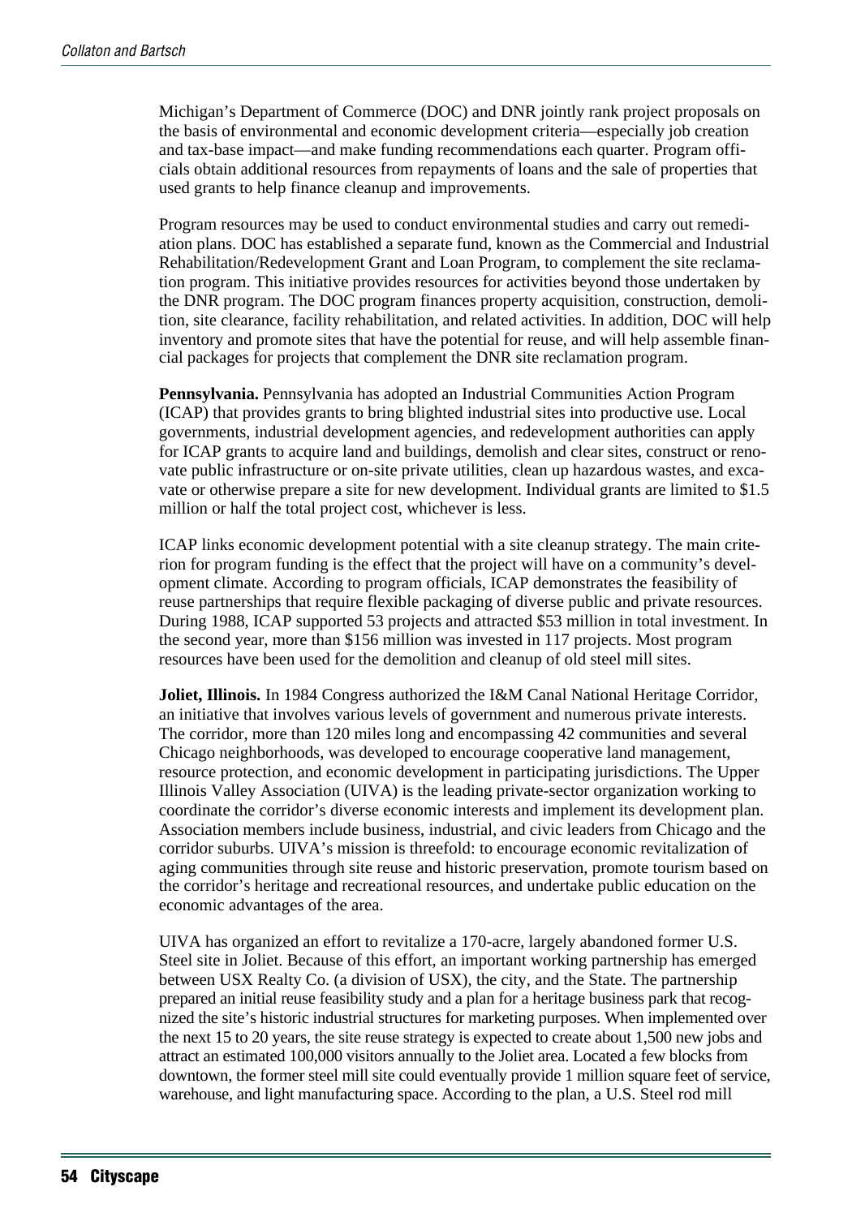Michigan's Department of Commerce (DOC) and DNR jointly rank project proposals on the basis of environmental and economic development criteria—especially job creation and tax-base impact—and make funding recommendations each quarter. Program officials obtain additional resources from repayments of loans and the sale of properties that used grants to help finance cleanup and improvements.

Program resources may be used to conduct environmental studies and carry out remediation plans. DOC has established a separate fund, known as the Commercial and Industrial Rehabilitation/Redevelopment Grant and Loan Program, to complement the site reclamation program. This initiative provides resources for activities beyond those undertaken by the DNR program. The DOC program finances property acquisition, construction, demolition, site clearance, facility rehabilitation, and related activities. In addition, DOC will help inventory and promote sites that have the potential for reuse, and will help assemble financial packages for projects that complement the DNR site reclamation program.

**Pennsylvania.** Pennsylvania has adopted an Industrial Communities Action Program (ICAP) that provides grants to bring blighted industrial sites into productive use. Local governments, industrial development agencies, and redevelopment authorities can apply for ICAP grants to acquire land and buildings, demolish and clear sites, construct or renovate public infrastructure or on-site private utilities, clean up hazardous wastes, and excavate or otherwise prepare a site for new development. Individual grants are limited to $1.5 million or half the total project cost, whichever is less.

ICAP links economic development potential with a site cleanup strategy. The main criterion for program funding is the effect that the project will have on a community's development climate. According to program officials, ICAP demonstrates the feasibility of reuse partnerships that require flexible packaging of diverse public and private resources. During 1988, ICAP supported 53 projects and attracted $53 million in total investment. In the second year, more than $156 million was invested in 117 projects. Most program resources have been used for the demolition and cleanup of old steel mill sites.

**Joliet, Illinois.** In 1984 Congress authorized the I&M Canal National Heritage Corridor, an initiative that involves various levels of government and numerous private interests. The corridor, more than 120 miles long and encompassing 42 communities and several Chicago neighborhoods, was developed to encourage cooperative land management, resource protection, and economic development in participating jurisdictions. The Upper Illinois Valley Association (UIVA) is the leading private-sector organization working to coordinate the corridor's diverse economic interests and implement its development plan. Association members include business, industrial, and civic leaders from Chicago and the corridor suburbs. UIVA's mission is threefold: to encourage economic revitalization of aging communities through site reuse and historic preservation, promote tourism based on the corridor's heritage and recreational resources, and undertake public education on the economic advantages of the area.

UIVA has organized an effort to revitalize a 170-acre, largely abandoned former U.S. Steel site in Joliet. Because of this effort, an important working partnership has emerged between USX Realty Co. (a division of USX), the city, and the State. The partnership prepared an initial reuse feasibility study and a plan for a heritage business park that recognized the site's historic industrial structures for marketing purposes. When implemented over the next 15 to 20 years, the site reuse strategy is expected to create about 1,500 new jobs and attract an estimated 100,000 visitors annually to the Joliet area. Located a few blocks from downtown, the former steel mill site could eventually provide 1 million square feet of service, warehouse, and light manufacturing space. According to the plan, a U.S. Steel rod mill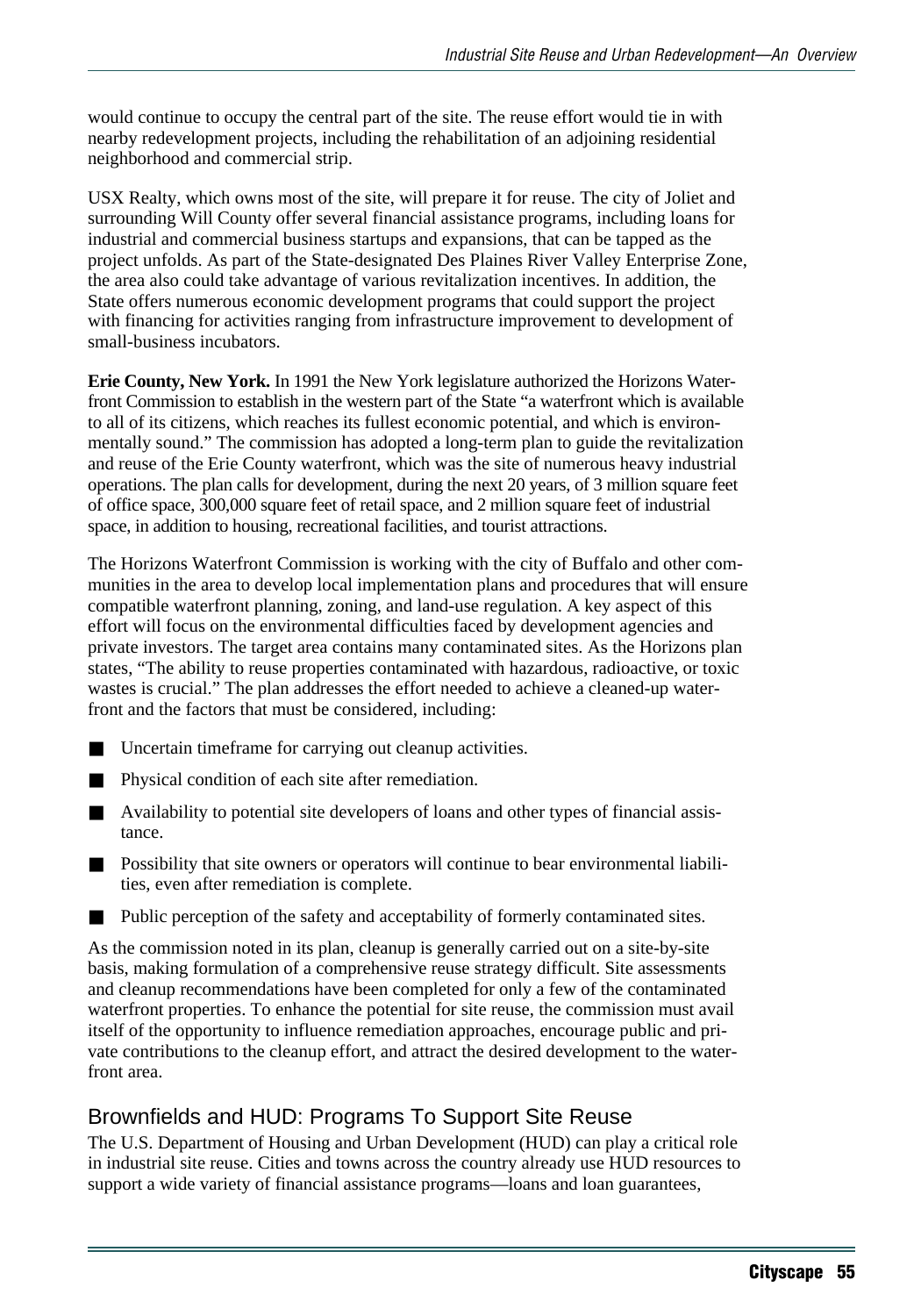would continue to occupy the central part of the site. The reuse effort would tie in with nearby redevelopment projects, including the rehabilitation of an adjoining residential neighborhood and commercial strip.

USX Realty, which owns most of the site, will prepare it for reuse. The city of Joliet and surrounding Will County offer several financial assistance programs, including loans for industrial and commercial business startups and expansions, that can be tapped as the project unfolds. As part of the State-designated Des Plaines River Valley Enterprise Zone, the area also could take advantage of various revitalization incentives. In addition, the State offers numerous economic development programs that could support the project with financing for activities ranging from infrastructure improvement to development of small-business incubators.

**Erie County, New York.** In 1991 the New York legislature authorized the Horizons Waterfront Commission to establish in the western part of the State "a waterfront which is available to all of its citizens, which reaches its fullest economic potential, and which is environmentally sound." The commission has adopted a long-term plan to guide the revitalization and reuse of the Erie County waterfront, which was the site of numerous heavy industrial operations. The plan calls for development, during the next 20 years, of 3 million square feet of office space, 300,000 square feet of retail space, and 2 million square feet of industrial space, in addition to housing, recreational facilities, and tourist attractions.

The Horizons Waterfront Commission is working with the city of Buffalo and other communities in the area to develop local implementation plans and procedures that will ensure compatible waterfront planning, zoning, and land-use regulation. A key aspect of this effort will focus on the environmental difficulties faced by development agencies and private investors. The target area contains many contaminated sites. As the Horizons plan states, "The ability to reuse properties contaminated with hazardous, radioactive, or toxic wastes is crucial." The plan addresses the effort needed to achieve a cleaned-up waterfront and the factors that must be considered, including:

- Uncertain timeframe for carrying out cleanup activities.
- Physical condition of each site after remediation.
- Availability to potential site developers of loans and other types of financial assistance.
- Possibility that site owners or operators will continue to bear environmental liabilities, even after remediation is complete.
- Public perception of the safety and acceptability of formerly contaminated sites.

As the commission noted in its plan, cleanup is generally carried out on a site-by-site basis, making formulation of a comprehensive reuse strategy difficult. Site assessments and cleanup recommendations have been completed for only a few of the contaminated waterfront properties. To enhance the potential for site reuse, the commission must avail itself of the opportunity to influence remediation approaches, encourage public and private contributions to the cleanup effort, and attract the desired development to the waterfront area.

## Brownfields and HUD: Programs To Support Site Reuse

The U.S. Department of Housing and Urban Development (HUD) can play a critical role in industrial site reuse. Cities and towns across the country already use HUD resources to support a wide variety of financial assistance programs—loans and loan guarantees,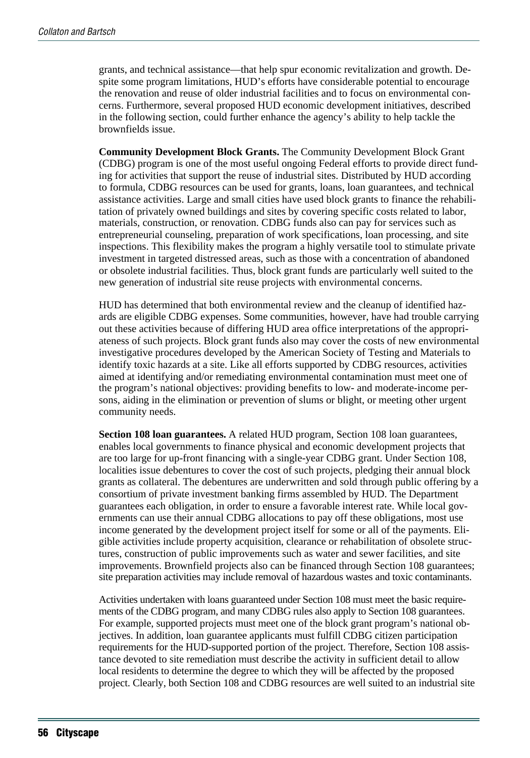grants, and technical assistance—that help spur economic revitalization and growth. Despite some program limitations, HUD's efforts have considerable potential to encourage the renovation and reuse of older industrial facilities and to focus on environmental concerns. Furthermore, several proposed HUD economic development initiatives, described in the following section, could further enhance the agency's ability to help tackle the brownfields issue.

**Community Development Block Grants.** The Community Development Block Grant (CDBG) program is one of the most useful ongoing Federal efforts to provide direct funding for activities that support the reuse of industrial sites. Distributed by HUD according to formula, CDBG resources can be used for grants, loans, loan guarantees, and technical assistance activities. Large and small cities have used block grants to finance the rehabilitation of privately owned buildings and sites by covering specific costs related to labor, materials, construction, or renovation. CDBG funds also can pay for services such as entrepreneurial counseling, preparation of work specifications, loan processing, and site inspections. This flexibility makes the program a highly versatile tool to stimulate private investment in targeted distressed areas, such as those with a concentration of abandoned or obsolete industrial facilities. Thus, block grant funds are particularly well suited to the new generation of industrial site reuse projects with environmental concerns.

HUD has determined that both environmental review and the cleanup of identified hazards are eligible CDBG expenses. Some communities, however, have had trouble carrying out these activities because of differing HUD area office interpretations of the appropriateness of such projects. Block grant funds also may cover the costs of new environmental investigative procedures developed by the American Society of Testing and Materials to identify toxic hazards at a site. Like all efforts supported by CDBG resources, activities aimed at identifying and/or remediating environmental contamination must meet one of the program's national objectives: providing benefits to low- and moderate-income persons, aiding in the elimination or prevention of slums or blight, or meeting other urgent community needs.

**Section 108 loan guarantees.** A related HUD program, Section 108 loan guarantees, enables local governments to finance physical and economic development projects that are too large for up-front financing with a single-year CDBG grant. Under Section 108, localities issue debentures to cover the cost of such projects, pledging their annual block grants as collateral. The debentures are underwritten and sold through public offering by a consortium of private investment banking firms assembled by HUD. The Department guarantees each obligation, in order to ensure a favorable interest rate. While local governments can use their annual CDBG allocations to pay off these obligations, most use income generated by the development project itself for some or all of the payments. Eligible activities include property acquisition, clearance or rehabilitation of obsolete structures, construction of public improvements such as water and sewer facilities, and site improvements. Brownfield projects also can be financed through Section 108 guarantees; site preparation activities may include removal of hazardous wastes and toxic contaminants.

Activities undertaken with loans guaranteed under Section 108 must meet the basic requirements of the CDBG program, and many CDBG rules also apply to Section 108 guarantees. For example, supported projects must meet one of the block grant program's national objectives. In addition, loan guarantee applicants must fulfill CDBG citizen participation requirements for the HUD-supported portion of the project. Therefore, Section 108 assistance devoted to site remediation must describe the activity in sufficient detail to allow local residents to determine the degree to which they will be affected by the proposed project. Clearly, both Section 108 and CDBG resources are well suited to an industrial site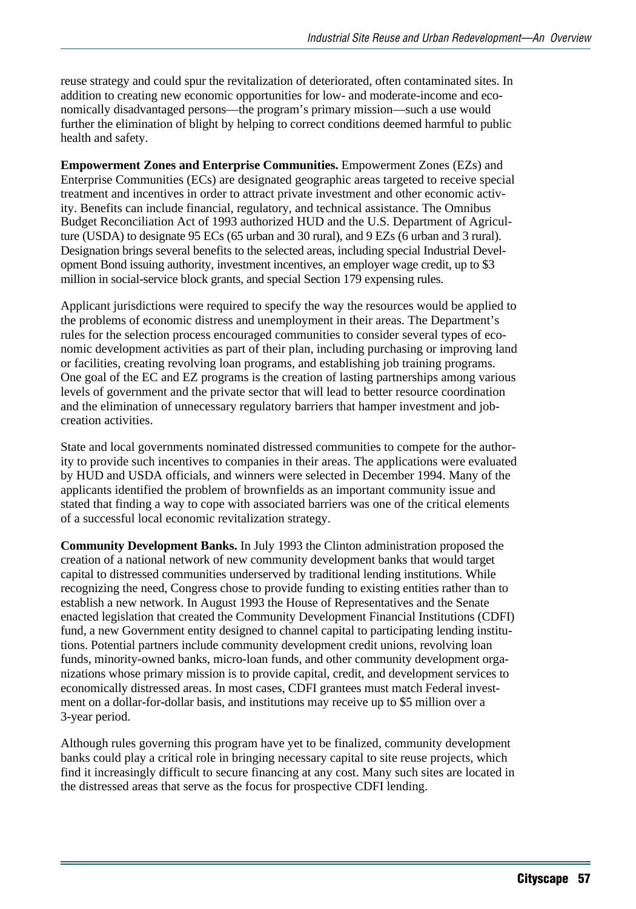reuse strategy and could spur the revitalization of deteriorated, often contaminated sites. In addition to creating new economic opportunities for low- and moderate-income and economically disadvantaged persons—the program's primary mission—such a use would further the elimination of blight by helping to correct conditions deemed harmful to public health and safety.

**Empowerment Zones and Enterprise Communities.** Empowerment Zones (EZs) and Enterprise Communities (ECs) are designated geographic areas targeted to receive special treatment and incentives in order to attract private investment and other economic activity. Benefits can include financial, regulatory, and technical assistance. The Omnibus Budget Reconciliation Act of 1993 authorized HUD and the U.S. Department of Agriculture (USDA) to designate 95 ECs (65 urban and 30 rural), and 9 EZs (6 urban and 3 rural). Designation brings several benefits to the selected areas, including special Industrial Development Bond issuing authority, investment incentives, an employer wage credit, up to $3 million in social-service block grants, and special Section 179 expensing rules.

Applicant jurisdictions were required to specify the way the resources would be applied to the problems of economic distress and unemployment in their areas. The Department's rules for the selection process encouraged communities to consider several types of economic development activities as part of their plan, including purchasing or improving land or facilities, creating revolving loan programs, and establishing job training programs. One goal of the EC and EZ programs is the creation of lasting partnerships among various levels of government and the private sector that will lead to better resource coordination and the elimination of unnecessary regulatory barriers that hamper investment and job-creation activities.

State and local governments nominated distressed communities to compete for the authority to provide such incentives to companies in their areas. The applications were evaluated by HUD and USDA officials, and winners were selected in December 1994. Many of the applicants identified the problem of brownfields as an important community issue and stated that finding a way to cope with associated barriers was one of the critical elements of a successful local economic revitalization strategy.

**Community Development Banks.** In July 1993 the Clinton administration proposed the creation of a national network of new community development banks that would target capital to distressed communities underserved by traditional lending institutions. While recognizing the need, Congress chose to provide funding to existing entities rather than to establish a new network. In August 1993 the House of Representatives and the Senate enacted legislation that created the Community Development Financial Institutions (CDFI) fund, a new Government entity designed to channel capital to participating lending institutions. Potential partners include community development credit unions, revolving loan funds, minority-owned banks, micro-loan funds, and other community development organizations whose primary mission is to provide capital, credit, and development services to economically distressed areas. In most cases, CDFI grantees must match Federal investment on a dollar-for-dollar basis, and institutions may receive up to $5 million over a 3-year period.

Although rules governing this program have yet to be finalized, community development banks could play a critical role in bringing necessary capital to site reuse projects, which find it increasingly difficult to secure financing at any cost. Many such sites are located in the distressed areas that serve as the focus for prospective CDFI lending.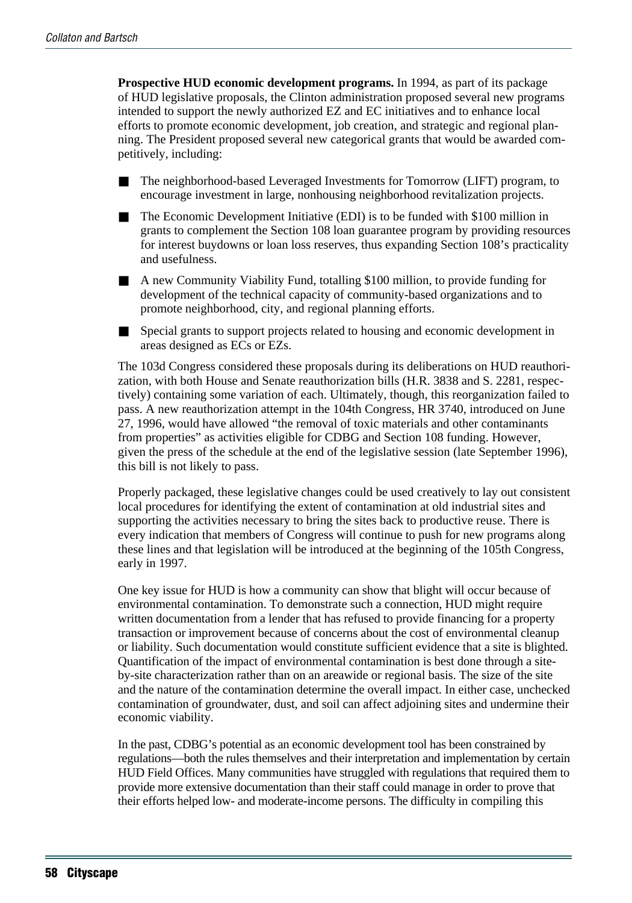**Prospective HUD economic development programs.** In 1994, as part of its package of HUD legislative proposals, the Clinton administration proposed several new programs intended to support the newly authorized EZ and EC initiatives and to enhance local efforts to promote economic development, job creation, and strategic and regional planning. The President proposed several new categorical grants that would be awarded competitively, including:

- The neighborhood-based Leveraged Investments for Tomorrow (LIFT) program, to encourage investment in large, nonhousing neighborhood revitalization projects.
- The Economic Development Initiative (EDI) is to be funded with $100 million in grants to complement the Section 108 loan guarantee program by providing resources for interest buydowns or loan loss reserves, thus expanding Section 108's practicality and usefulness.
- A new Community Viability Fund, totalling $100 million, to provide funding for development of the technical capacity of community-based organizations and to promote neighborhood, city, and regional planning efforts.
- Special grants to support projects related to housing and economic development in areas designed as ECs or EZs.

The 103d Congress considered these proposals during its deliberations on HUD reauthorization, with both House and Senate reauthorization bills (H.R. 3838 and S. 2281, respectively) containing some variation of each. Ultimately, though, this reorganization failed to pass. A new reauthorization attempt in the 104th Congress, HR 3740, introduced on June 27, 1996, would have allowed "the removal of toxic materials and other contaminants from properties" as activities eligible for CDBG and Section 108 funding. However, given the press of the schedule at the end of the legislative session (late September 1996), this bill is not likely to pass.

Properly packaged, these legislative changes could be used creatively to lay out consistent local procedures for identifying the extent of contamination at old industrial sites and supporting the activities necessary to bring the sites back to productive reuse. There is every indication that members of Congress will continue to push for new programs along these lines and that legislation will be introduced at the beginning of the 105th Congress, early in 1997.

One key issue for HUD is how a community can show that blight will occur because of environmental contamination. To demonstrate such a connection, HUD might require written documentation from a lender that has refused to provide financing for a property transaction or improvement because of concerns about the cost of environmental cleanup or liability. Such documentation would constitute sufficient evidence that a site is blighted. Quantification of the impact of environmental contamination is best done through a site-by-site characterization rather than on an areawide or regional basis. The size of the site and the nature of the contamination determine the overall impact. In either case, unchecked contamination of groundwater, dust, and soil can affect adjoining sites and undermine their economic viability.

In the past, CDBG's potential as an economic development tool has been constrained by regulations—both the rules themselves and their interpretation and implementation by certain HUD Field Offices. Many communities have struggled with regulations that required them to provide more extensive documentation than their staff could manage in order to prove that their efforts helped low- and moderate-income persons. The difficulty in compiling this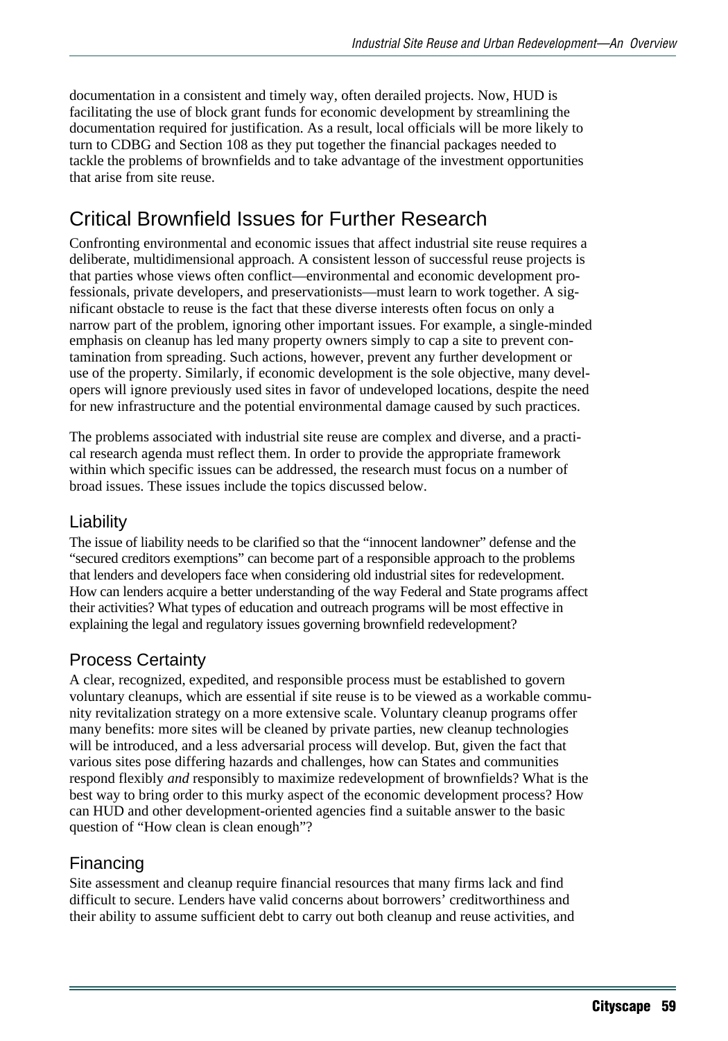documentation in a consistent and timely way, often derailed projects. Now, HUD is facilitating the use of block grant funds for economic development by streamlining the documentation required for justification. As a result, local officials will be more likely to turn to CDBG and Section 108 as they put together the financial packages needed to tackle the problems of brownfields and to take advantage of the investment opportunities that arise from site reuse.

## Critical Brownfield Issues for Further Research

Confronting environmental and economic issues that affect industrial site reuse requires a deliberate, multidimensional approach. A consistent lesson of successful reuse projects is that parties whose views often conflict—environmental and economic development professionals, private developers, and preservationists—must learn to work together. A significant obstacle to reuse is the fact that these diverse interests often focus on only a narrow part of the problem, ignoring other important issues. For example, a single-minded emphasis on cleanup has led many property owners simply to cap a site to prevent contamination from spreading. Such actions, however, prevent any further development or use of the property. Similarly, if economic development is the sole objective, many developers will ignore previously used sites in favor of undeveloped locations, despite the need for new infrastructure and the potential environmental damage caused by such practices.

The problems associated with industrial site reuse are complex and diverse, and a practical research agenda must reflect them. In order to provide the appropriate framework within which specific issues can be addressed, the research must focus on a number of broad issues. These issues include the topics discussed below.

### Liability

The issue of liability needs to be clarified so that the "innocent landowner" defense and the "secured creditors exemptions" can become part of a responsible approach to the problems that lenders and developers face when considering old industrial sites for redevelopment. How can lenders acquire a better understanding of the way Federal and State programs affect their activities? What types of education and outreach programs will be most effective in explaining the legal and regulatory issues governing brownfield redevelopment?

### Process Certainty

A clear, recognized, expedited, and responsible process must be established to govern voluntary cleanups, which are essential if site reuse is to be viewed as a workable community revitalization strategy on a more extensive scale. Voluntary cleanup programs offer many benefits: more sites will be cleaned by private parties, new cleanup technologies will be introduced, and a less adversarial process will develop. But, given the fact that various sites pose differing hazards and challenges, how can States and communities respond flexibly *and* responsibly to maximize redevelopment of brownfields? What is the best way to bring order to this murky aspect of the economic development process? How can HUD and other development-oriented agencies find a suitable answer to the basic question of "How clean is clean enough"?

### Financing

Site assessment and cleanup require financial resources that many firms lack and find difficult to secure. Lenders have valid concerns about borrowers' creditworthiness and their ability to assume sufficient debt to carry out both cleanup and reuse activities, and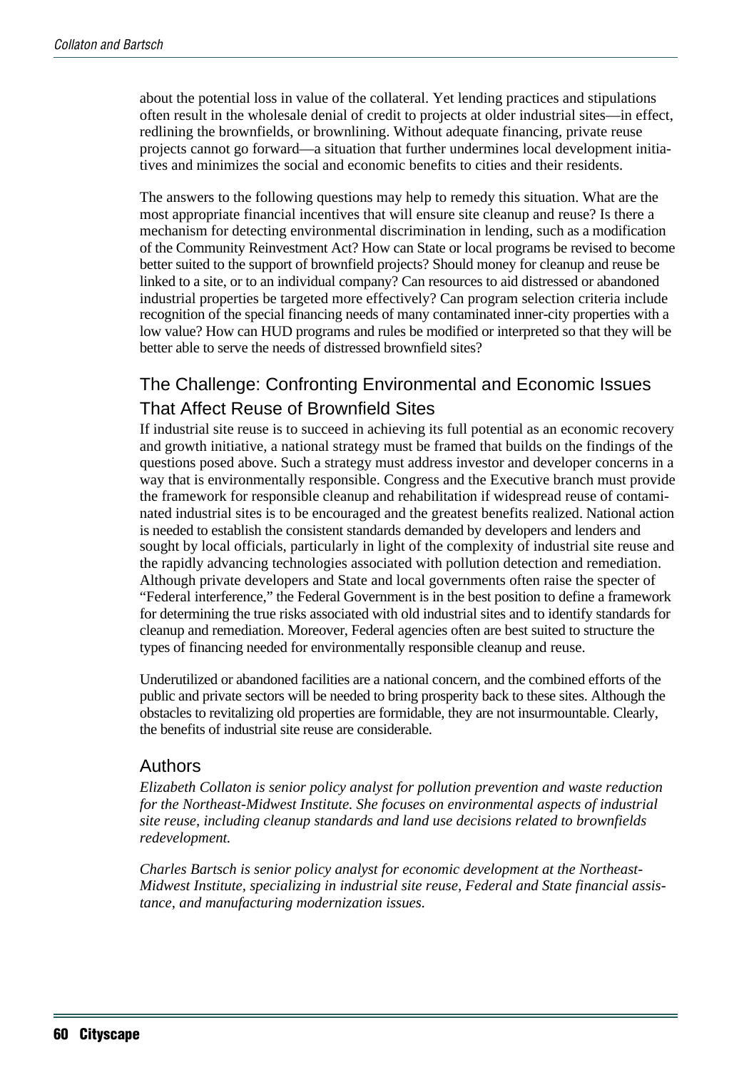about the potential loss in value of the collateral. Yet lending practices and stipulations often result in the wholesale denial of credit to projects at older industrial sites—in effect, redlining the brownfields, or brownlining. Without adequate financing, private reuse projects cannot go forward—a situation that further undermines local development initiatives and minimizes the social and economic benefits to cities and their residents.

The answers to the following questions may help to remedy this situation. What are the most appropriate financial incentives that will ensure site cleanup and reuse? Is there a mechanism for detecting environmental discrimination in lending, such as a modification of the Community Reinvestment Act? How can State or local programs be revised to become better suited to the support of brownfield projects? Should money for cleanup and reuse be linked to a site, or to an individual company? Can resources to aid distressed or abandoned industrial properties be targeted more effectively? Can program selection criteria include recognition of the special financing needs of many contaminated inner-city properties with a low value? How can HUD programs and rules be modified or interpreted so that they will be better able to serve the needs of distressed brownfield sites?

## The Challenge: Confronting Environmental and Economic Issues That Affect Reuse of Brownfield Sites

If industrial site reuse is to succeed in achieving its full potential as an economic recovery and growth initiative, a national strategy must be framed that builds on the findings of the questions posed above. Such a strategy must address investor and developer concerns in a way that is environmentally responsible. Congress and the Executive branch must provide the framework for responsible cleanup and rehabilitation if widespread reuse of contaminated industrial sites is to be encouraged and the greatest benefits realized. National action is needed to establish the consistent standards demanded by developers and lenders and sought by local officials, particularly in light of the complexity of industrial site reuse and the rapidly advancing technologies associated with pollution detection and remediation. Although private developers and State and local governments often raise the specter of "Federal interference," the Federal Government is in the best position to define a framework for determining the true risks associated with old industrial sites and to identify standards for cleanup and remediation. Moreover, Federal agencies often are best suited to structure the types of financing needed for environmentally responsible cleanup and reuse.

Underutilized or abandoned facilities are a national concern, and the combined efforts of the public and private sectors will be needed to bring prosperity back to these sites. Although the obstacles to revitalizing old properties are formidable, they are not insurmountable. Clearly, the benefits of industrial site reuse are considerable.

## Authors

*Elizabeth Collaton is senior policy analyst for pollution prevention and waste reduction for the Northeast-Midwest Institute. She focuses on environmental aspects of industrial site reuse, including cleanup standards and land use decisions related to brownfields redevelopment.*

*Charles Bartsch is senior policy analyst for economic development at the Northeast-Midwest Institute, specializing in industrial site reuse, Federal and State financial assistance, and manufacturing modernization issues.*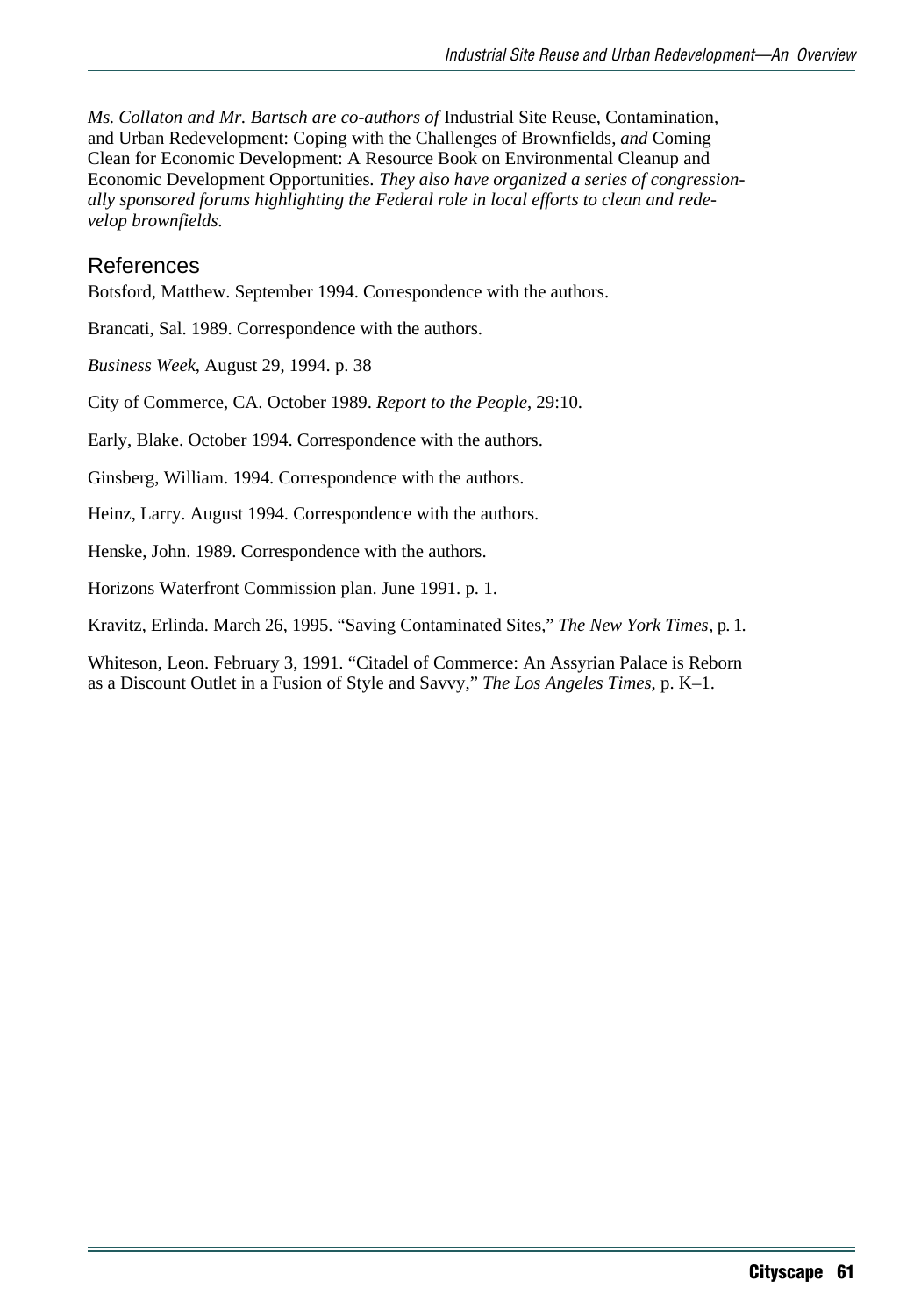*Ms. Collaton and Mr. Bartsch are co-authors of* Industrial Site Reuse, Contamination, and Urban Redevelopment: Coping with the Challenges of Brownfields, *and* Coming Clean for Economic Development: A Resource Book on Environmental Cleanup and Economic Development Opportunities*. They also have organized a series of congressionally sponsored forums highlighting the Federal role in local efforts to clean and redevelop brownfields.*

## References

Botsford, Matthew. September 1994. Correspondence with the authors.

Brancati, Sal. 1989. Correspondence with the authors.

*Business Week*, August 29, 1994. p. 38

City of Commerce, CA. October 1989. *Report to the People*, 29:10.

Early, Blake. October 1994. Correspondence with the authors.

Ginsberg, William. 1994. Correspondence with the authors.

Heinz, Larry. August 1994. Correspondence with the authors.

Henske, John. 1989. Correspondence with the authors.

Horizons Waterfront Commission plan. June 1991. p. 1.

Kravitz, Erlinda. March 26, 1995. "Saving Contaminated Sites," *The New York Times*, p. 1.

Whiteson, Leon. February 3, 1991. "Citadel of Commerce: An Assyrian Palace is Reborn as a Discount Outlet in a Fusion of Style and Savvy," *The Los Angeles Times*, p. K–1.